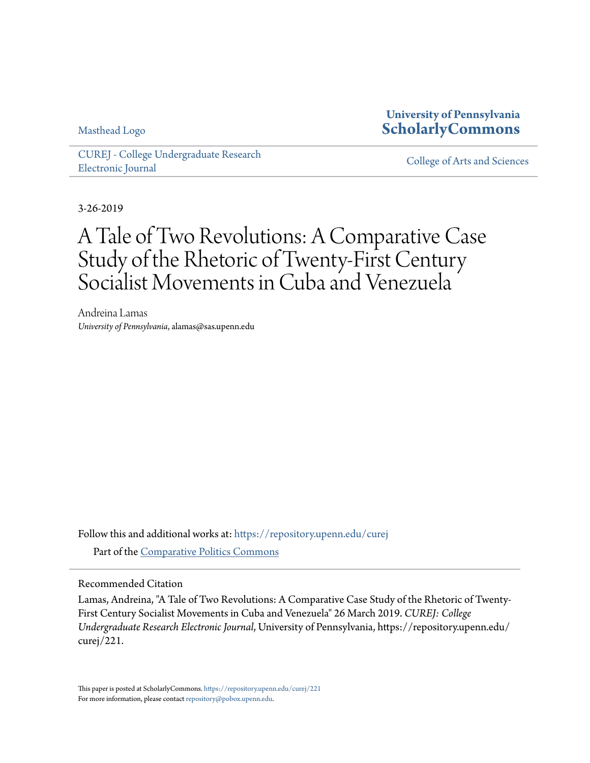Masthead Logo

**University of Pennsylvania**
**ScholarlyCommons**

CUREJ - College Undergraduate Research Electronic Journal

College of Arts and Sciences

3-26-2019

# A Tale of Two Revolutions: A Comparative Case Study of the Rhetoric of Twenty-First Century Socialist Movements in Cuba and Venezuela

Andreina Lamas
*University of Pennsylvania*, alamas@sas.upenn.edu

Follow this and additional works at: https://repository.upenn.edu/curej

Part of the Comparative Politics Commons

Recommended Citation

Lamas, Andreina, "A Tale of Two Revolutions: A Comparative Case Study of the Rhetoric of Twenty-First Century Socialist Movements in Cuba and Venezuela" 26 March 2019. *CUREJ: College Undergraduate Research Electronic Journal*, University of Pennsylvania, https://repository.upenn.edu/curej/221.

This paper is posted at ScholarlyCommons. https://repository.upenn.edu/curej/221
For more information, please contact repository@pobox.upenn.edu.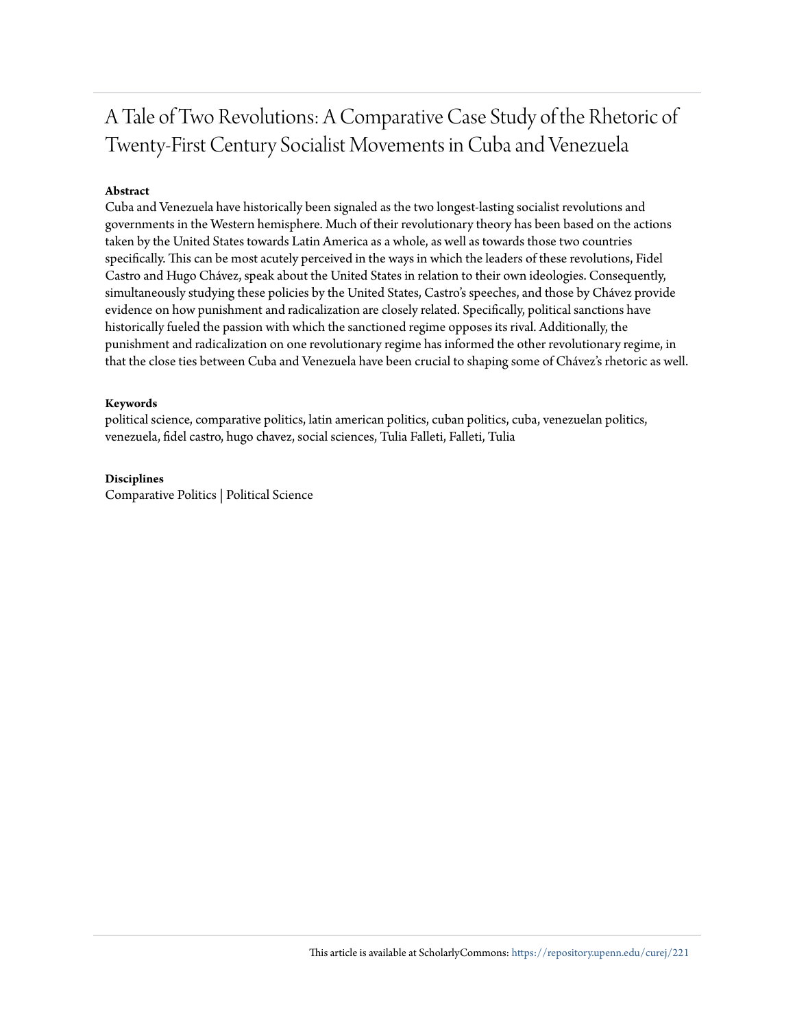# A Tale of Two Revolutions: A Comparative Case Study of the Rhetoric of Twenty-First Century Socialist Movements in Cuba and Venezuela

**Abstract**

Cuba and Venezuela have historically been signaled as the two longest-lasting socialist revolutions and governments in the Western hemisphere. Much of their revolutionary theory has been based on the actions taken by the United States towards Latin America as a whole, as well as towards those two countries specifically. This can be most acutely perceived in the ways in which the leaders of these revolutions, Fidel Castro and Hugo Chávez, speak about the United States in relation to their own ideologies. Consequently, simultaneously studying these policies by the United States, Castro's speeches, and those by Chávez provide evidence on how punishment and radicalization are closely related. Specifically, political sanctions have historically fueled the passion with which the sanctioned regime opposes its rival. Additionally, the punishment and radicalization on one revolutionary regime has informed the other revolutionary regime, in that the close ties between Cuba and Venezuela have been crucial to shaping some of Chávez's rhetoric as well.

**Keywords**

political science, comparative politics, latin american politics, cuban politics, cuba, venezuelan politics, venezuela, fidel castro, hugo chavez, social sciences, Tulia Falleti, Falleti, Tulia

**Disciplines**

Comparative Politics | Political Science

This article is available at ScholarlyCommons: https://repository.upenn.edu/curej/221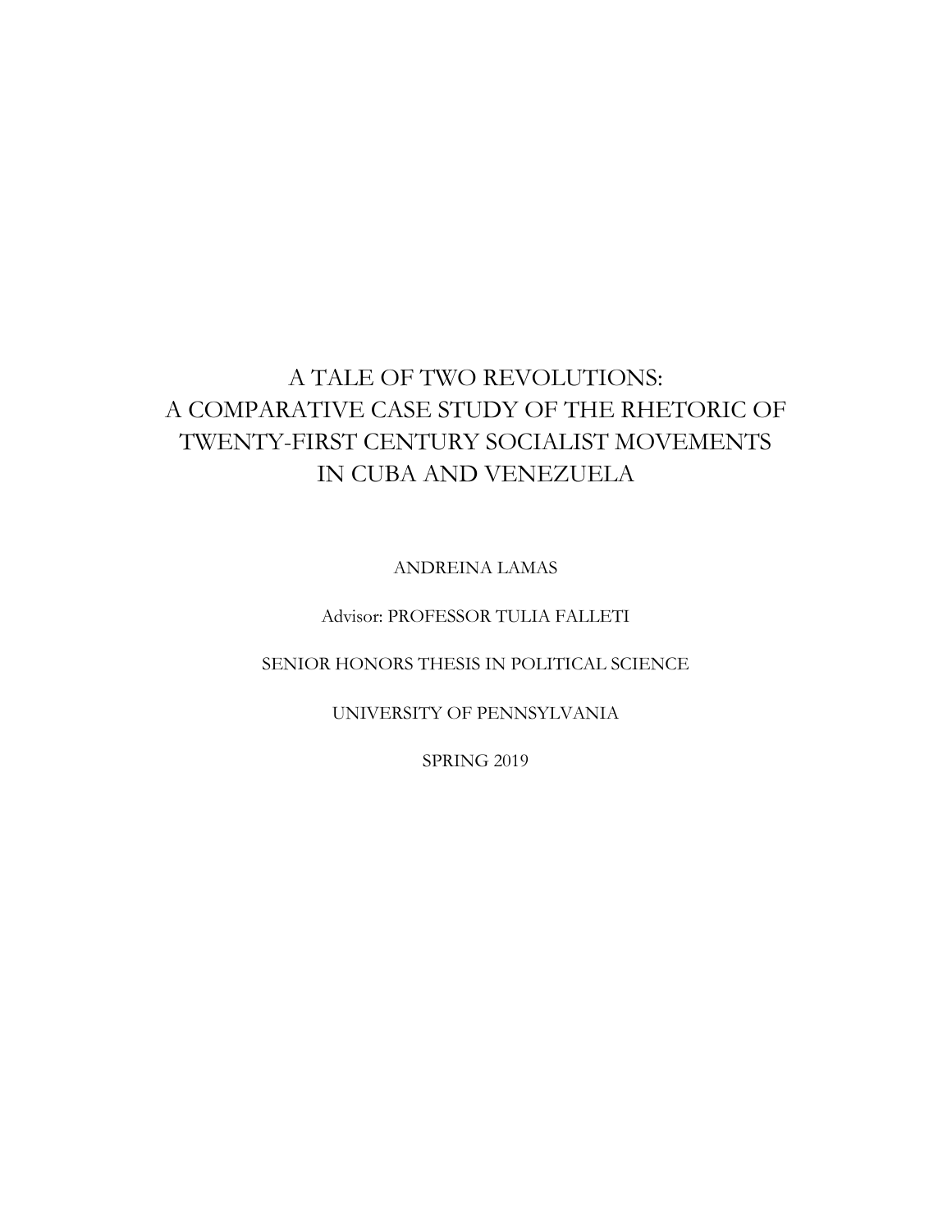# A TALE OF TWO REVOLUTIONS: A COMPARATIVE CASE STUDY OF THE RHETORIC OF TWENTY-FIRST CENTURY SOCIALIST MOVEMENTS IN CUBA AND VENEZUELA

ANDREINA LAMAS

Advisor: PROFESSOR TULIA FALLETI

SENIOR HONORS THESIS IN POLITICAL SCIENCE

UNIVERSITY OF PENNSYLVANIA

SPRING 2019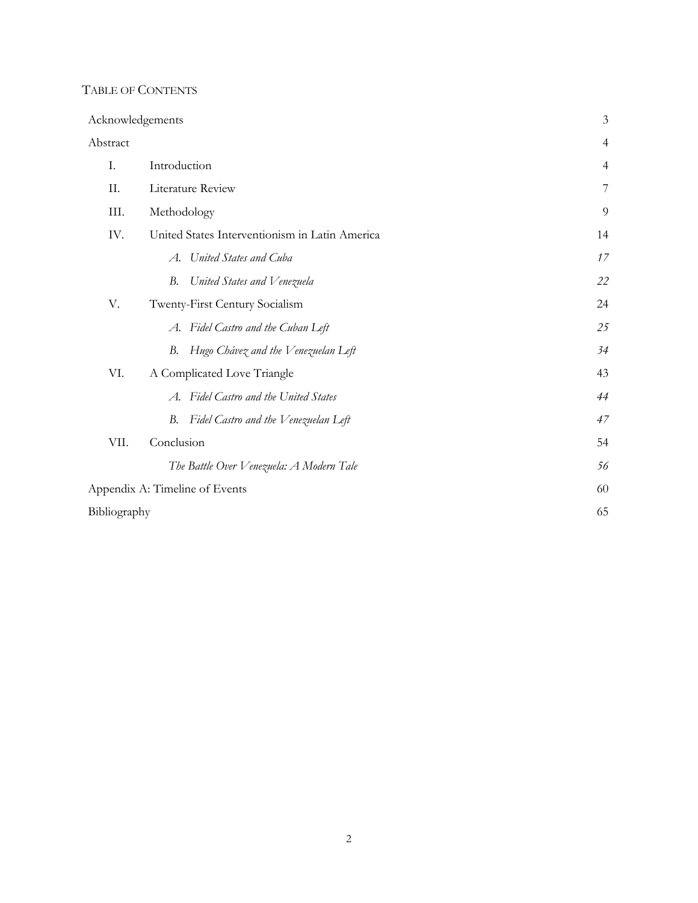## Table of Contents

| | | |
|---|---|---|
| Acknowledgements | | 3 |
| Abstract | | 4 |
| I. | Introduction | 4 |
| II. | Literature Review | 7 |
| III. | Methodology | 9 |
| IV. | United States Interventionism in Latin America | 14 |
| | *A. United States and Cuba* | *17* |
| | *B. United States and Venezuela* | *22* |
| V. | Twenty-First Century Socialism | 24 |
| | *A. Fidel Castro and the Cuban Left* | *25* |
| | *B. Hugo Chávez and the Venezuelan Left* | *34* |
| VI. | A Complicated Love Triangle | 43 |
| | *A. Fidel Castro and the United States* | *44* |
| | *B. Fidel Castro and the Venezuelan Left* | *47* |
| VII. | Conclusion | 54 |
| | *The Battle Over Venezuela: A Modern Tale* | *56* |
| Appendix A: Timeline of Events | | 60 |
| Bibliography | | 65 |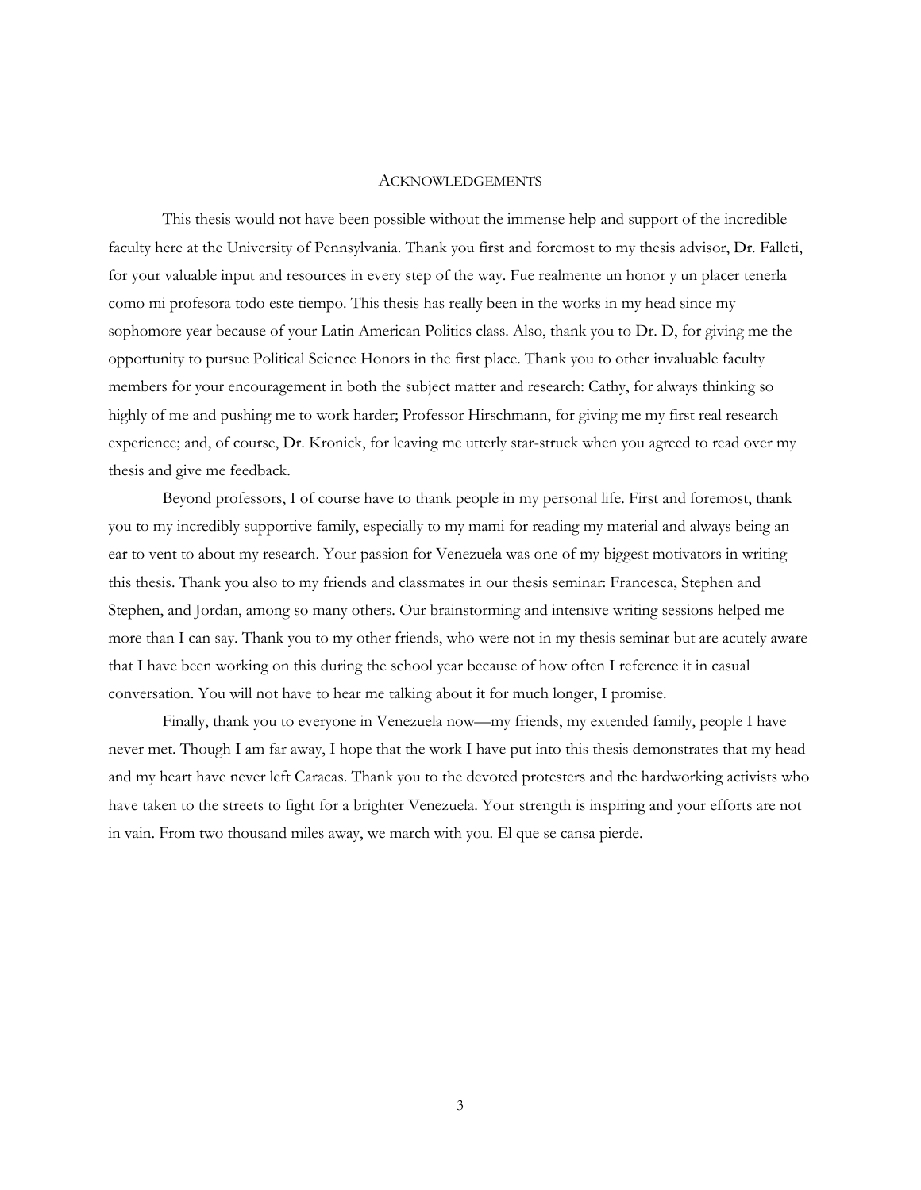# Acknowledgements

This thesis would not have been possible without the immense help and support of the incredible faculty here at the University of Pennsylvania. Thank you first and foremost to my thesis advisor, Dr. Falleti, for your valuable input and resources in every step of the way. Fue realmente un honor y un placer tenerla como mi profesora todo este tiempo. This thesis has really been in the works in my head since my sophomore year because of your Latin American Politics class. Also, thank you to Dr. D, for giving me the opportunity to pursue Political Science Honors in the first place. Thank you to other invaluable faculty members for your encouragement in both the subject matter and research: Cathy, for always thinking so highly of me and pushing me to work harder; Professor Hirschmann, for giving me my first real research experience; and, of course, Dr. Kronick, for leaving me utterly star-struck when you agreed to read over my thesis and give me feedback.

Beyond professors, I of course have to thank people in my personal life. First and foremost, thank you to my incredibly supportive family, especially to my mami for reading my material and always being an ear to vent to about my research. Your passion for Venezuela was one of my biggest motivators in writing this thesis. Thank you also to my friends and classmates in our thesis seminar: Francesca, Stephen and Stephen, and Jordan, among so many others. Our brainstorming and intensive writing sessions helped me more than I can say. Thank you to my other friends, who were not in my thesis seminar but are acutely aware that I have been working on this during the school year because of how often I reference it in casual conversation. You will not have to hear me talking about it for much longer, I promise.

Finally, thank you to everyone in Venezuela now—my friends, my extended family, people I have never met. Though I am far away, I hope that the work I have put into this thesis demonstrates that my head and my heart have never left Caracas. Thank you to the devoted protesters and the hardworking activists who have taken to the streets to fight for a brighter Venezuela. Your strength is inspiring and your efforts are not in vain. From two thousand miles away, we march with you. El que se cansa pierde.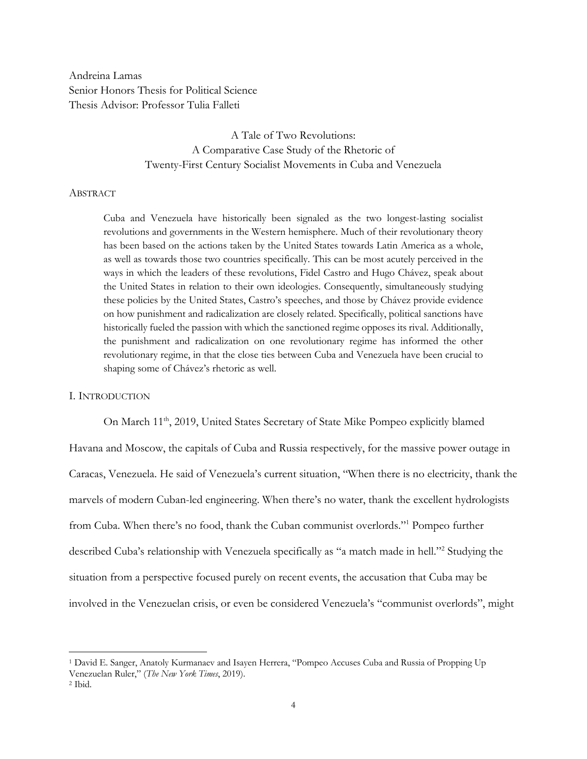Andreina Lamas
Senior Honors Thesis for Political Science
Thesis Advisor: Professor Tulia Falleti

# A Tale of Two Revolutions: A Comparative Case Study of the Rhetoric of Twenty-First Century Socialist Movements in Cuba and Venezuela

## Abstract

> Cuba and Venezuela have historically been signaled as the two longest-lasting socialist revolutions and governments in the Western hemisphere. Much of their revolutionary theory has been based on the actions taken by the United States towards Latin America as a whole, as well as towards those two countries specifically. This can be most acutely perceived in the ways in which the leaders of these revolutions, Fidel Castro and Hugo Chávez, speak about the United States in relation to their own ideologies. Consequently, simultaneously studying these policies by the United States, Castro's speeches, and those by Chávez provide evidence on how punishment and radicalization are closely related. Specifically, political sanctions have historically fueled the passion with which the sanctioned regime opposes its rival. Additionally, the punishment and radicalization on one revolutionary regime has informed the other revolutionary regime, in that the close ties between Cuba and Venezuela have been crucial to shaping some of Chávez's rhetoric as well.

## I. Introduction

On March 11th, 2019, United States Secretary of State Mike Pompeo explicitly blamed Havana and Moscow, the capitals of Cuba and Russia respectively, for the massive power outage in Caracas, Venezuela. He said of Venezuela's current situation, "When there is no electricity, thank the marvels of modern Cuban-led engineering. When there's no water, thank the excellent hydrologists from Cuba. When there's no food, thank the Cuban communist overlords."[1] Pompeo further described Cuba's relationship with Venezuela specifically as "a match made in hell."[2] Studying the situation from a perspective focused purely on recent events, the accusation that Cuba may be involved in the Venezuelan crisis, or even be considered Venezuela's "communist overlords", might

[1] David E. Sanger, Anatoly Kurmanaev and Isayen Herrera, "Pompeo Accuses Cuba and Russia of Propping Up Venezuelan Ruler," (*The New York Times*, 2019).
[2] Ibid.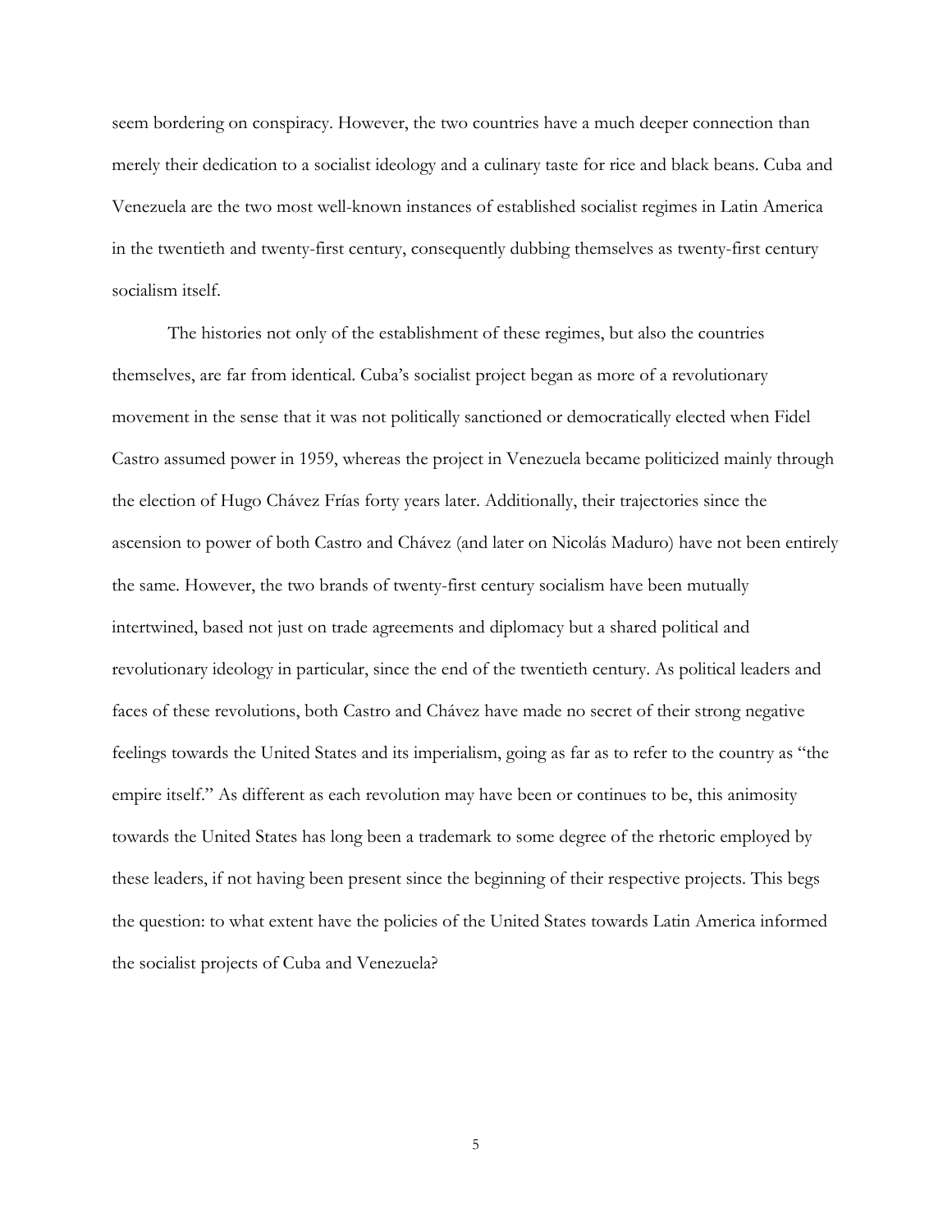seem bordering on conspiracy. However, the two countries have a much deeper connection than merely their dedication to a socialist ideology and a culinary taste for rice and black beans. Cuba and Venezuela are the two most well-known instances of established socialist regimes in Latin America in the twentieth and twenty-first century, consequently dubbing themselves as twenty-first century socialism itself.

The histories not only of the establishment of these regimes, but also the countries themselves, are far from identical. Cuba's socialist project began as more of a revolutionary movement in the sense that it was not politically sanctioned or democratically elected when Fidel Castro assumed power in 1959, whereas the project in Venezuela became politicized mainly through the election of Hugo Chávez Frías forty years later. Additionally, their trajectories since the ascension to power of both Castro and Chávez (and later on Nicolás Maduro) have not been entirely the same. However, the two brands of twenty-first century socialism have been mutually intertwined, based not just on trade agreements and diplomacy but a shared political and revolutionary ideology in particular, since the end of the twentieth century. As political leaders and faces of these revolutions, both Castro and Chávez have made no secret of their strong negative feelings towards the United States and its imperialism, going as far as to refer to the country as "the empire itself." As different as each revolution may have been or continues to be, this animosity towards the United States has long been a trademark to some degree of the rhetoric employed by these leaders, if not having been present since the beginning of their respective projects. This begs the question: to what extent have the policies of the United States towards Latin America informed the socialist projects of Cuba and Venezuela?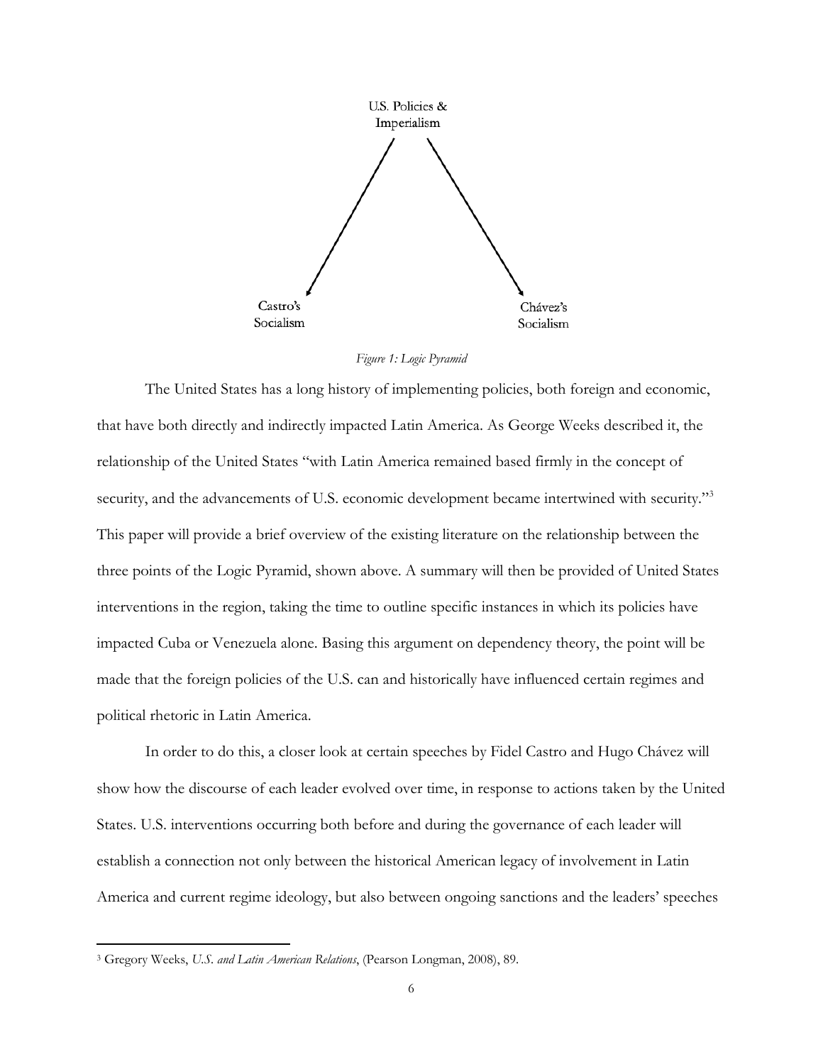U.S. Policies & Imperialism

Castro's Socialism

Chávez's Socialism

*Figure 1: Logic Pyramid*

The United States has a long history of implementing policies, both foreign and economic, that have both directly and indirectly impacted Latin America. As George Weeks described it, the relationship of the United States "with Latin America remained based firmly in the concept of security, and the advancements of U.S. economic development became intertwined with security."[3] This paper will provide a brief overview of the existing literature on the relationship between the three points of the Logic Pyramid, shown above. A summary will then be provided of United States interventions in the region, taking the time to outline specific instances in which its policies have impacted Cuba or Venezuela alone. Basing this argument on dependency theory, the point will be made that the foreign policies of the U.S. can and historically have influenced certain regimes and political rhetoric in Latin America.

In order to do this, a closer look at certain speeches by Fidel Castro and Hugo Chávez will show how the discourse of each leader evolved over time, in response to actions taken by the United States. U.S. interventions occurring both before and during the governance of each leader will establish a connection not only between the historical American legacy of involvement in Latin America and current regime ideology, but also between ongoing sanctions and the leaders' speeches

---

[3] Gregory Weeks, *U.S. and Latin American Relations*, (Pearson Longman, 2008), 89.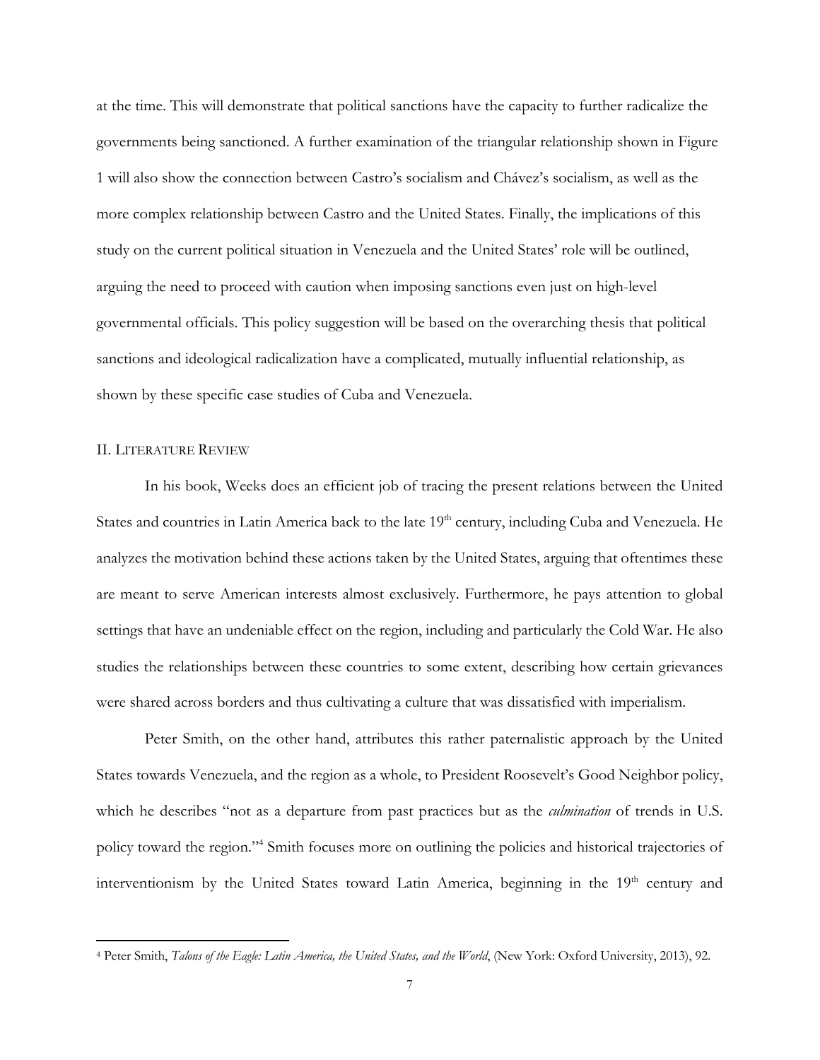at the time. This will demonstrate that political sanctions have the capacity to further radicalize the governments being sanctioned. A further examination of the triangular relationship shown in Figure 1 will also show the connection between Castro's socialism and Chávez's socialism, as well as the more complex relationship between Castro and the United States. Finally, the implications of this study on the current political situation in Venezuela and the United States' role will be outlined, arguing the need to proceed with caution when imposing sanctions even just on high-level governmental officials. This policy suggestion will be based on the overarching thesis that political sanctions and ideological radicalization have a complicated, mutually influential relationship, as shown by these specific case studies of Cuba and Venezuela.

## II. Literature Review

In his book, Weeks does an efficient job of tracing the present relations between the United States and countries in Latin America back to the late 19th century, including Cuba and Venezuela. He analyzes the motivation behind these actions taken by the United States, arguing that oftentimes these are meant to serve American interests almost exclusively. Furthermore, he pays attention to global settings that have an undeniable effect on the region, including and particularly the Cold War. He also studies the relationships between these countries to some extent, describing how certain grievances were shared across borders and thus cultivating a culture that was dissatisfied with imperialism.

Peter Smith, on the other hand, attributes this rather paternalistic approach by the United States towards Venezuela, and the region as a whole, to President Roosevelt's Good Neighbor policy, which he describes "not as a departure from past practices but as the *culmination* of trends in U.S. policy toward the region."[4] Smith focuses more on outlining the policies and historical trajectories of interventionism by the United States toward Latin America, beginning in the 19th century and

---

[4] Peter Smith, *Talons of the Eagle: Latin America, the United States, and the World*, (New York: Oxford University, 2013), 92.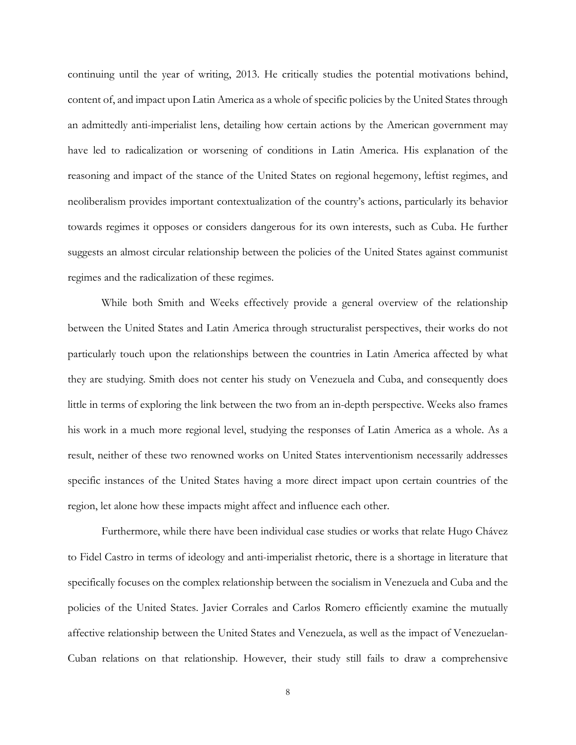continuing until the year of writing, 2013. He critically studies the potential motivations behind, content of, and impact upon Latin America as a whole of specific policies by the United States through an admittedly anti-imperialist lens, detailing how certain actions by the American government may have led to radicalization or worsening of conditions in Latin America. His explanation of the reasoning and impact of the stance of the United States on regional hegemony, leftist regimes, and neoliberalism provides important contextualization of the country's actions, particularly its behavior towards regimes it opposes or considers dangerous for its own interests, such as Cuba. He further suggests an almost circular relationship between the policies of the United States against communist regimes and the radicalization of these regimes.

While both Smith and Weeks effectively provide a general overview of the relationship between the United States and Latin America through structuralist perspectives, their works do not particularly touch upon the relationships between the countries in Latin America affected by what they are studying. Smith does not center his study on Venezuela and Cuba, and consequently does little in terms of exploring the link between the two from an in-depth perspective. Weeks also frames his work in a much more regional level, studying the responses of Latin America as a whole. As a result, neither of these two renowned works on United States interventionism necessarily addresses specific instances of the United States having a more direct impact upon certain countries of the region, let alone how these impacts might affect and influence each other.

Furthermore, while there have been individual case studies or works that relate Hugo Chávez to Fidel Castro in terms of ideology and anti-imperialist rhetoric, there is a shortage in literature that specifically focuses on the complex relationship between the socialism in Venezuela and Cuba and the policies of the United States. Javier Corrales and Carlos Romero efficiently examine the mutually affective relationship between the United States and Venezuela, as well as the impact of Venezuelan-Cuban relations on that relationship. However, their study still fails to draw a comprehensive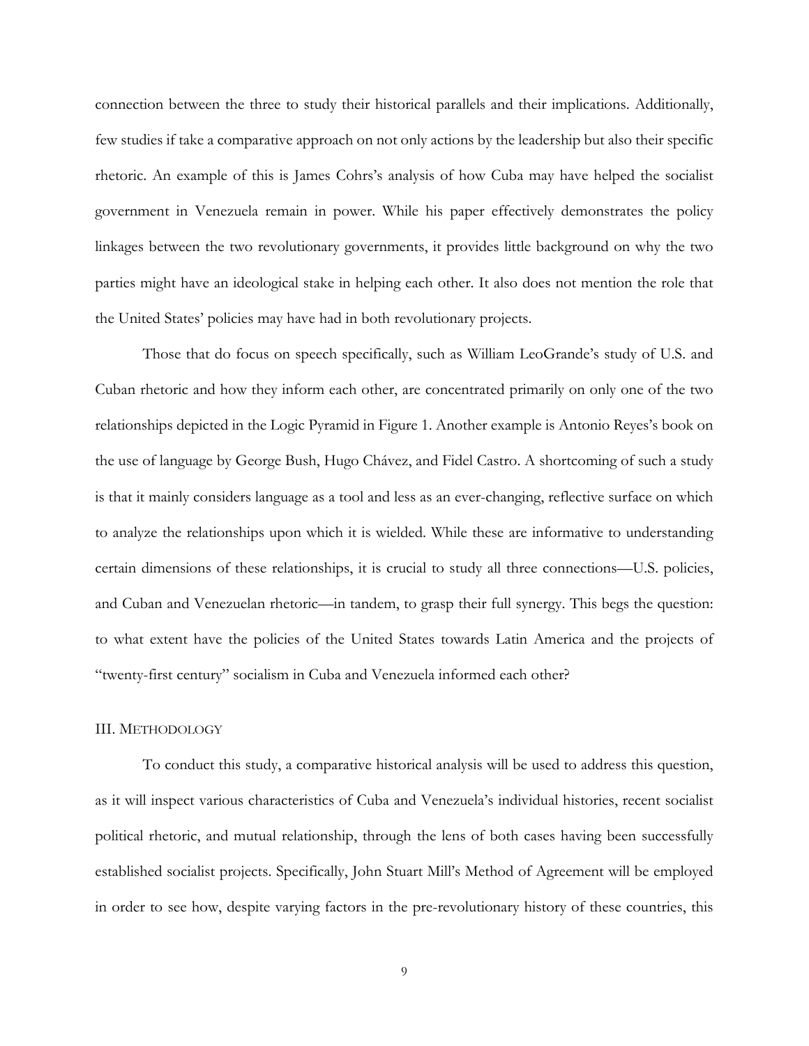connection between the three to study their historical parallels and their implications. Additionally, few studies if take a comparative approach on not only actions by the leadership but also their specific rhetoric. An example of this is James Cohrs's analysis of how Cuba may have helped the socialist government in Venezuela remain in power. While his paper effectively demonstrates the policy linkages between the two revolutionary governments, it provides little background on why the two parties might have an ideological stake in helping each other. It also does not mention the role that the United States' policies may have had in both revolutionary projects.

Those that do focus on speech specifically, such as William LeoGrande's study of U.S. and Cuban rhetoric and how they inform each other, are concentrated primarily on only one of the two relationships depicted in the Logic Pyramid in Figure 1. Another example is Antonio Reyes's book on the use of language by George Bush, Hugo Chávez, and Fidel Castro. A shortcoming of such a study is that it mainly considers language as a tool and less as an ever-changing, reflective surface on which to analyze the relationships upon which it is wielded. While these are informative to understanding certain dimensions of these relationships, it is crucial to study all three connections—U.S. policies, and Cuban and Venezuelan rhetoric—in tandem, to grasp their full synergy. This begs the question: to what extent have the policies of the United States towards Latin America and the projects of "twenty-first century" socialism in Cuba and Venezuela informed each other?

## III. METHODOLOGY

To conduct this study, a comparative historical analysis will be used to address this question, as it will inspect various characteristics of Cuba and Venezuela's individual histories, recent socialist political rhetoric, and mutual relationship, through the lens of both cases having been successfully established socialist projects. Specifically, John Stuart Mill's Method of Agreement will be employed in order to see how, despite varying factors in the pre-revolutionary history of these countries, this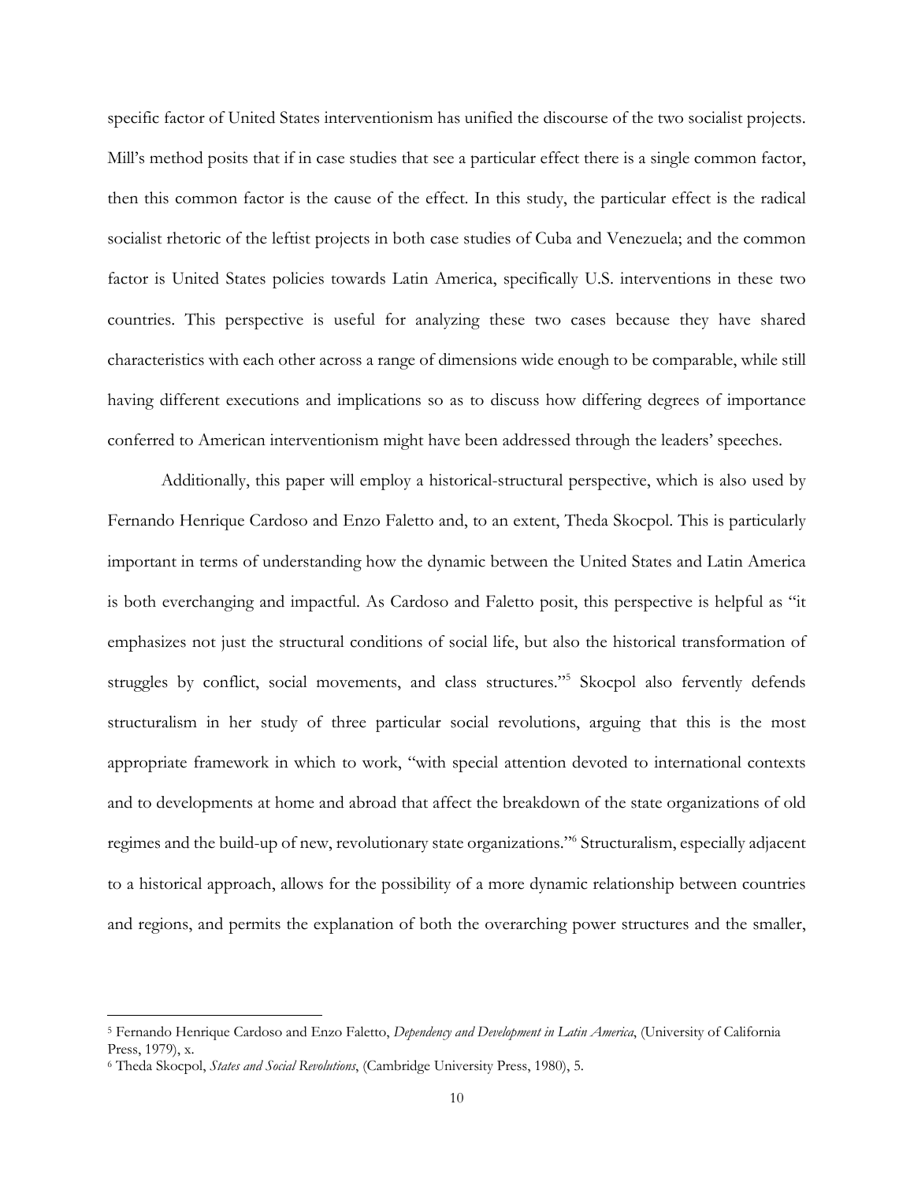specific factor of United States interventionism has unified the discourse of the two socialist projects. Mill's method posits that if in case studies that see a particular effect there is a single common factor, then this common factor is the cause of the effect. In this study, the particular effect is the radical socialist rhetoric of the leftist projects in both case studies of Cuba and Venezuela; and the common factor is United States policies towards Latin America, specifically U.S. interventions in these two countries. This perspective is useful for analyzing these two cases because they have shared characteristics with each other across a range of dimensions wide enough to be comparable, while still having different executions and implications so as to discuss how differing degrees of importance conferred to American interventionism might have been addressed through the leaders' speeches.

Additionally, this paper will employ a historical-structural perspective, which is also used by Fernando Henrique Cardoso and Enzo Faletto and, to an extent, Theda Skocpol. This is particularly important in terms of understanding how the dynamic between the United States and Latin America is both everchanging and impactful. As Cardoso and Faletto posit, this perspective is helpful as "it emphasizes not just the structural conditions of social life, but also the historical transformation of struggles by conflict, social movements, and class structures."[5] Skocpol also fervently defends structuralism in her study of three particular social revolutions, arguing that this is the most appropriate framework in which to work, "with special attention devoted to international contexts and to developments at home and abroad that affect the breakdown of the state organizations of old regimes and the build-up of new, revolutionary state organizations."[6] Structuralism, especially adjacent to a historical approach, allows for the possibility of a more dynamic relationship between countries and regions, and permits the explanation of both the overarching power structures and the smaller,

---

[5] Fernando Henrique Cardoso and Enzo Faletto, *Dependency and Development in Latin America*, (University of California Press, 1979), x.

[6] Theda Skocpol, *States and Social Revolutions*, (Cambridge University Press, 1980), 5.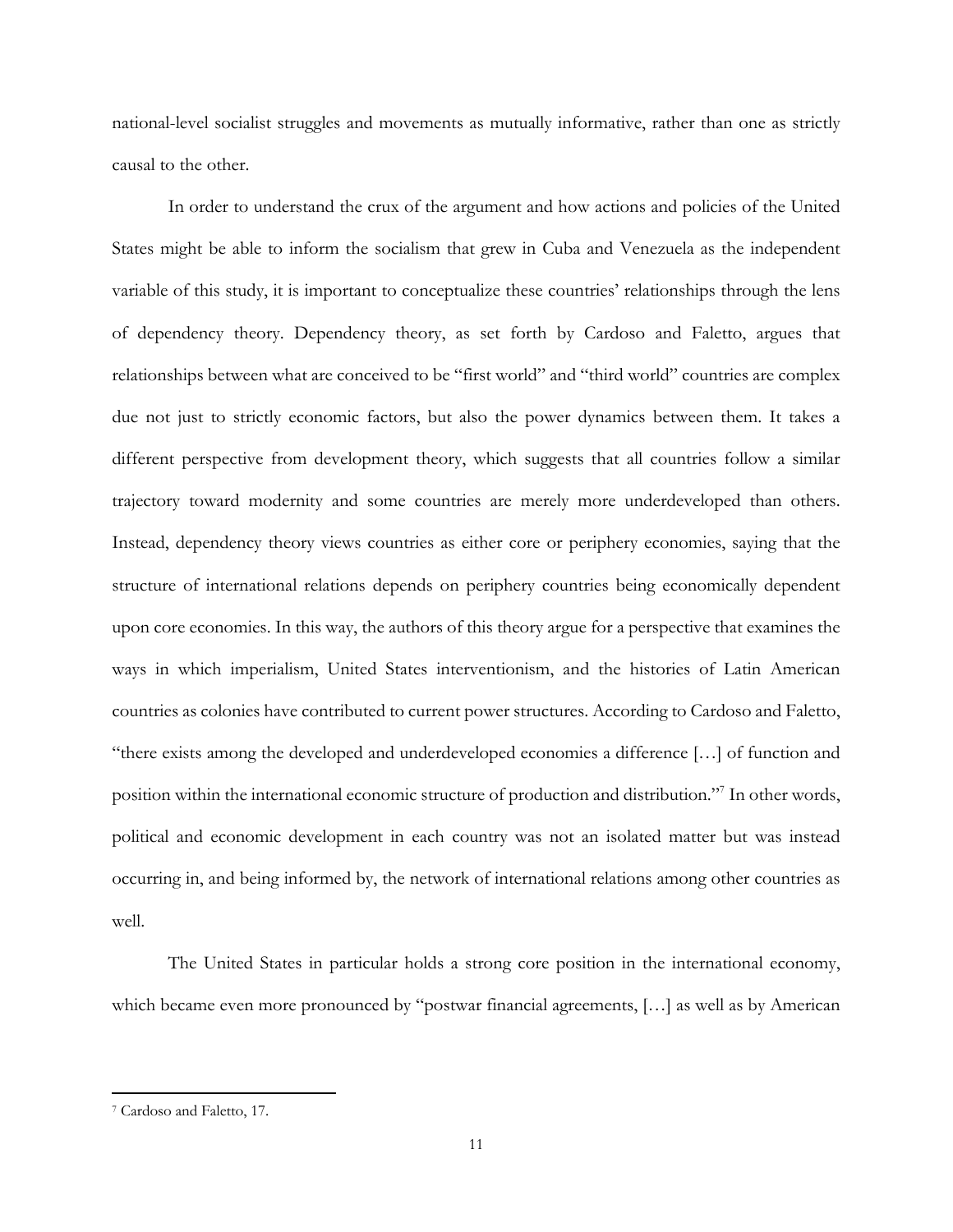national-level socialist struggles and movements as mutually informative, rather than one as strictly causal to the other.

In order to understand the crux of the argument and how actions and policies of the United States might be able to inform the socialism that grew in Cuba and Venezuela as the independent variable of this study, it is important to conceptualize these countries' relationships through the lens of dependency theory. Dependency theory, as set forth by Cardoso and Faletto, argues that relationships between what are conceived to be "first world" and "third world" countries are complex due not just to strictly economic factors, but also the power dynamics between them. It takes a different perspective from development theory, which suggests that all countries follow a similar trajectory toward modernity and some countries are merely more underdeveloped than others. Instead, dependency theory views countries as either core or periphery economies, saying that the structure of international relations depends on periphery countries being economically dependent upon core economies. In this way, the authors of this theory argue for a perspective that examines the ways in which imperialism, United States interventionism, and the histories of Latin American countries as colonies have contributed to current power structures. According to Cardoso and Faletto, "there exists among the developed and underdeveloped economies a difference […] of function and position within the international economic structure of production and distribution."[7] In other words, political and economic development in each country was not an isolated matter but was instead occurring in, and being informed by, the network of international relations among other countries as well.

The United States in particular holds a strong core position in the international economy, which became even more pronounced by "postwar financial agreements, […] as well as by American

[7] Cardoso and Faletto, 17.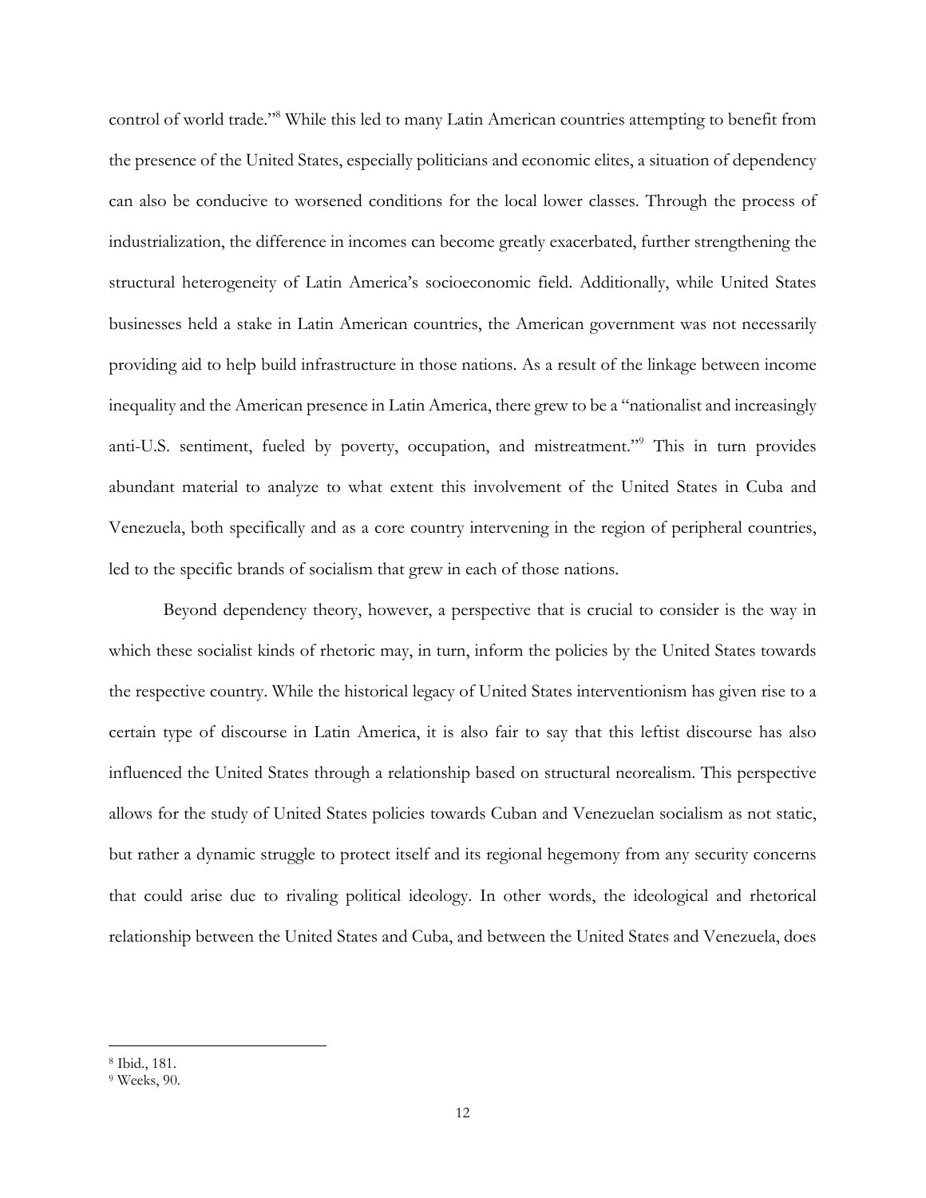control of world trade."[8] While this led to many Latin American countries attempting to benefit from the presence of the United States, especially politicians and economic elites, a situation of dependency can also be conducive to worsened conditions for the local lower classes. Through the process of industrialization, the difference in incomes can become greatly exacerbated, further strengthening the structural heterogeneity of Latin America's socioeconomic field. Additionally, while United States businesses held a stake in Latin American countries, the American government was not necessarily providing aid to help build infrastructure in those nations. As a result of the linkage between income inequality and the American presence in Latin America, there grew to be a "nationalist and increasingly anti-U.S. sentiment, fueled by poverty, occupation, and mistreatment."[9] This in turn provides abundant material to analyze to what extent this involvement of the United States in Cuba and Venezuela, both specifically and as a core country intervening in the region of peripheral countries, led to the specific brands of socialism that grew in each of those nations.

Beyond dependency theory, however, a perspective that is crucial to consider is the way in which these socialist kinds of rhetoric may, in turn, inform the policies by the United States towards the respective country. While the historical legacy of United States interventionism has given rise to a certain type of discourse in Latin America, it is also fair to say that this leftist discourse has also influenced the United States through a relationship based on structural neorealism. This perspective allows for the study of United States policies towards Cuban and Venezuelan socialism as not static, but rather a dynamic struggle to protect itself and its regional hegemony from any security concerns that could arise due to rivaling political ideology. In other words, the ideological and rhetorical relationship between the United States and Cuba, and between the United States and Venezuela, does

[8] Ibid., 181.

[9] Weeks, 90.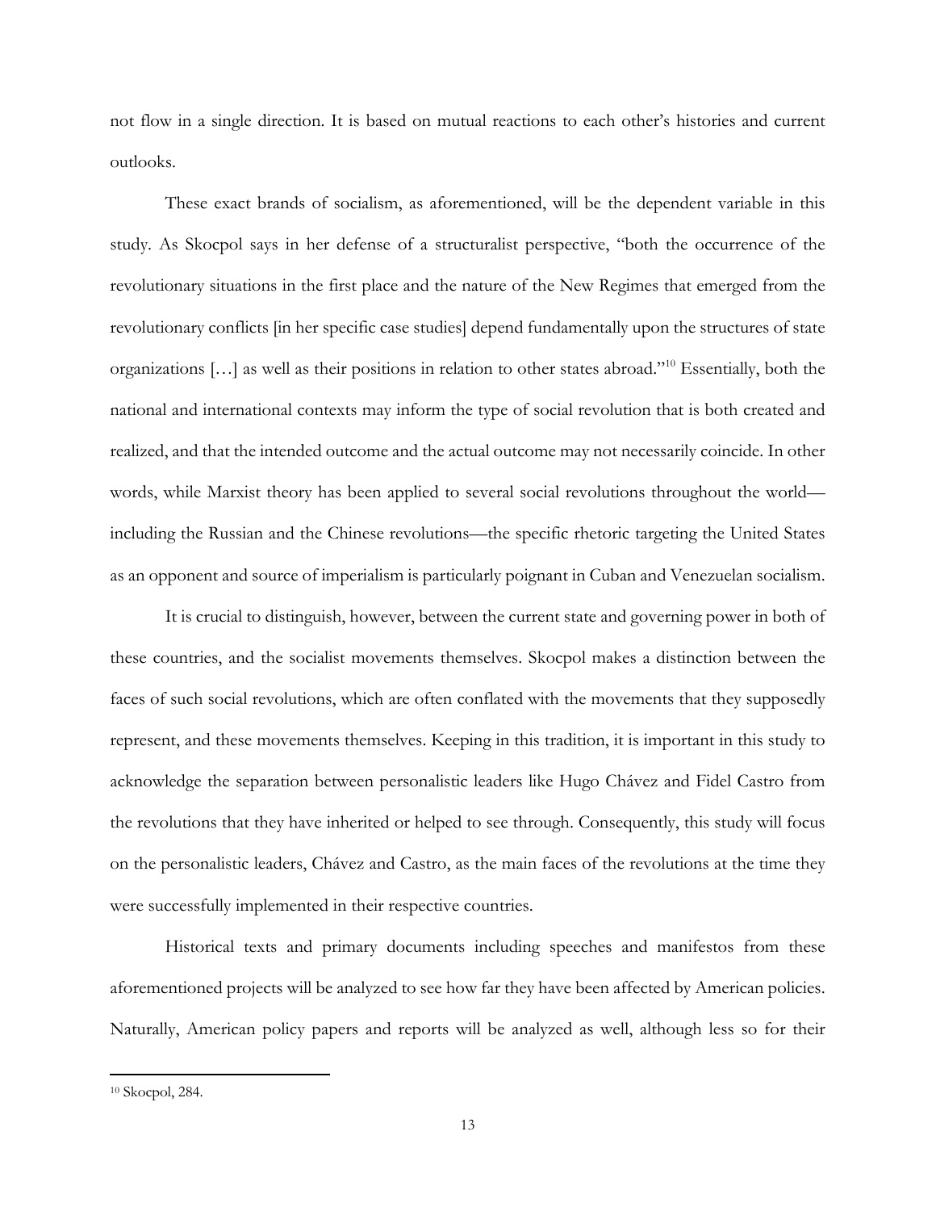not flow in a single direction. It is based on mutual reactions to each other's histories and current outlooks.

These exact brands of socialism, as aforementioned, will be the dependent variable in this study. As Skocpol says in her defense of a structuralist perspective, "both the occurrence of the revolutionary situations in the first place and the nature of the New Regimes that emerged from the revolutionary conflicts [in her specific case studies] depend fundamentally upon the structures of state organizations […] as well as their positions in relation to other states abroad."[10] Essentially, both the national and international contexts may inform the type of social revolution that is both created and realized, and that the intended outcome and the actual outcome may not necessarily coincide. In other words, while Marxist theory has been applied to several social revolutions throughout the world—including the Russian and the Chinese revolutions—the specific rhetoric targeting the United States as an opponent and source of imperialism is particularly poignant in Cuban and Venezuelan socialism.

It is crucial to distinguish, however, between the current state and governing power in both of these countries, and the socialist movements themselves. Skocpol makes a distinction between the faces of such social revolutions, which are often conflated with the movements that they supposedly represent, and these movements themselves. Keeping in this tradition, it is important in this study to acknowledge the separation between personalistic leaders like Hugo Chávez and Fidel Castro from the revolutions that they have inherited or helped to see through. Consequently, this study will focus on the personalistic leaders, Chávez and Castro, as the main faces of the revolutions at the time they were successfully implemented in their respective countries.

Historical texts and primary documents including speeches and manifestos from these aforementioned projects will be analyzed to see how far they have been affected by American policies. Naturally, American policy papers and reports will be analyzed as well, although less so for their

[10] Skocpol, 284.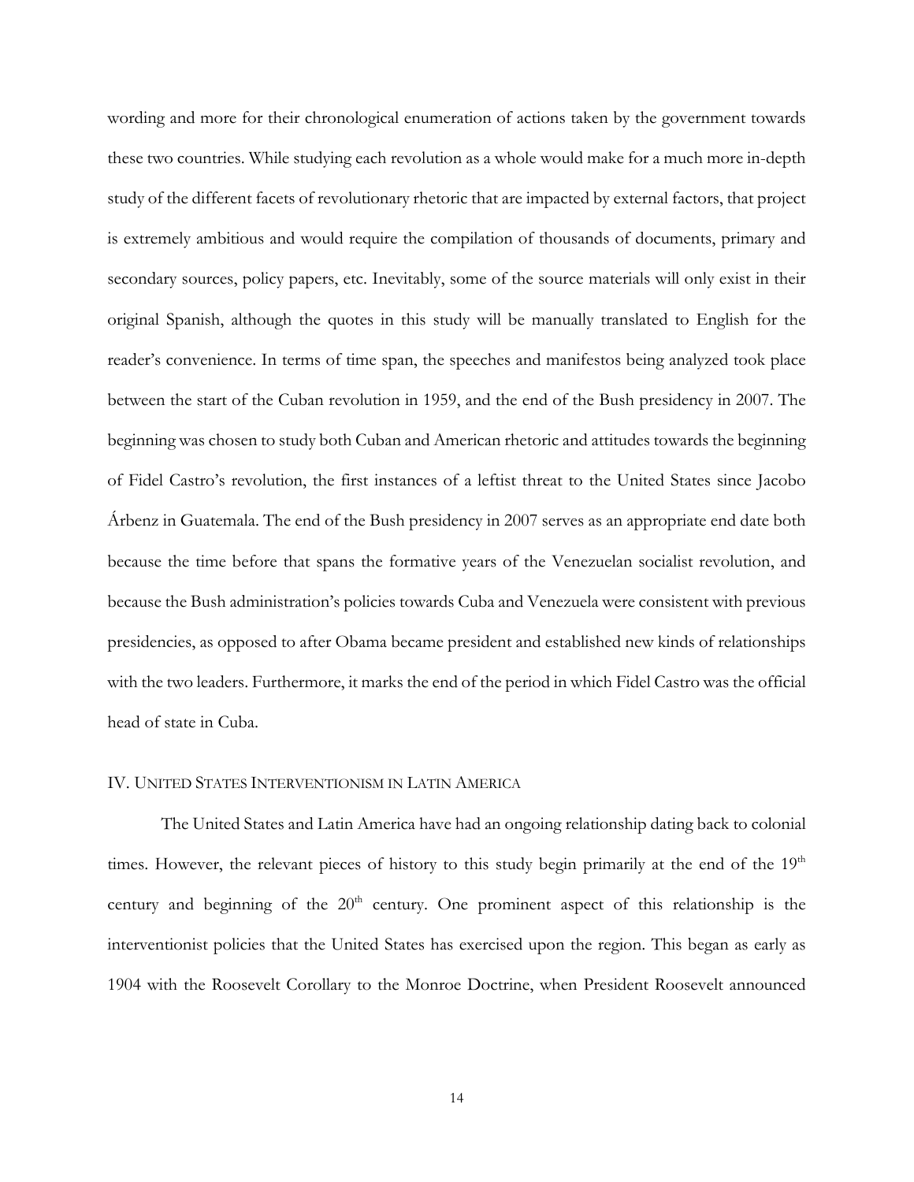wording and more for their chronological enumeration of actions taken by the government towards these two countries. While studying each revolution as a whole would make for a much more in-depth study of the different facets of revolutionary rhetoric that are impacted by external factors, that project is extremely ambitious and would require the compilation of thousands of documents, primary and secondary sources, policy papers, etc. Inevitably, some of the source materials will only exist in their original Spanish, although the quotes in this study will be manually translated to English for the reader's convenience. In terms of time span, the speeches and manifestos being analyzed took place between the start of the Cuban revolution in 1959, and the end of the Bush presidency in 2007. The beginning was chosen to study both Cuban and American rhetoric and attitudes towards the beginning of Fidel Castro's revolution, the first instances of a leftist threat to the United States since Jacobo Árbenz in Guatemala. The end of the Bush presidency in 2007 serves as an appropriate end date both because the time before that spans the formative years of the Venezuelan socialist revolution, and because the Bush administration's policies towards Cuba and Venezuela were consistent with previous presidencies, as opposed to after Obama became president and established new kinds of relationships with the two leaders. Furthermore, it marks the end of the period in which Fidel Castro was the official head of state in Cuba.

## IV. United States Interventionism in Latin America

The United States and Latin America have had an ongoing relationship dating back to colonial times. However, the relevant pieces of history to this study begin primarily at the end of the 19th century and beginning of the 20th century. One prominent aspect of this relationship is the interventionist policies that the United States has exercised upon the region. This began as early as 1904 with the Roosevelt Corollary to the Monroe Doctrine, when President Roosevelt announced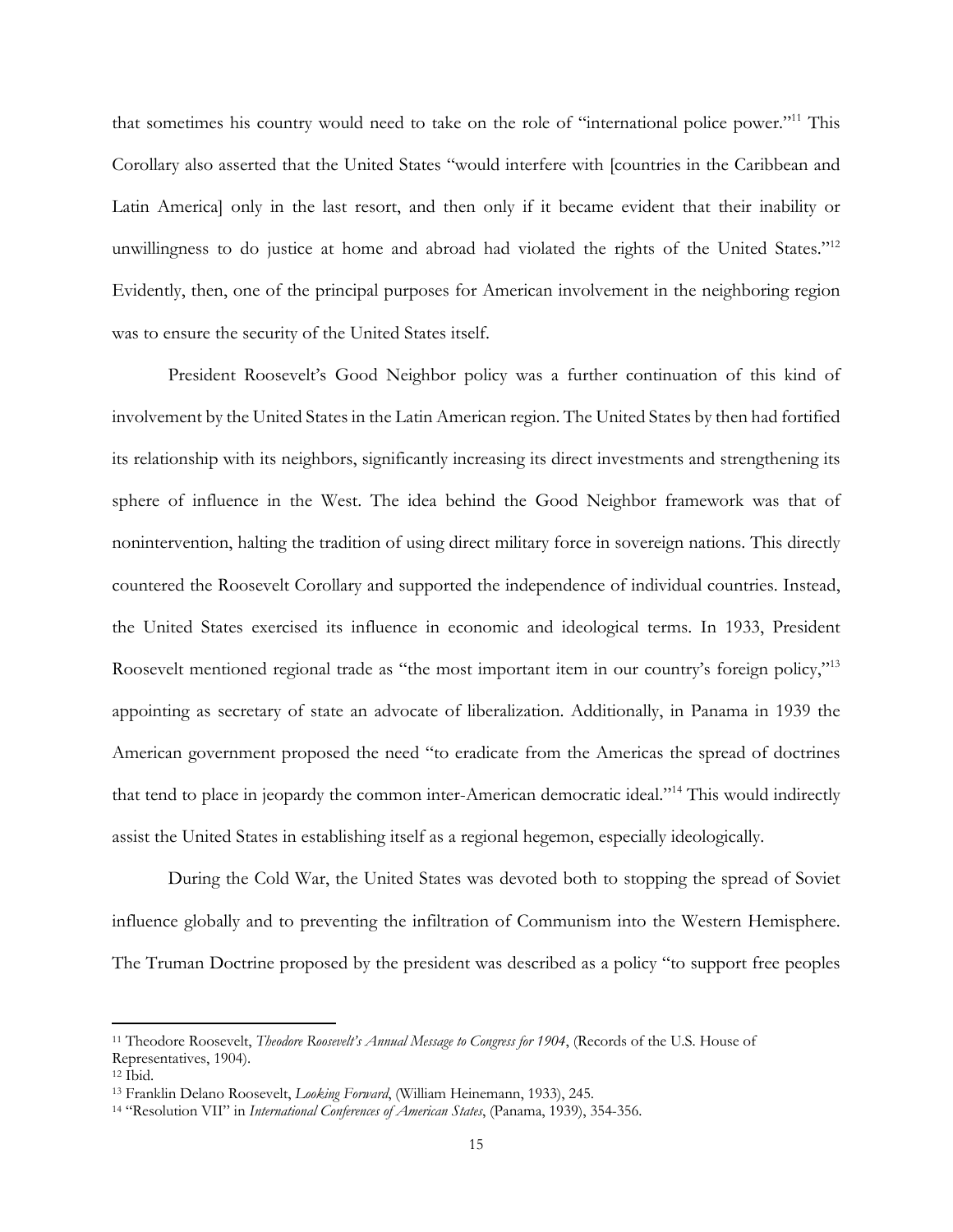that sometimes his country would need to take on the role of "international police power."[11] This Corollary also asserted that the United States "would interfere with [countries in the Caribbean and Latin America] only in the last resort, and then only if it became evident that their inability or unwillingness to do justice at home and abroad had violated the rights of the United States."[12] Evidently, then, one of the principal purposes for American involvement in the neighboring region was to ensure the security of the United States itself.

President Roosevelt's Good Neighbor policy was a further continuation of this kind of involvement by the United States in the Latin American region. The United States by then had fortified its relationship with its neighbors, significantly increasing its direct investments and strengthening its sphere of influence in the West. The idea behind the Good Neighbor framework was that of nonintervention, halting the tradition of using direct military force in sovereign nations. This directly countered the Roosevelt Corollary and supported the independence of individual countries. Instead, the United States exercised its influence in economic and ideological terms. In 1933, President Roosevelt mentioned regional trade as "the most important item in our country's foreign policy,"[13] appointing as secretary of state an advocate of liberalization. Additionally, in Panama in 1939 the American government proposed the need "to eradicate from the Americas the spread of doctrines that tend to place in jeopardy the common inter-American democratic ideal."[14] This would indirectly assist the United States in establishing itself as a regional hegemon, especially ideologically.

During the Cold War, the United States was devoted both to stopping the spread of Soviet influence globally and to preventing the infiltration of Communism into the Western Hemisphere. The Truman Doctrine proposed by the president was described as a policy "to support free peoples

---

[11] Theodore Roosevelt, *Theodore Roosevelt's Annual Message to Congress for 1904*, (Records of the U.S. House of Representatives, 1904).

[12] Ibid.

[13] Franklin Delano Roosevelt, *Looking Forward*, (William Heinemann, 1933), 245.

[14] "Resolution VII" in *International Conferences of American States*, (Panama, 1939), 354-356.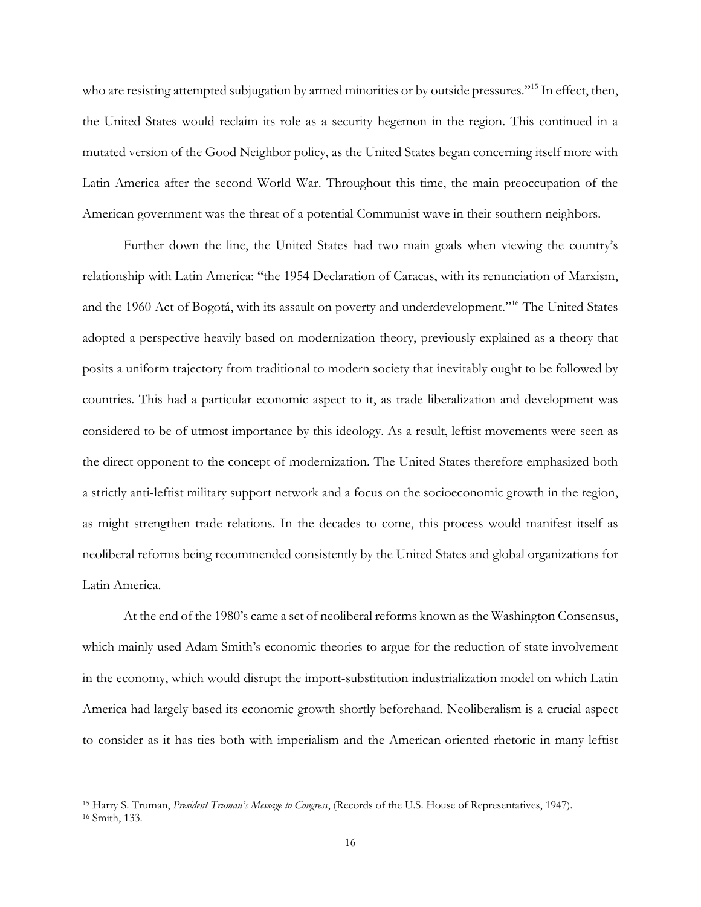who are resisting attempted subjugation by armed minorities or by outside pressures."[15] In effect, then, the United States would reclaim its role as a security hegemon in the region. This continued in a mutated version of the Good Neighbor policy, as the United States began concerning itself more with Latin America after the second World War. Throughout this time, the main preoccupation of the American government was the threat of a potential Communist wave in their southern neighbors.

Further down the line, the United States had two main goals when viewing the country's relationship with Latin America: "the 1954 Declaration of Caracas, with its renunciation of Marxism, and the 1960 Act of Bogotá, with its assault on poverty and underdevelopment."[16] The United States adopted a perspective heavily based on modernization theory, previously explained as a theory that posits a uniform trajectory from traditional to modern society that inevitably ought to be followed by countries. This had a particular economic aspect to it, as trade liberalization and development was considered to be of utmost importance by this ideology. As a result, leftist movements were seen as the direct opponent to the concept of modernization. The United States therefore emphasized both a strictly anti-leftist military support network and a focus on the socioeconomic growth in the region, as might strengthen trade relations. In the decades to come, this process would manifest itself as neoliberal reforms being recommended consistently by the United States and global organizations for Latin America.

At the end of the 1980's came a set of neoliberal reforms known as the Washington Consensus, which mainly used Adam Smith's economic theories to argue for the reduction of state involvement in the economy, which would disrupt the import-substitution industrialization model on which Latin America had largely based its economic growth shortly beforehand. Neoliberalism is a crucial aspect to consider as it has ties both with imperialism and the American-oriented rhetoric in many leftist

---

[15] Harry S. Truman, *President Truman's Message to Congress*, (Records of the U.S. House of Representatives, 1947).

[16] Smith, 133.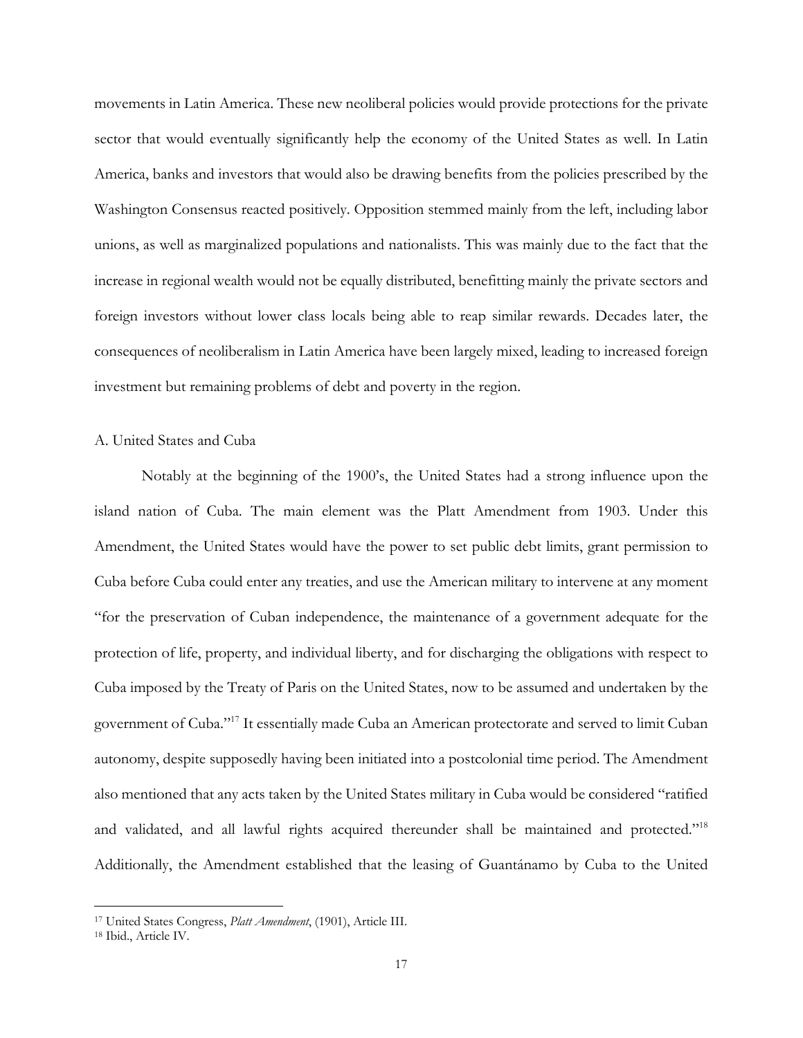movements in Latin America. These new neoliberal policies would provide protections for the private sector that would eventually significantly help the economy of the United States as well. In Latin America, banks and investors that would also be drawing benefits from the policies prescribed by the Washington Consensus reacted positively. Opposition stemmed mainly from the left, including labor unions, as well as marginalized populations and nationalists. This was mainly due to the fact that the increase in regional wealth would not be equally distributed, benefitting mainly the private sectors and foreign investors without lower class locals being able to reap similar rewards. Decades later, the consequences of neoliberalism in Latin America have been largely mixed, leading to increased foreign investment but remaining problems of debt and poverty in the region.

### A. United States and Cuba

Notably at the beginning of the 1900's, the United States had a strong influence upon the island nation of Cuba. The main element was the Platt Amendment from 1903. Under this Amendment, the United States would have the power to set public debt limits, grant permission to Cuba before Cuba could enter any treaties, and use the American military to intervene at any moment "for the preservation of Cuban independence, the maintenance of a government adequate for the protection of life, property, and individual liberty, and for discharging the obligations with respect to Cuba imposed by the Treaty of Paris on the United States, now to be assumed and undertaken by the government of Cuba."[17] It essentially made Cuba an American protectorate and served to limit Cuban autonomy, despite supposedly having been initiated into a postcolonial time period. The Amendment also mentioned that any acts taken by the United States military in Cuba would be considered "ratified and validated, and all lawful rights acquired thereunder shall be maintained and protected."[18] Additionally, the Amendment established that the leasing of Guantánamo by Cuba to the United

---

[17] United States Congress, *Platt Amendment*, (1901), Article III.

[18] Ibid., Article IV.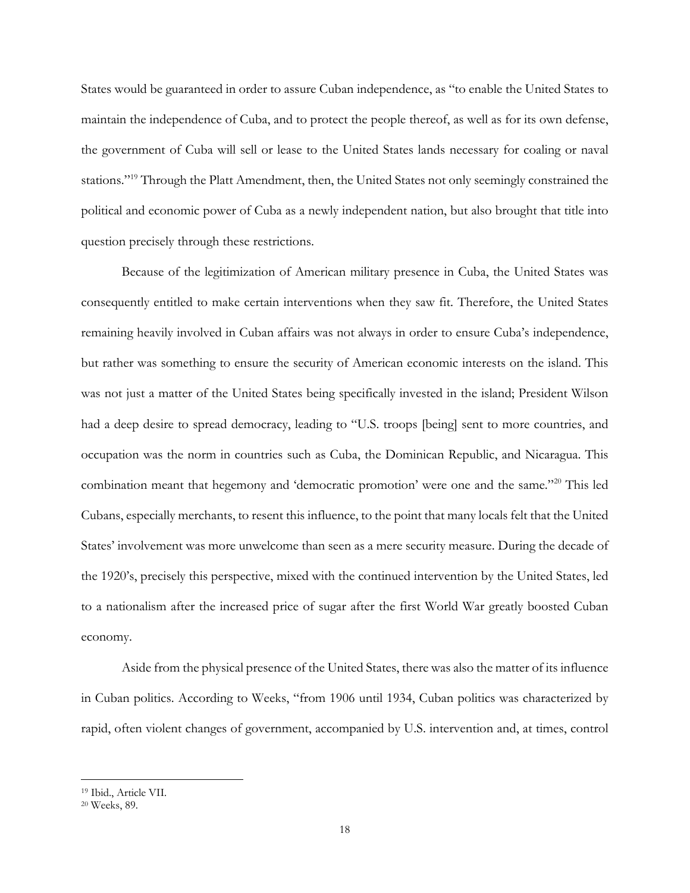States would be guaranteed in order to assure Cuban independence, as "to enable the United States to maintain the independence of Cuba, and to protect the people thereof, as well as for its own defense, the government of Cuba will sell or lease to the United States lands necessary for coaling or naval stations."[19] Through the Platt Amendment, then, the United States not only seemingly constrained the political and economic power of Cuba as a newly independent nation, but also brought that title into question precisely through these restrictions.

Because of the legitimization of American military presence in Cuba, the United States was consequently entitled to make certain interventions when they saw fit. Therefore, the United States remaining heavily involved in Cuban affairs was not always in order to ensure Cuba's independence, but rather was something to ensure the security of American economic interests on the island. This was not just a matter of the United States being specifically invested in the island; President Wilson had a deep desire to spread democracy, leading to "U.S. troops [being] sent to more countries, and occupation was the norm in countries such as Cuba, the Dominican Republic, and Nicaragua. This combination meant that hegemony and 'democratic promotion' were one and the same."[20] This led Cubans, especially merchants, to resent this influence, to the point that many locals felt that the United States' involvement was more unwelcome than seen as a mere security measure. During the decade of the 1920's, precisely this perspective, mixed with the continued intervention by the United States, led to a nationalism after the increased price of sugar after the first World War greatly boosted Cuban economy.

Aside from the physical presence of the United States, there was also the matter of its influence in Cuban politics. According to Weeks, "from 1906 until 1934, Cuban politics was characterized by rapid, often violent changes of government, accompanied by U.S. intervention and, at times, control

[19] Ibid., Article VII.

[20] Weeks, 89.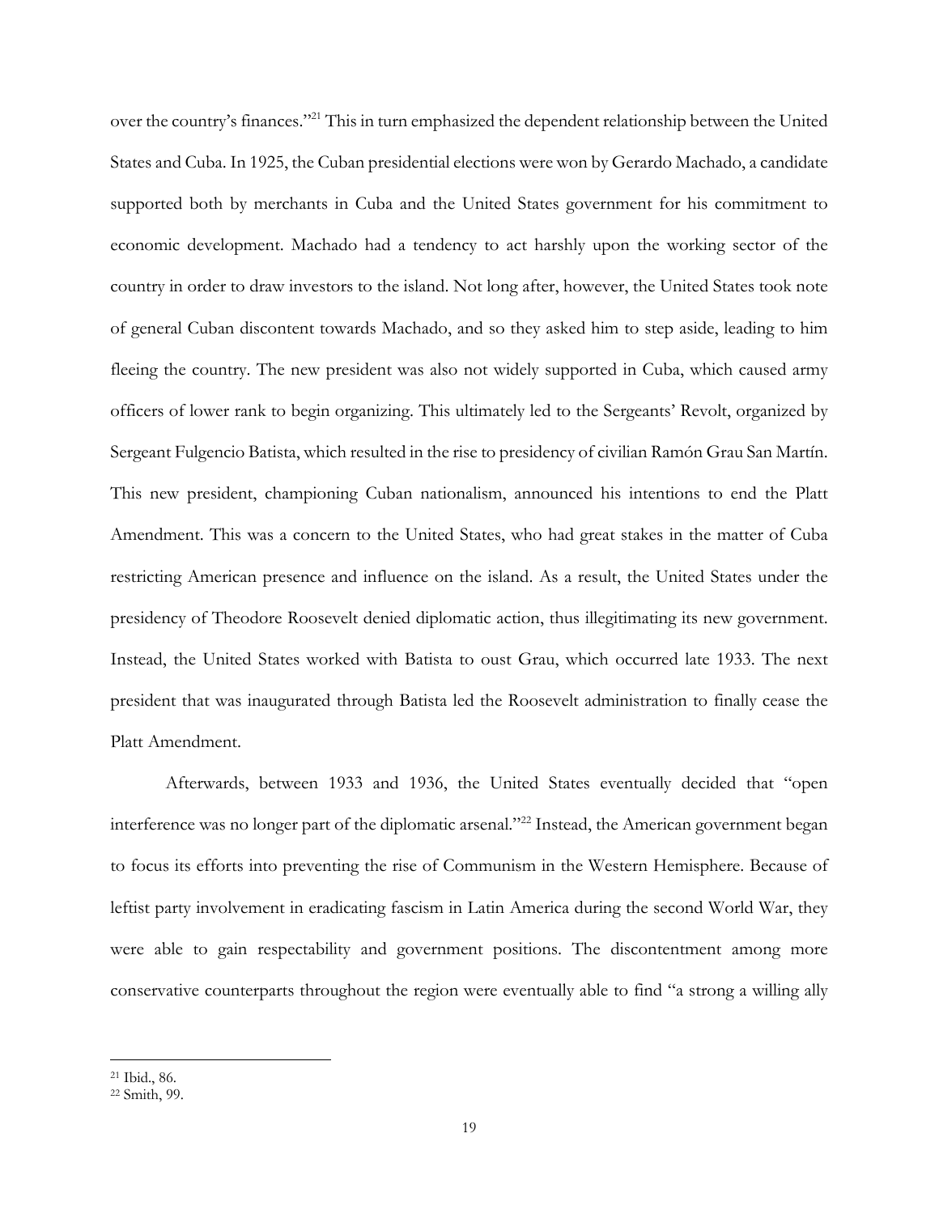over the country's finances."[21] This in turn emphasized the dependent relationship between the United States and Cuba. In 1925, the Cuban presidential elections were won by Gerardo Machado, a candidate supported both by merchants in Cuba and the United States government for his commitment to economic development. Machado had a tendency to act harshly upon the working sector of the country in order to draw investors to the island. Not long after, however, the United States took note of general Cuban discontent towards Machado, and so they asked him to step aside, leading to him fleeing the country. The new president was also not widely supported in Cuba, which caused army officers of lower rank to begin organizing. This ultimately led to the Sergeants' Revolt, organized by Sergeant Fulgencio Batista, which resulted in the rise to presidency of civilian Ramón Grau San Martín. This new president, championing Cuban nationalism, announced his intentions to end the Platt Amendment. This was a concern to the United States, who had great stakes in the matter of Cuba restricting American presence and influence on the island. As a result, the United States under the presidency of Theodore Roosevelt denied diplomatic action, thus illegitimating its new government. Instead, the United States worked with Batista to oust Grau, which occurred late 1933. The next president that was inaugurated through Batista led the Roosevelt administration to finally cease the Platt Amendment.

Afterwards, between 1933 and 1936, the United States eventually decided that "open interference was no longer part of the diplomatic arsenal."[22] Instead, the American government began to focus its efforts into preventing the rise of Communism in the Western Hemisphere. Because of leftist party involvement in eradicating fascism in Latin America during the second World War, they were able to gain respectability and government positions. The discontentment among more conservative counterparts throughout the region were eventually able to find "a strong a willing ally

---

[21] Ibid., 86.

[22] Smith, 99.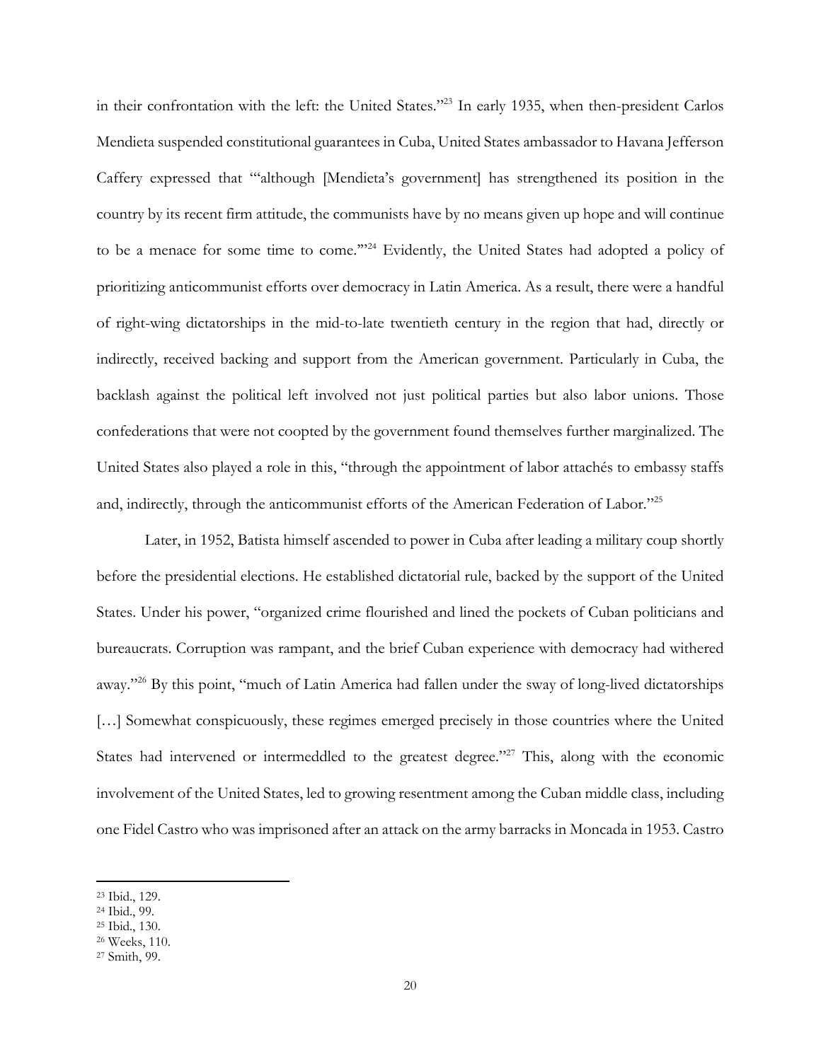in their confrontation with the left: the United States."[23] In early 1935, when then-president Carlos Mendieta suspended constitutional guarantees in Cuba, United States ambassador to Havana Jefferson Caffery expressed that "'although [Mendieta's government] has strengthened its position in the country by its recent firm attitude, the communists have by no means given up hope and will continue to be a menace for some time to come.'"[24] Evidently, the United States had adopted a policy of prioritizing anticommunist efforts over democracy in Latin America. As a result, there were a handful of right-wing dictatorships in the mid-to-late twentieth century in the region that had, directly or indirectly, received backing and support from the American government. Particularly in Cuba, the backlash against the political left involved not just political parties but also labor unions. Those confederations that were not coopted by the government found themselves further marginalized. The United States also played a role in this, "through the appointment of labor attachés to embassy staffs and, indirectly, through the anticommunist efforts of the American Federation of Labor."[25]

Later, in 1952, Batista himself ascended to power in Cuba after leading a military coup shortly before the presidential elections. He established dictatorial rule, backed by the support of the United States. Under his power, "organized crime flourished and lined the pockets of Cuban politicians and bureaucrats. Corruption was rampant, and the brief Cuban experience with democracy had withered away."[26] By this point, "much of Latin America had fallen under the sway of long-lived dictatorships […] Somewhat conspicuously, these regimes emerged precisely in those countries where the United States had intervened or intermeddled to the greatest degree."[27] This, along with the economic involvement of the United States, led to growing resentment among the Cuban middle class, including one Fidel Castro who was imprisoned after an attack on the army barracks in Moncada in 1953. Castro

---

[23] Ibid., 129.
[24] Ibid., 99.
[25] Ibid., 130.
[26] Weeks, 110.
[27] Smith, 99.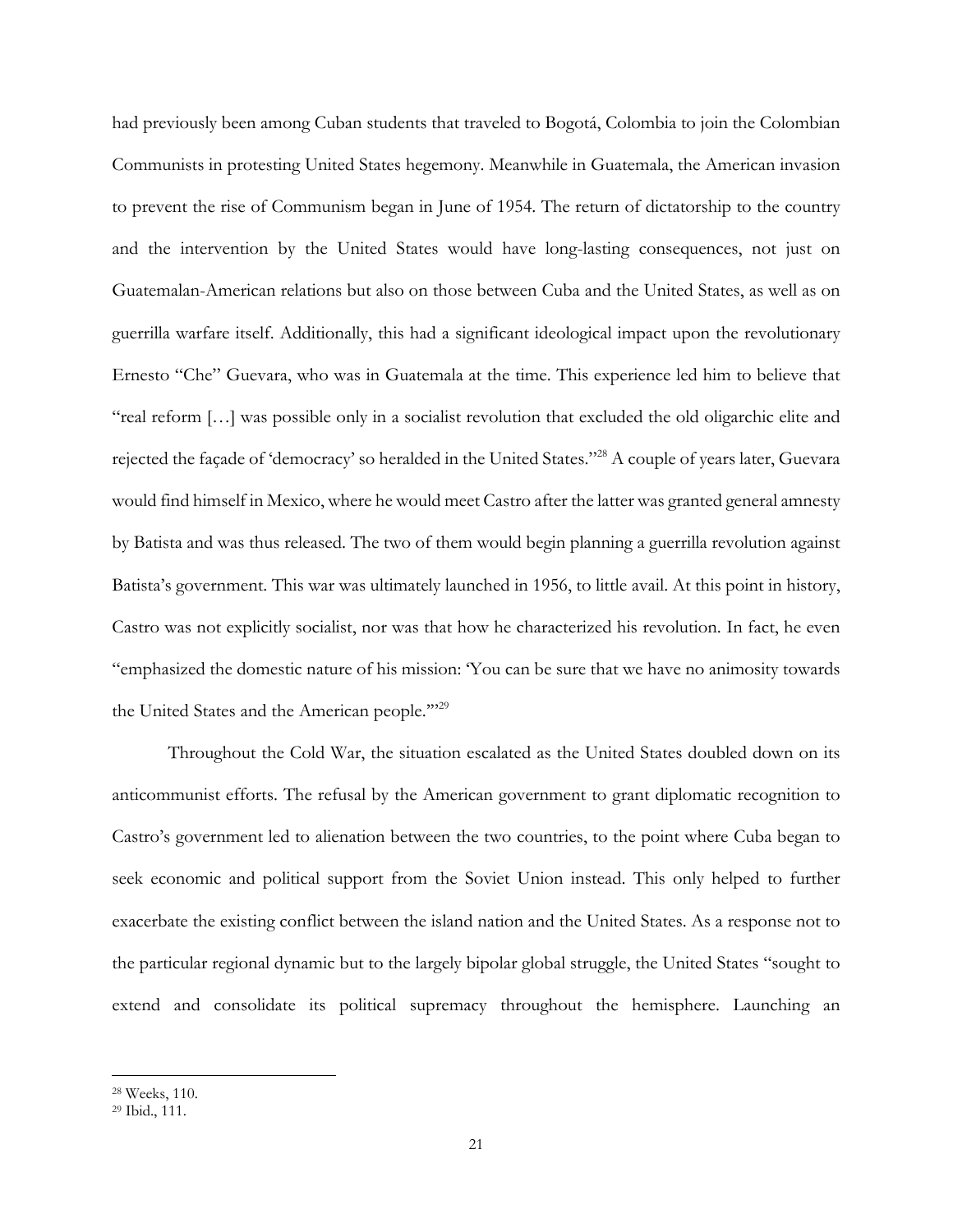had previously been among Cuban students that traveled to Bogotá, Colombia to join the Colombian Communists in protesting United States hegemony. Meanwhile in Guatemala, the American invasion to prevent the rise of Communism began in June of 1954. The return of dictatorship to the country and the intervention by the United States would have long-lasting consequences, not just on Guatemalan-American relations but also on those between Cuba and the United States, as well as on guerrilla warfare itself. Additionally, this had a significant ideological impact upon the revolutionary Ernesto "Che" Guevara, who was in Guatemala at the time. This experience led him to believe that "real reform […] was possible only in a socialist revolution that excluded the old oligarchic elite and rejected the façade of 'democracy' so heralded in the United States."[28] A couple of years later, Guevara would find himself in Mexico, where he would meet Castro after the latter was granted general amnesty by Batista and was thus released. The two of them would begin planning a guerrilla revolution against Batista's government. This war was ultimately launched in 1956, to little avail. At this point in history, Castro was not explicitly socialist, nor was that how he characterized his revolution. In fact, he even "emphasized the domestic nature of his mission: 'You can be sure that we have no animosity towards the United States and the American people.'"[29]

Throughout the Cold War, the situation escalated as the United States doubled down on its anticommunist efforts. The refusal by the American government to grant diplomatic recognition to Castro's government led to alienation between the two countries, to the point where Cuba began to seek economic and political support from the Soviet Union instead. This only helped to further exacerbate the existing conflict between the island nation and the United States. As a response not to the particular regional dynamic but to the largely bipolar global struggle, the United States "sought to extend and consolidate its political supremacy throughout the hemisphere. Launching an

---

[28] Weeks, 110.

[29] Ibid., 111.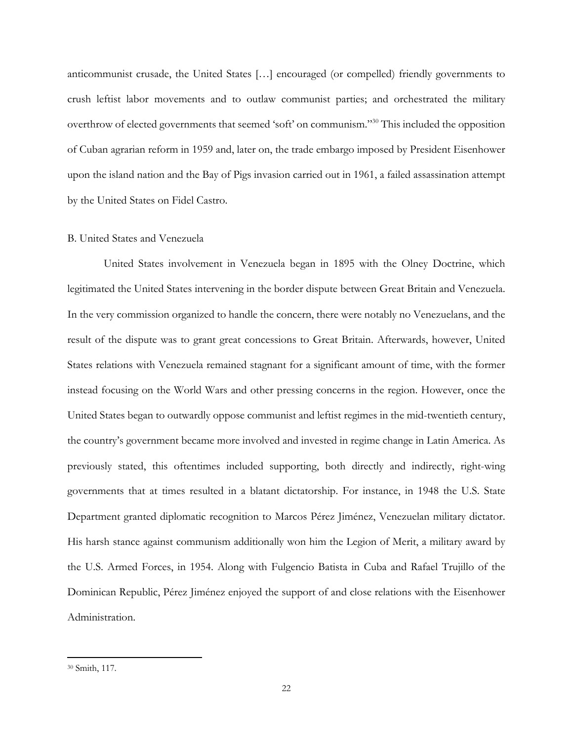anticommunist crusade, the United States […] encouraged (or compelled) friendly governments to crush leftist labor movements and to outlaw communist parties; and orchestrated the military overthrow of elected governments that seemed 'soft' on communism."[30] This included the opposition of Cuban agrarian reform in 1959 and, later on, the trade embargo imposed by President Eisenhower upon the island nation and the Bay of Pigs invasion carried out in 1961, a failed assassination attempt by the United States on Fidel Castro.

B. United States and Venezuela

United States involvement in Venezuela began in 1895 with the Olney Doctrine, which legitimated the United States intervening in the border dispute between Great Britain and Venezuela. In the very commission organized to handle the concern, there were notably no Venezuelans, and the result of the dispute was to grant great concessions to Great Britain. Afterwards, however, United States relations with Venezuela remained stagnant for a significant amount of time, with the former instead focusing on the World Wars and other pressing concerns in the region. However, once the United States began to outwardly oppose communist and leftist regimes in the mid-twentieth century, the country's government became more involved and invested in regime change in Latin America. As previously stated, this oftentimes included supporting, both directly and indirectly, right-wing governments that at times resulted in a blatant dictatorship. For instance, in 1948 the U.S. State Department granted diplomatic recognition to Marcos Pérez Jiménez, Venezuelan military dictator. His harsh stance against communism additionally won him the Legion of Merit, a military award by the U.S. Armed Forces, in 1954. Along with Fulgencio Batista in Cuba and Rafael Trujillo of the Dominican Republic, Pérez Jiménez enjoyed the support of and close relations with the Eisenhower Administration.

---

[30] Smith, 117.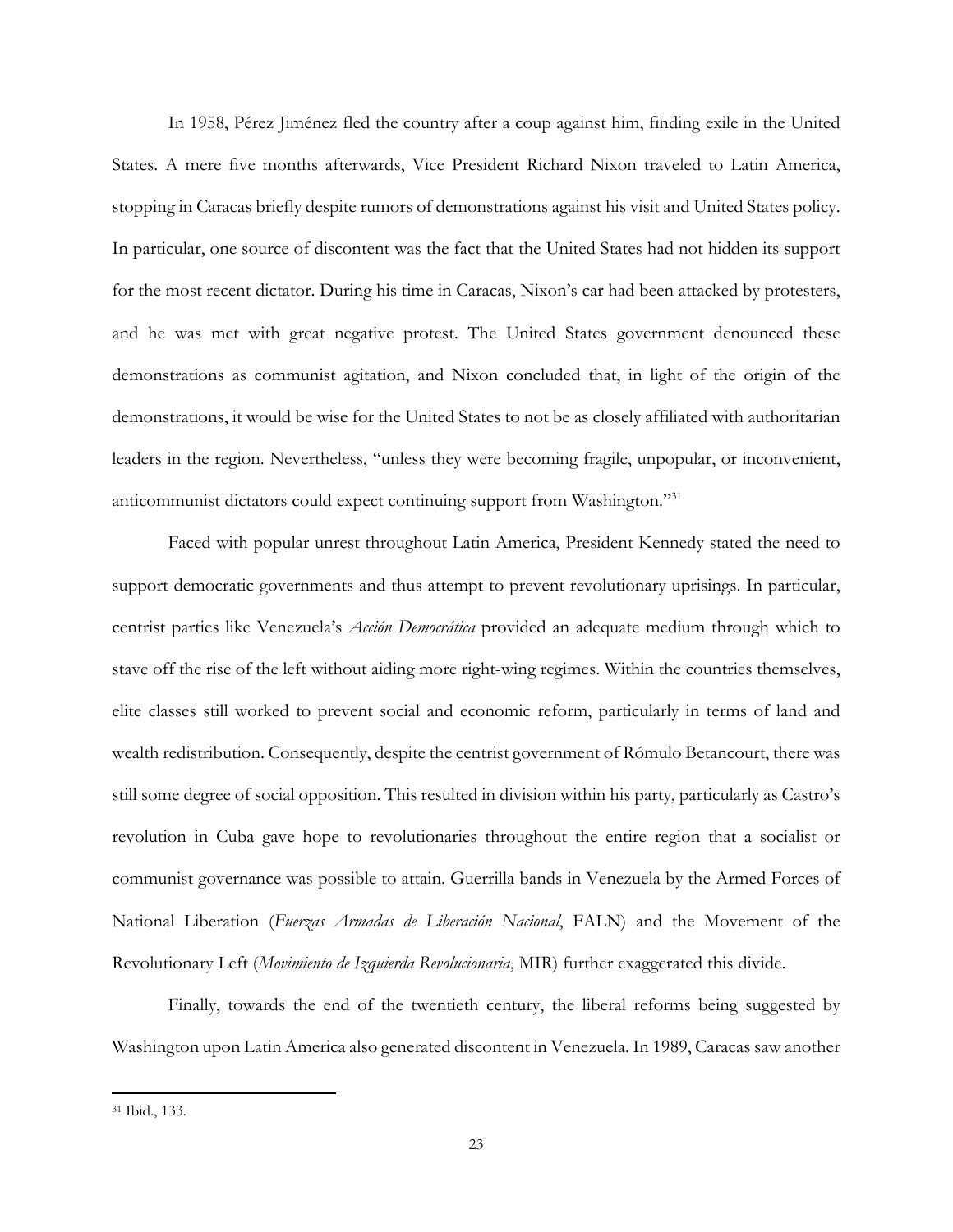In 1958, Pérez Jiménez fled the country after a coup against him, finding exile in the United States. A mere five months afterwards, Vice President Richard Nixon traveled to Latin America, stopping in Caracas briefly despite rumors of demonstrations against his visit and United States policy. In particular, one source of discontent was the fact that the United States had not hidden its support for the most recent dictator. During his time in Caracas, Nixon's car had been attacked by protesters, and he was met with great negative protest. The United States government denounced these demonstrations as communist agitation, and Nixon concluded that, in light of the origin of the demonstrations, it would be wise for the United States to not be as closely affiliated with authoritarian leaders in the region. Nevertheless, "unless they were becoming fragile, unpopular, or inconvenient, anticommunist dictators could expect continuing support from Washington."[31]

Faced with popular unrest throughout Latin America, President Kennedy stated the need to support democratic governments and thus attempt to prevent revolutionary uprisings. In particular, centrist parties like Venezuela's *Acción Democrática* provided an adequate medium through which to stave off the rise of the left without aiding more right-wing regimes. Within the countries themselves, elite classes still worked to prevent social and economic reform, particularly in terms of land and wealth redistribution. Consequently, despite the centrist government of Rómulo Betancourt, there was still some degree of social opposition. This resulted in division within his party, particularly as Castro's revolution in Cuba gave hope to revolutionaries throughout the entire region that a socialist or communist governance was possible to attain. Guerrilla bands in Venezuela by the Armed Forces of National Liberation (*Fuerzas Armadas de Liberación Nacional*, FALN) and the Movement of the Revolutionary Left (*Movimiento de Izquierda Revolucionaria*, MIR) further exaggerated this divide.

Finally, towards the end of the twentieth century, the liberal reforms being suggested by Washington upon Latin America also generated discontent in Venezuela. In 1989, Caracas saw another

[31] Ibid., 133.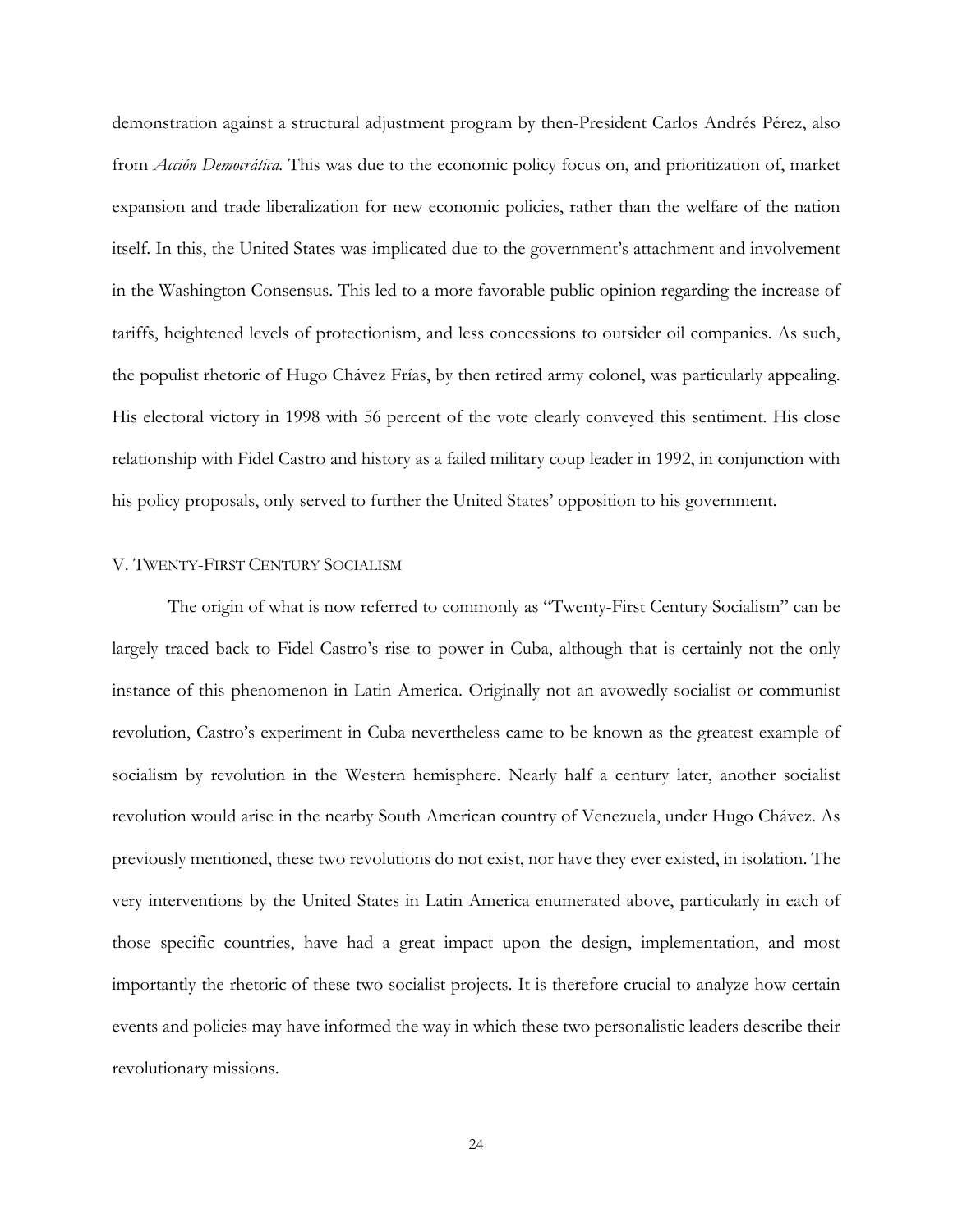demonstration against a structural adjustment program by then-President Carlos Andrés Pérez, also from *Acción Democrática*. This was due to the economic policy focus on, and prioritization of, market expansion and trade liberalization for new economic policies, rather than the welfare of the nation itself. In this, the United States was implicated due to the government's attachment and involvement in the Washington Consensus. This led to a more favorable public opinion regarding the increase of tariffs, heightened levels of protectionism, and less concessions to outsider oil companies. As such, the populist rhetoric of Hugo Chávez Frías, by then retired army colonel, was particularly appealing. His electoral victory in 1998 with 56 percent of the vote clearly conveyed this sentiment. His close relationship with Fidel Castro and history as a failed military coup leader in 1992, in conjunction with his policy proposals, only served to further the United States' opposition to his government.

## V. Twenty-First Century Socialism

The origin of what is now referred to commonly as "Twenty-First Century Socialism" can be largely traced back to Fidel Castro's rise to power in Cuba, although that is certainly not the only instance of this phenomenon in Latin America. Originally not an avowedly socialist or communist revolution, Castro's experiment in Cuba nevertheless came to be known as the greatest example of socialism by revolution in the Western hemisphere. Nearly half a century later, another socialist revolution would arise in the nearby South American country of Venezuela, under Hugo Chávez. As previously mentioned, these two revolutions do not exist, nor have they ever existed, in isolation. The very interventions by the United States in Latin America enumerated above, particularly in each of those specific countries, have had a great impact upon the design, implementation, and most importantly the rhetoric of these two socialist projects. It is therefore crucial to analyze how certain events and policies may have informed the way in which these two personalistic leaders describe their revolutionary missions.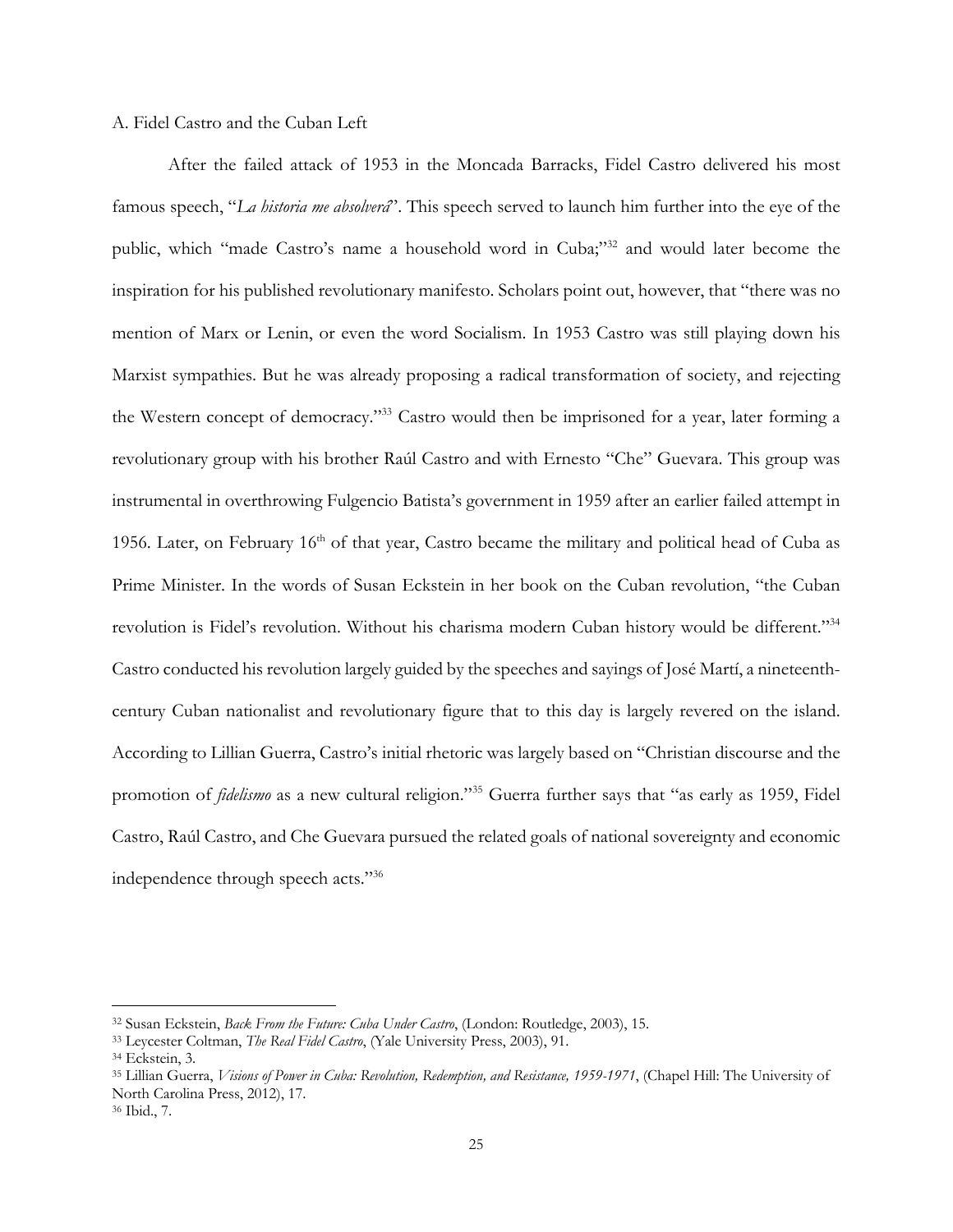A. Fidel Castro and the Cuban Left

After the failed attack of 1953 in the Moncada Barracks, Fidel Castro delivered his most famous speech, "*La historia me absolverá*". This speech served to launch him further into the eye of the public, which "made Castro's name a household word in Cuba;"[32] and would later become the inspiration for his published revolutionary manifesto. Scholars point out, however, that "there was no mention of Marx or Lenin, or even the word Socialism. In 1953 Castro was still playing down his Marxist sympathies. But he was already proposing a radical transformation of society, and rejecting the Western concept of democracy."[33] Castro would then be imprisoned for a year, later forming a revolutionary group with his brother Raúl Castro and with Ernesto "Che" Guevara. This group was instrumental in overthrowing Fulgencio Batista's government in 1959 after an earlier failed attempt in 1956. Later, on February 16th of that year, Castro became the military and political head of Cuba as Prime Minister. In the words of Susan Eckstein in her book on the Cuban revolution, "the Cuban revolution is Fidel's revolution. Without his charisma modern Cuban history would be different."[34] Castro conducted his revolution largely guided by the speeches and sayings of José Martí, a nineteenth-century Cuban nationalist and revolutionary figure that to this day is largely revered on the island. According to Lillian Guerra, Castro's initial rhetoric was largely based on "Christian discourse and the promotion of *fidelismo* as a new cultural religion."[35] Guerra further says that "as early as 1959, Fidel Castro, Raúl Castro, and Che Guevara pursued the related goals of national sovereignty and economic independence through speech acts."[36]

---

[32] Susan Eckstein, *Back From the Future: Cuba Under Castro*, (London: Routledge, 2003), 15.

[33] Leycester Coltman, *The Real Fidel Castro*, (Yale University Press, 2003), 91.

[34] Eckstein, 3.

[35] Lillian Guerra, *Visions of Power in Cuba: Revolution, Redemption, and Resistance, 1959-1971*, (Chapel Hill: The University of North Carolina Press, 2012), 17.

[36] Ibid., 7.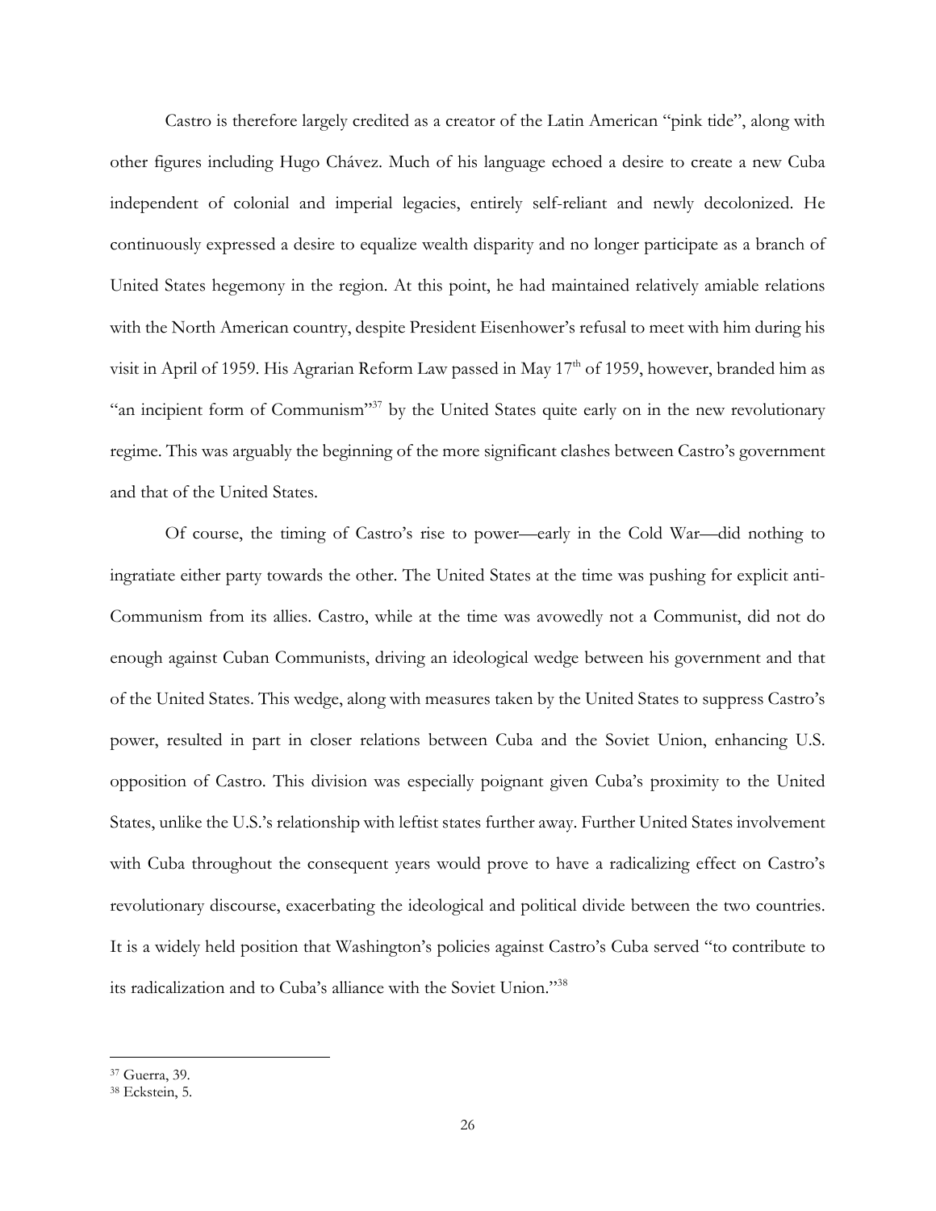Castro is therefore largely credited as a creator of the Latin American "pink tide", along with other figures including Hugo Chávez. Much of his language echoed a desire to create a new Cuba independent of colonial and imperial legacies, entirely self-reliant and newly decolonized. He continuously expressed a desire to equalize wealth disparity and no longer participate as a branch of United States hegemony in the region. At this point, he had maintained relatively amiable relations with the North American country, despite President Eisenhower's refusal to meet with him during his visit in April of 1959. His Agrarian Reform Law passed in May 17th of 1959, however, branded him as "an incipient form of Communism"[37] by the United States quite early on in the new revolutionary regime. This was arguably the beginning of the more significant clashes between Castro's government and that of the United States.

Of course, the timing of Castro's rise to power—early in the Cold War—did nothing to ingratiate either party towards the other. The United States at the time was pushing for explicit anti-Communism from its allies. Castro, while at the time was avowedly not a Communist, did not do enough against Cuban Communists, driving an ideological wedge between his government and that of the United States. This wedge, along with measures taken by the United States to suppress Castro's power, resulted in part in closer relations between Cuba and the Soviet Union, enhancing U.S. opposition of Castro. This division was especially poignant given Cuba's proximity to the United States, unlike the U.S.'s relationship with leftist states further away. Further United States involvement with Cuba throughout the consequent years would prove to have a radicalizing effect on Castro's revolutionary discourse, exacerbating the ideological and political divide between the two countries. It is a widely held position that Washington's policies against Castro's Cuba served "to contribute to its radicalization and to Cuba's alliance with the Soviet Union."[38]

---

[37] Guerra, 39.

[38] Eckstein, 5.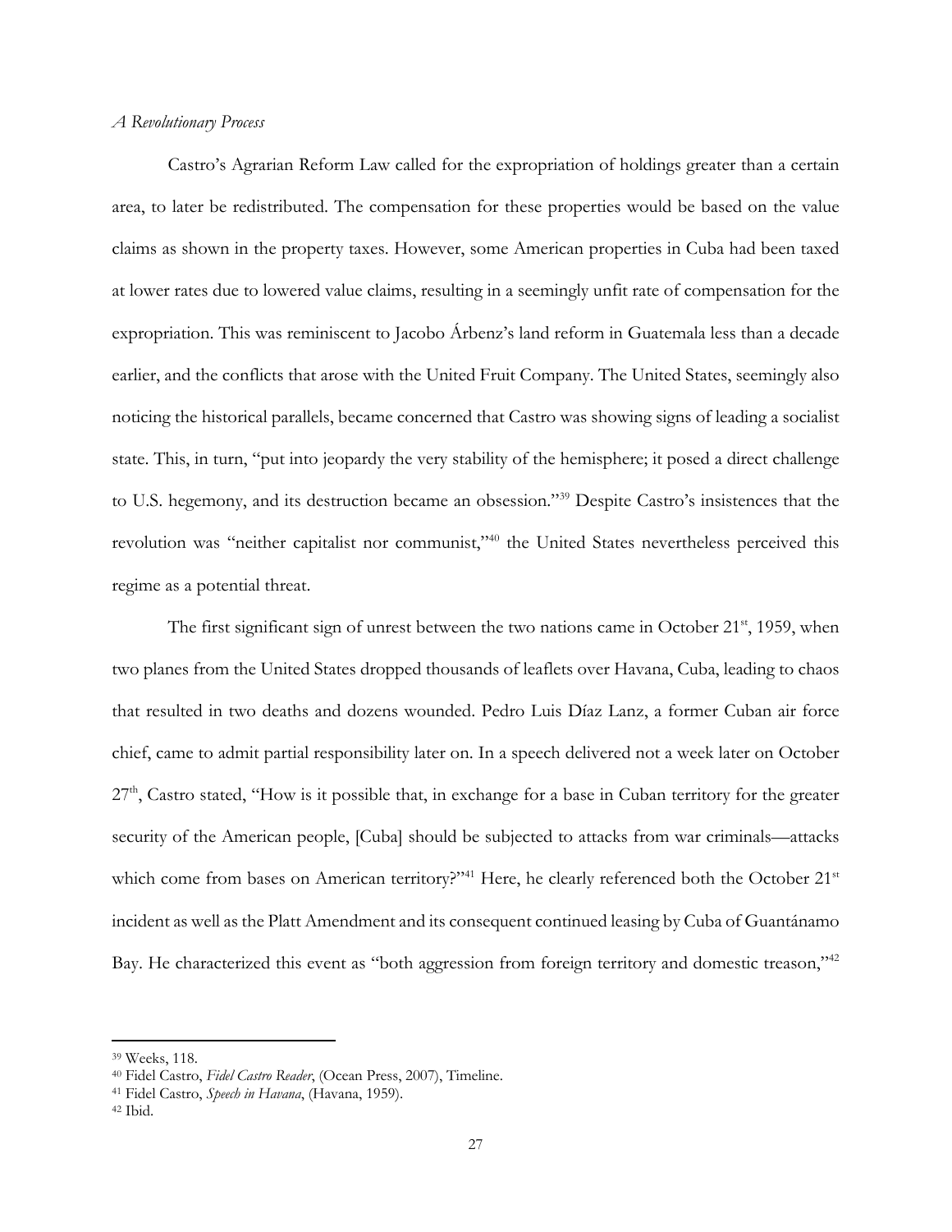*A Revolutionary Process*

Castro's Agrarian Reform Law called for the expropriation of holdings greater than a certain area, to later be redistributed. The compensation for these properties would be based on the value claims as shown in the property taxes. However, some American properties in Cuba had been taxed at lower rates due to lowered value claims, resulting in a seemingly unfit rate of compensation for the expropriation. This was reminiscent to Jacobo Árbenz's land reform in Guatemala less than a decade earlier, and the conflicts that arose with the United Fruit Company. The United States, seemingly also noticing the historical parallels, became concerned that Castro was showing signs of leading a socialist state. This, in turn, "put into jeopardy the very stability of the hemisphere; it posed a direct challenge to U.S. hegemony, and its destruction became an obsession."[39] Despite Castro's insistences that the revolution was "neither capitalist nor communist,"[40] the United States nevertheless perceived this regime as a potential threat.

The first significant sign of unrest between the two nations came in October 21st, 1959, when two planes from the United States dropped thousands of leaflets over Havana, Cuba, leading to chaos that resulted in two deaths and dozens wounded. Pedro Luis Díaz Lanz, a former Cuban air force chief, came to admit partial responsibility later on. In a speech delivered not a week later on October 27th, Castro stated, "How is it possible that, in exchange for a base in Cuban territory for the greater security of the American people, [Cuba] should be subjected to attacks from war criminals—attacks which come from bases on American territory?"[41] Here, he clearly referenced both the October 21st incident as well as the Platt Amendment and its consequent continued leasing by Cuba of Guantánamo Bay. He characterized this event as "both aggression from foreign territory and domestic treason,"[42]

---

[39] Weeks, 118.

[40] Fidel Castro, *Fidel Castro Reader*, (Ocean Press, 2007), Timeline.

[41] Fidel Castro, *Speech in Havana*, (Havana, 1959).

[42] Ibid.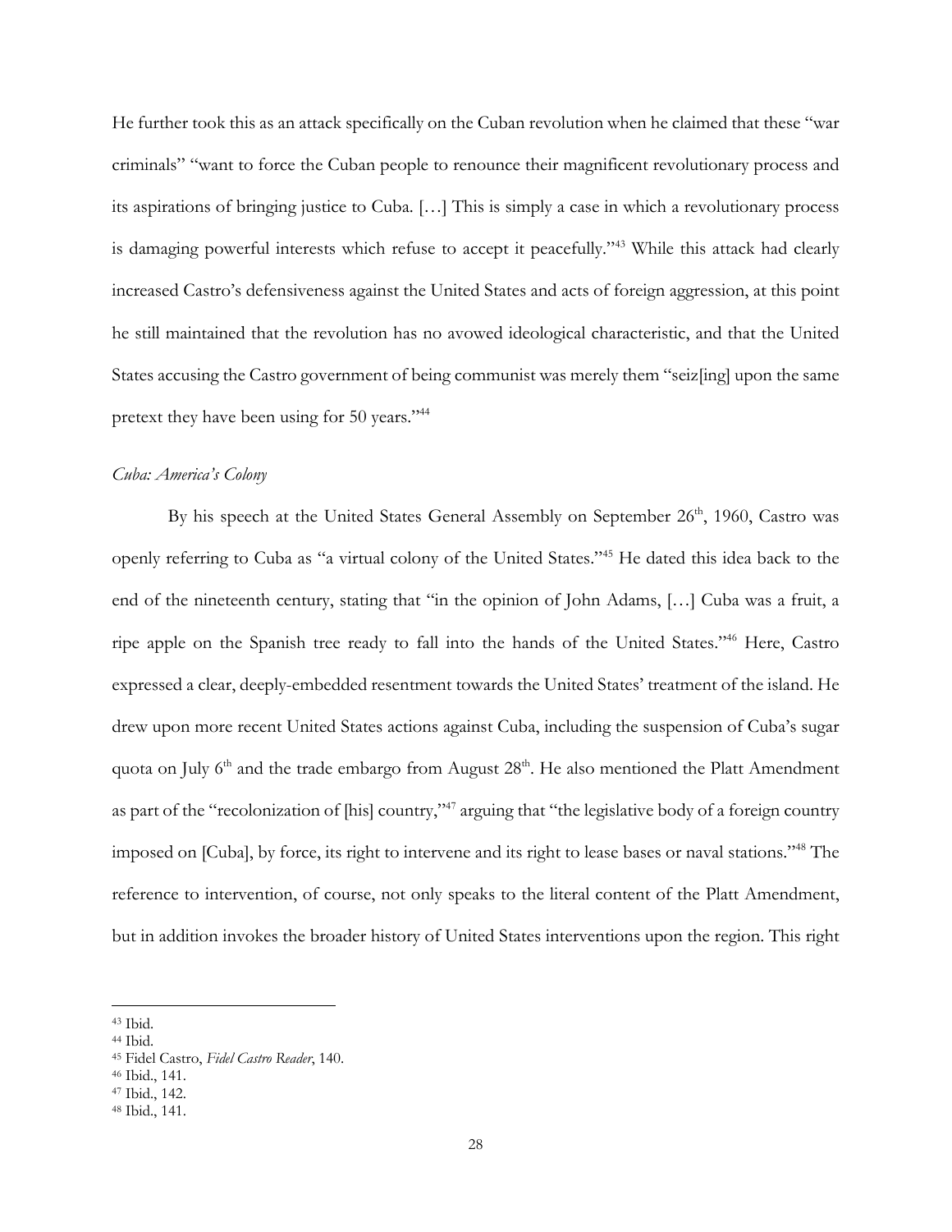He further took this as an attack specifically on the Cuban revolution when he claimed that these "war criminals" "want to force the Cuban people to renounce their magnificent revolutionary process and its aspirations of bringing justice to Cuba. […] This is simply a case in which a revolutionary process is damaging powerful interests which refuse to accept it peacefully."[43] While this attack had clearly increased Castro's defensiveness against the United States and acts of foreign aggression, at this point he still maintained that the revolution has no avowed ideological characteristic, and that the United States accusing the Castro government of being communist was merely them "seiz[ing] upon the same pretext they have been using for 50 years."[44]

*Cuba: America's Colony*

By his speech at the United States General Assembly on September 26th, 1960, Castro was openly referring to Cuba as "a virtual colony of the United States."[45] He dated this idea back to the end of the nineteenth century, stating that "in the opinion of John Adams, […] Cuba was a fruit, a ripe apple on the Spanish tree ready to fall into the hands of the United States."[46] Here, Castro expressed a clear, deeply-embedded resentment towards the United States' treatment of the island. He drew upon more recent United States actions against Cuba, including the suspension of Cuba's sugar quota on July 6th and the trade embargo from August 28th. He also mentioned the Platt Amendment as part of the "recolonization of [his] country,"[47] arguing that "the legislative body of a foreign country imposed on [Cuba], by force, its right to intervene and its right to lease bases or naval stations."[48] The reference to intervention, of course, not only speaks to the literal content of the Platt Amendment, but in addition invokes the broader history of United States interventions upon the region. This right

[43] Ibid.
[44] Ibid.
[45] Fidel Castro, *Fidel Castro Reader*, 140.
[46] Ibid., 141.
[47] Ibid., 142.
[48] Ibid., 141.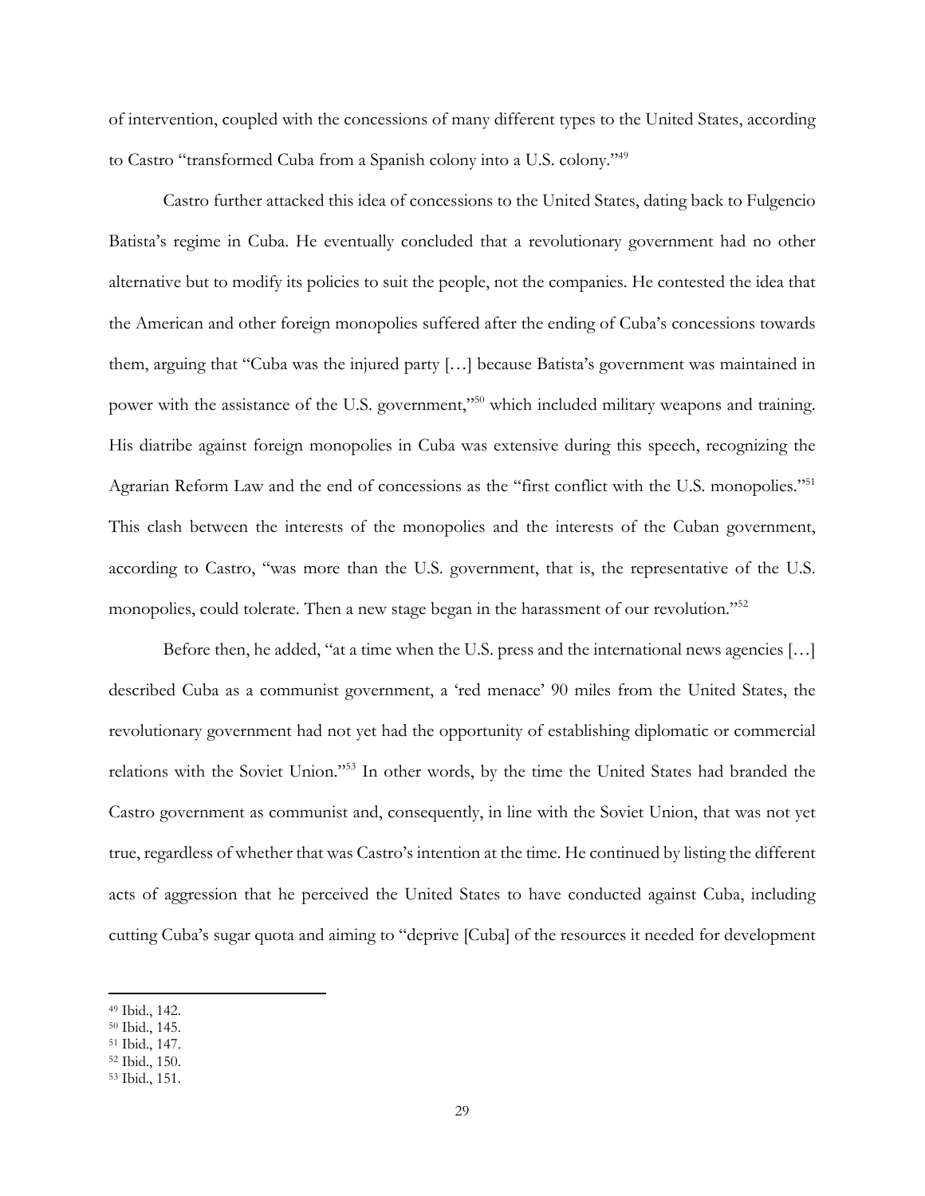of intervention, coupled with the concessions of many different types to the United States, according to Castro "transformed Cuba from a Spanish colony into a U.S. colony."[49]

Castro further attacked this idea of concessions to the United States, dating back to Fulgencio Batista's regime in Cuba. He eventually concluded that a revolutionary government had no other alternative but to modify its policies to suit the people, not the companies. He contested the idea that the American and other foreign monopolies suffered after the ending of Cuba's concessions towards them, arguing that "Cuba was the injured party […] because Batista's government was maintained in power with the assistance of the U.S. government,"[50] which included military weapons and training. His diatribe against foreign monopolies in Cuba was extensive during this speech, recognizing the Agrarian Reform Law and the end of concessions as the "first conflict with the U.S. monopolies."[51] This clash between the interests of the monopolies and the interests of the Cuban government, according to Castro, "was more than the U.S. government, that is, the representative of the U.S. monopolies, could tolerate. Then a new stage began in the harassment of our revolution."[52]

Before then, he added, "at a time when the U.S. press and the international news agencies […] described Cuba as a communist government, a 'red menace' 90 miles from the United States, the revolutionary government had not yet had the opportunity of establishing diplomatic or commercial relations with the Soviet Union."[53] In other words, by the time the United States had branded the Castro government as communist and, consequently, in line with the Soviet Union, that was not yet true, regardless of whether that was Castro's intention at the time. He continued by listing the different acts of aggression that he perceived the United States to have conducted against Cuba, including cutting Cuba's sugar quota and aiming to "deprive [Cuba] of the resources it needed for development

[49] Ibid., 142.
[50] Ibid., 145.
[51] Ibid., 147.
[52] Ibid., 150.
[53] Ibid., 151.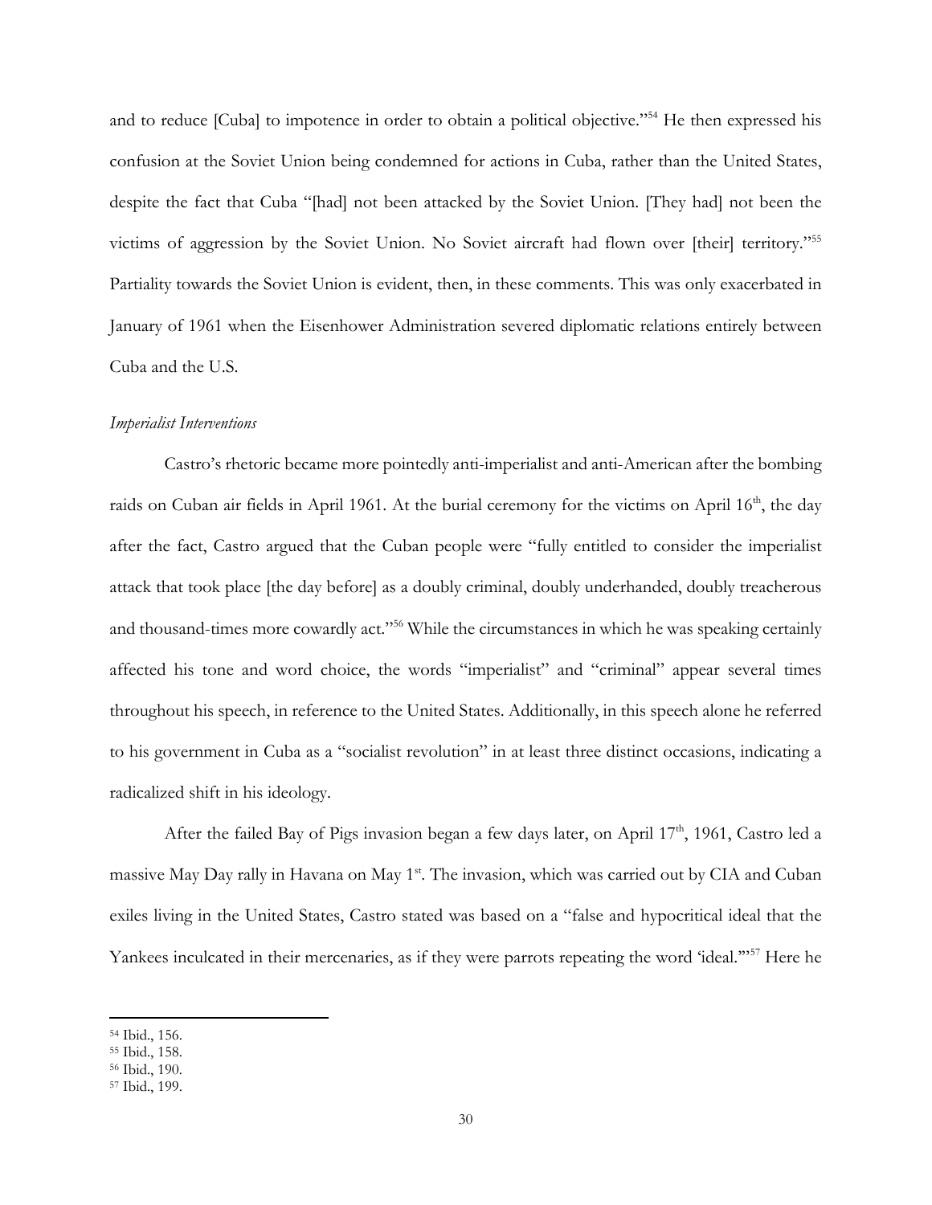and to reduce [Cuba] to impotence in order to obtain a political objective."[54] He then expressed his confusion at the Soviet Union being condemned for actions in Cuba, rather than the United States, despite the fact that Cuba "[had] not been attacked by the Soviet Union. [They had] not been the victims of aggression by the Soviet Union. No Soviet aircraft had flown over [their] territory."[55] Partiality towards the Soviet Union is evident, then, in these comments. This was only exacerbated in January of 1961 when the Eisenhower Administration severed diplomatic relations entirely between Cuba and the U.S.

*Imperialist Interventions*

Castro's rhetoric became more pointedly anti-imperialist and anti-American after the bombing raids on Cuban air fields in April 1961. At the burial ceremony for the victims on April 16th, the day after the fact, Castro argued that the Cuban people were "fully entitled to consider the imperialist attack that took place [the day before] as a doubly criminal, doubly underhanded, doubly treacherous and thousand-times more cowardly act."[56] While the circumstances in which he was speaking certainly affected his tone and word choice, the words "imperialist" and "criminal" appear several times throughout his speech, in reference to the United States. Additionally, in this speech alone he referred to his government in Cuba as a "socialist revolution" in at least three distinct occasions, indicating a radicalized shift in his ideology.

After the failed Bay of Pigs invasion began a few days later, on April 17th, 1961, Castro led a massive May Day rally in Havana on May 1st. The invasion, which was carried out by CIA and Cuban exiles living in the United States, Castro stated was based on a "false and hypocritical ideal that the Yankees inculcated in their mercenaries, as if they were parrots repeating the word 'ideal.'"[57] Here he

---

[54] Ibid., 156.
[55] Ibid., 158.
[56] Ibid., 190.
[57] Ibid., 199.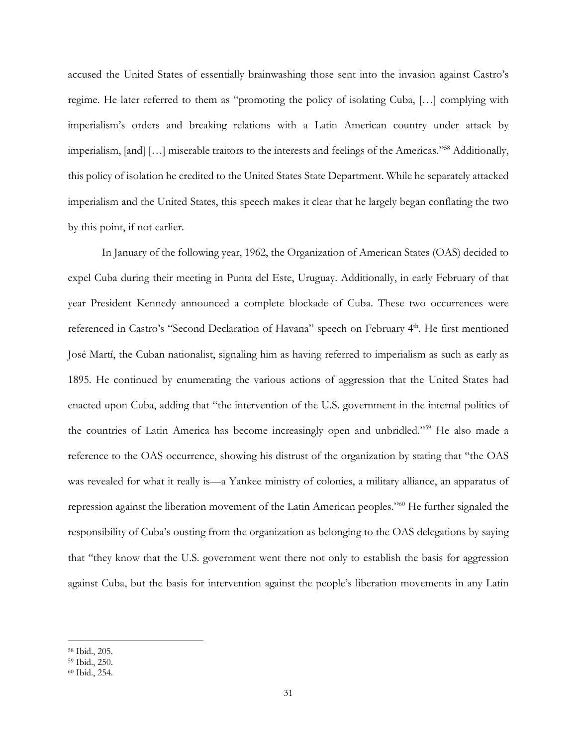accused the United States of essentially brainwashing those sent into the invasion against Castro's regime. He later referred to them as "promoting the policy of isolating Cuba, […] complying with imperialism's orders and breaking relations with a Latin American country under attack by imperialism, [and] […] miserable traitors to the interests and feelings of the Americas."[58] Additionally, this policy of isolation he credited to the United States State Department. While he separately attacked imperialism and the United States, this speech makes it clear that he largely began conflating the two by this point, if not earlier.

In January of the following year, 1962, the Organization of American States (OAS) decided to expel Cuba during their meeting in Punta del Este, Uruguay. Additionally, in early February of that year President Kennedy announced a complete blockade of Cuba. These two occurrences were referenced in Castro's "Second Declaration of Havana" speech on February 4th. He first mentioned José Martí, the Cuban nationalist, signaling him as having referred to imperialism as such as early as 1895. He continued by enumerating the various actions of aggression that the United States had enacted upon Cuba, adding that "the intervention of the U.S. government in the internal politics of the countries of Latin America has become increasingly open and unbridled."[59] He also made a reference to the OAS occurrence, showing his distrust of the organization by stating that "the OAS was revealed for what it really is—a Yankee ministry of colonies, a military alliance, an apparatus of repression against the liberation movement of the Latin American peoples."[60] He further signaled the responsibility of Cuba's ousting from the organization as belonging to the OAS delegations by saying that "they know that the U.S. government went there not only to establish the basis for aggression against Cuba, but the basis for intervention against the people's liberation movements in any Latin

---

[58] Ibid., 205.
[59] Ibid., 250.
[60] Ibid., 254.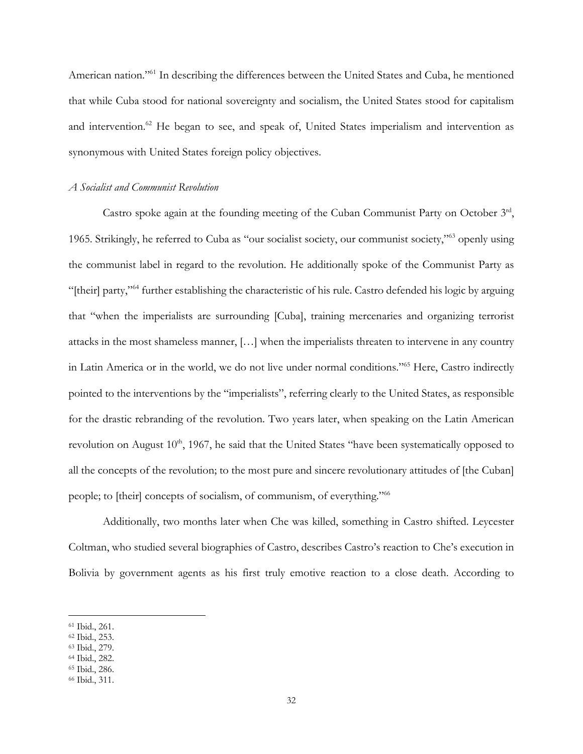American nation."[61] In describing the differences between the United States and Cuba, he mentioned that while Cuba stood for national sovereignty and socialism, the United States stood for capitalism and intervention.[62] He began to see, and speak of, United States imperialism and intervention as synonymous with United States foreign policy objectives.

*A Socialist and Communist Revolution*

Castro spoke again at the founding meeting of the Cuban Communist Party on October 3rd, 1965. Strikingly, he referred to Cuba as "our socialist society, our communist society,"[63] openly using the communist label in regard to the revolution. He additionally spoke of the Communist Party as "[their] party,"[64] further establishing the characteristic of his rule. Castro defended his logic by arguing that "when the imperialists are surrounding [Cuba], training mercenaries and organizing terrorist attacks in the most shameless manner, […] when the imperialists threaten to intervene in any country in Latin America or in the world, we do not live under normal conditions."[65] Here, Castro indirectly pointed to the interventions by the "imperialists", referring clearly to the United States, as responsible for the drastic rebranding of the revolution. Two years later, when speaking on the Latin American revolution on August 10th, 1967, he said that the United States "have been systematically opposed to all the concepts of the revolution; to the most pure and sincere revolutionary attitudes of [the Cuban] people; to [their] concepts of socialism, of communism, of everything."[66]

Additionally, two months later when Che was killed, something in Castro shifted. Leycester Coltman, who studied several biographies of Castro, describes Castro's reaction to Che's execution in Bolivia by government agents as his first truly emotive reaction to a close death. According to

---

[61] Ibid., 261.
[62] Ibid., 253.
[63] Ibid., 279.
[64] Ibid., 282.
[65] Ibid., 286.
[66] Ibid., 311.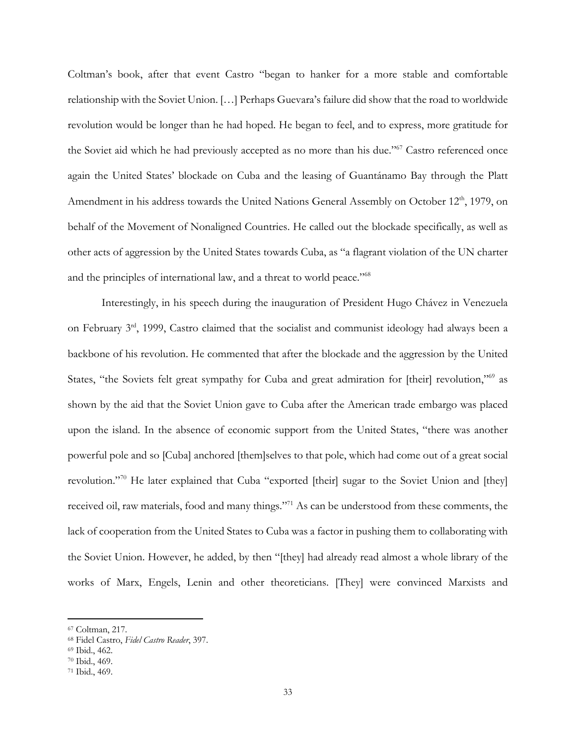Coltman's book, after that event Castro "began to hanker for a more stable and comfortable relationship with the Soviet Union. […] Perhaps Guevara's failure did show that the road to worldwide revolution would be longer than he had hoped. He began to feel, and to express, more gratitude for the Soviet aid which he had previously accepted as no more than his due."[67] Castro referenced once again the United States' blockade on Cuba and the leasing of Guantánamo Bay through the Platt Amendment in his address towards the United Nations General Assembly on October 12th, 1979, on behalf of the Movement of Nonaligned Countries. He called out the blockade specifically, as well as other acts of aggression by the United States towards Cuba, as "a flagrant violation of the UN charter and the principles of international law, and a threat to world peace."[68]

Interestingly, in his speech during the inauguration of President Hugo Chávez in Venezuela on February 3rd, 1999, Castro claimed that the socialist and communist ideology had always been a backbone of his revolution. He commented that after the blockade and the aggression by the United States, "the Soviets felt great sympathy for Cuba and great admiration for [their] revolution,"[69] as shown by the aid that the Soviet Union gave to Cuba after the American trade embargo was placed upon the island. In the absence of economic support from the United States, "there was another powerful pole and so [Cuba] anchored [them]selves to that pole, which had come out of a great social revolution."[70] He later explained that Cuba "exported [their] sugar to the Soviet Union and [they] received oil, raw materials, food and many things."[71] As can be understood from these comments, the lack of cooperation from the United States to Cuba was a factor in pushing them to collaborating with the Soviet Union. However, he added, by then "[they] had already read almost a whole library of the works of Marx, Engels, Lenin and other theoreticians. [They] were convinced Marxists and

---

[67] Coltman, 217.

[68] Fidel Castro, *Fidel Castro Reader*, 397.

[69] Ibid., 462.

[70] Ibid., 469.

[71] Ibid., 469.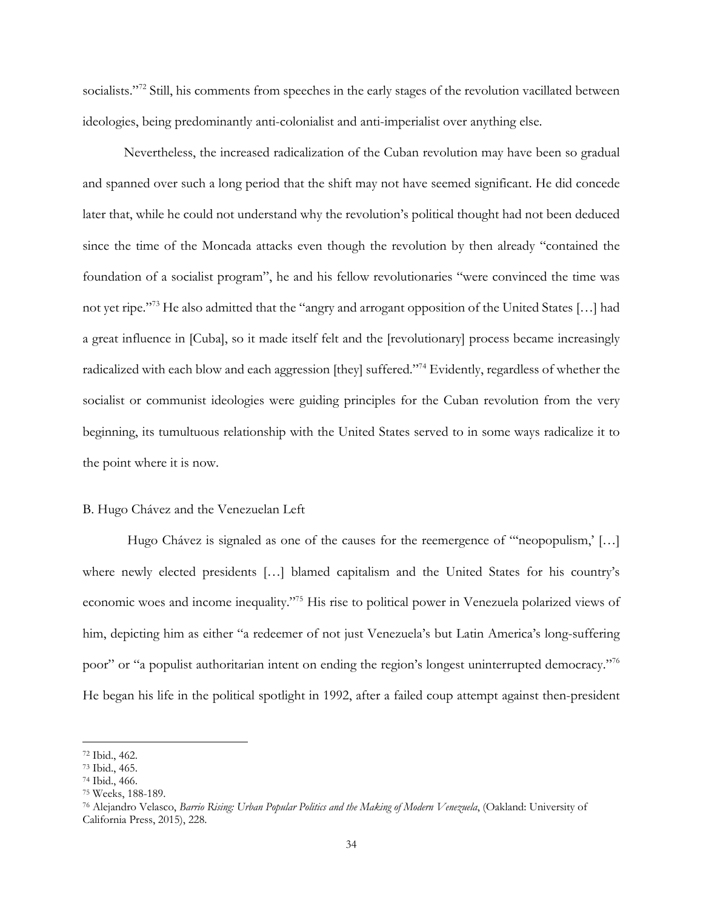socialists."[72] Still, his comments from speeches in the early stages of the revolution vacillated between ideologies, being predominantly anti-colonialist and anti-imperialist over anything else.

Nevertheless, the increased radicalization of the Cuban revolution may have been so gradual and spanned over such a long period that the shift may not have seemed significant. He did concede later that, while he could not understand why the revolution's political thought had not been deduced since the time of the Moncada attacks even though the revolution by then already "contained the foundation of a socialist program", he and his fellow revolutionaries "were convinced the time was not yet ripe."[73] He also admitted that the "angry and arrogant opposition of the United States […] had a great influence in [Cuba], so it made itself felt and the [revolutionary] process became increasingly radicalized with each blow and each aggression [they] suffered."[74] Evidently, regardless of whether the socialist or communist ideologies were guiding principles for the Cuban revolution from the very beginning, its tumultuous relationship with the United States served to in some ways radicalize it to the point where it is now.

B. Hugo Chávez and the Venezuelan Left

Hugo Chávez is signaled as one of the causes for the reemergence of "'neopopulism,' […] where newly elected presidents […] blamed capitalism and the United States for his country's economic woes and income inequality."[75] His rise to political power in Venezuela polarized views of him, depicting him as either "a redeemer of not just Venezuela's but Latin America's long-suffering poor" or "a populist authoritarian intent on ending the region's longest uninterrupted democracy."[76] He began his life in the political spotlight in 1992, after a failed coup attempt against then-president

---

[72] Ibid., 462.
[73] Ibid., 465.
[74] Ibid., 466.
[75] Weeks, 188-189.
[76] Alejandro Velasco, *Barrio Rising: Urban Popular Politics and the Making of Modern Venezuela*, (Oakland: University of California Press, 2015), 228.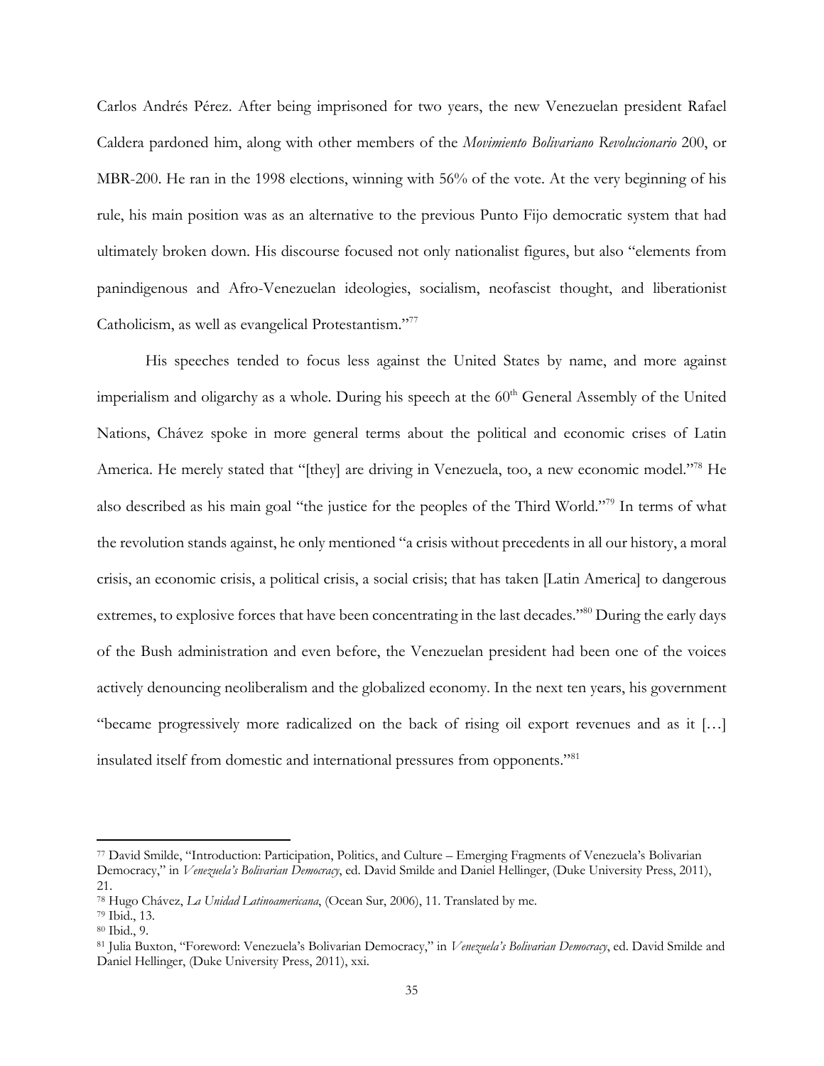Carlos Andrés Pérez. After being imprisoned for two years, the new Venezuelan president Rafael Caldera pardoned him, along with other members of the *Movimiento Bolivariano Revolucionario* 200, or MBR-200. He ran in the 1998 elections, winning with 56% of the vote. At the very beginning of his rule, his main position was as an alternative to the previous Punto Fijo democratic system that had ultimately broken down. His discourse focused not only nationalist figures, but also "elements from panindigenous and Afro-Venezuelan ideologies, socialism, neofascist thought, and liberationist Catholicism, as well as evangelical Protestantism."[77]

His speeches tended to focus less against the United States by name, and more against imperialism and oligarchy as a whole. During his speech at the 60th General Assembly of the United Nations, Chávez spoke in more general terms about the political and economic crises of Latin America. He merely stated that "[they] are driving in Venezuela, too, a new economic model."[78] He also described as his main goal "the justice for the peoples of the Third World."[79] In terms of what the revolution stands against, he only mentioned "a crisis without precedents in all our history, a moral crisis, an economic crisis, a political crisis, a social crisis; that has taken [Latin America] to dangerous extremes, to explosive forces that have been concentrating in the last decades."[80] During the early days of the Bush administration and even before, the Venezuelan president had been one of the voices actively denouncing neoliberalism and the globalized economy. In the next ten years, his government "became progressively more radicalized on the back of rising oil export revenues and as it [...] insulated itself from domestic and international pressures from opponents."[81]

---

[77] David Smilde, "Introduction: Participation, Politics, and Culture – Emerging Fragments of Venezuela's Bolivarian Democracy," in *Venezuela's Bolivarian Democracy*, ed. David Smilde and Daniel Hellinger, (Duke University Press, 2011), 21.

[78] Hugo Chávez, *La Unidad Latinoamericana*, (Ocean Sur, 2006), 11. Translated by me.

[79] Ibid., 13.

[80] Ibid., 9.

[81] Julia Buxton, "Foreword: Venezuela's Bolivarian Democracy," in *Venezuela's Bolivarian Democracy*, ed. David Smilde and Daniel Hellinger, (Duke University Press, 2011), xxi.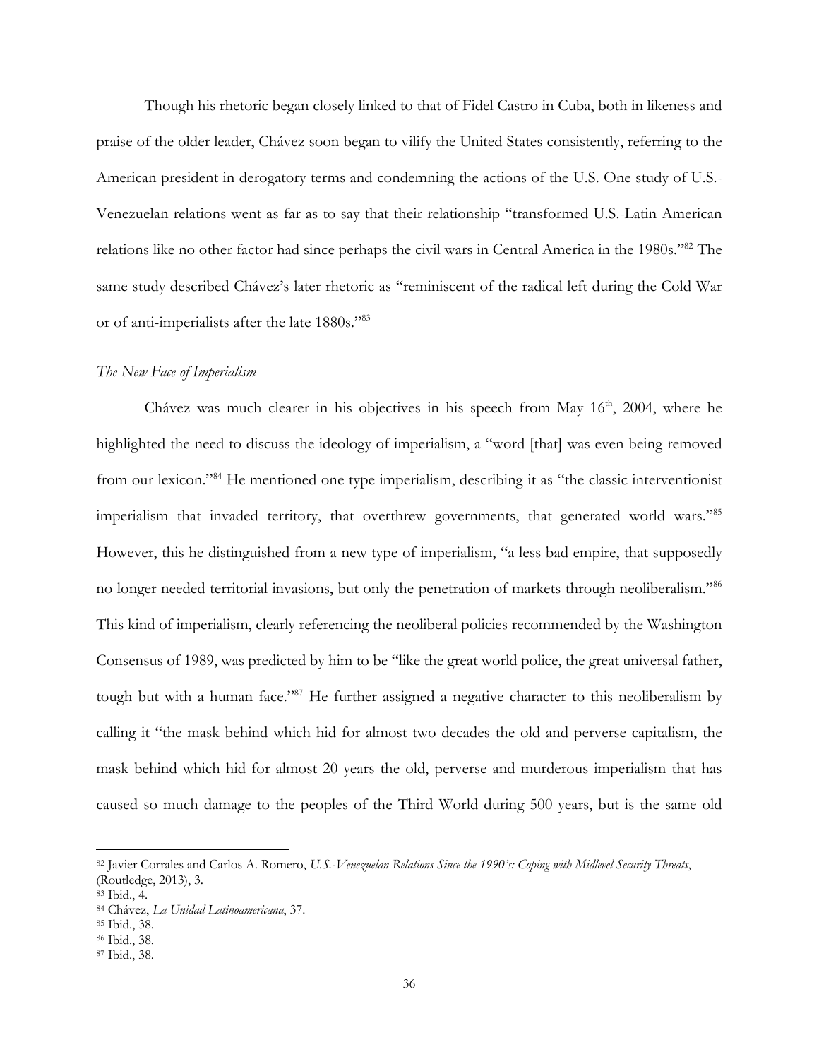Though his rhetoric began closely linked to that of Fidel Castro in Cuba, both in likeness and praise of the older leader, Chávez soon began to vilify the United States consistently, referring to the American president in derogatory terms and condemning the actions of the U.S. One study of U.S.-Venezuelan relations went as far as to say that their relationship "transformed U.S.-Latin American relations like no other factor had since perhaps the civil wars in Central America in the 1980s."[82] The same study described Chávez's later rhetoric as "reminiscent of the radical left during the Cold War or of anti-imperialists after the late 1880s."[83]

*The New Face of Imperialism*

Chávez was much clearer in his objectives in his speech from May 16th, 2004, where he highlighted the need to discuss the ideology of imperialism, a "word [that] was even being removed from our lexicon."[84] He mentioned one type imperialism, describing it as "the classic interventionist imperialism that invaded territory, that overthrew governments, that generated world wars."[85] However, this he distinguished from a new type of imperialism, "a less bad empire, that supposedly no longer needed territorial invasions, but only the penetration of markets through neoliberalism."[86] This kind of imperialism, clearly referencing the neoliberal policies recommended by the Washington Consensus of 1989, was predicted by him to be "like the great world police, the great universal father, tough but with a human face."[87] He further assigned a negative character to this neoliberalism by calling it "the mask behind which hid for almost two decades the old and perverse capitalism, the mask behind which hid for almost 20 years the old, perverse and murderous imperialism that has caused so much damage to the peoples of the Third World during 500 years, but is the same old

---

[82] Javier Corrales and Carlos A. Romero, *U.S.-Venezuelan Relations Since the 1990's: Coping with Midlevel Security Threats*, (Routledge, 2013), 3.
[83] Ibid., 4.
[84] Chávez, *La Unidad Latinoamericana*, 37.
[85] Ibid., 38.
[86] Ibid., 38.
[87] Ibid., 38.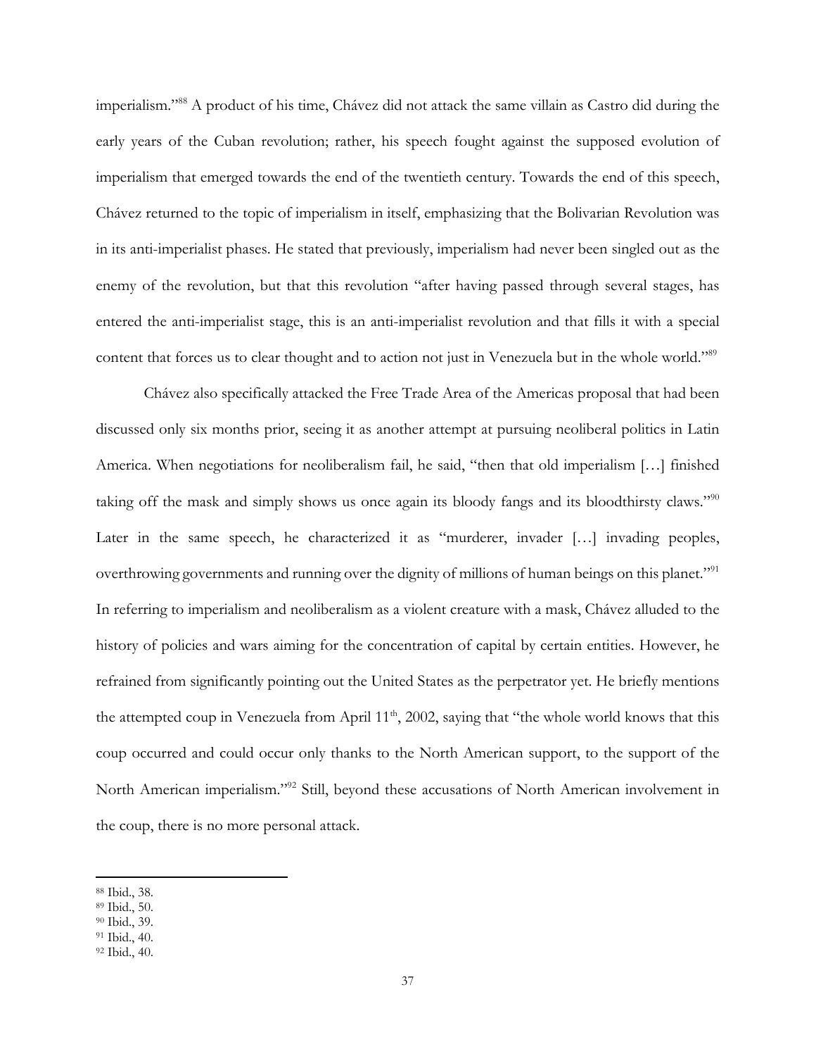imperialism."[88] A product of his time, Chávez did not attack the same villain as Castro did during the early years of the Cuban revolution; rather, his speech fought against the supposed evolution of imperialism that emerged towards the end of the twentieth century. Towards the end of this speech, Chávez returned to the topic of imperialism in itself, emphasizing that the Bolivarian Revolution was in its anti-imperialist phases. He stated that previously, imperialism had never been singled out as the enemy of the revolution, but that this revolution "after having passed through several stages, has entered the anti-imperialist stage, this is an anti-imperialist revolution and that fills it with a special content that forces us to clear thought and to action not just in Venezuela but in the whole world."[89]

Chávez also specifically attacked the Free Trade Area of the Americas proposal that had been discussed only six months prior, seeing it as another attempt at pursuing neoliberal politics in Latin America. When negotiations for neoliberalism fail, he said, "then that old imperialism […] finished taking off the mask and simply shows us once again its bloody fangs and its bloodthirsty claws."[90] Later in the same speech, he characterized it as "murderer, invader […] invading peoples, overthrowing governments and running over the dignity of millions of human beings on this planet."[91] In referring to imperialism and neoliberalism as a violent creature with a mask, Chávez alluded to the history of policies and wars aiming for the concentration of capital by certain entities. However, he refrained from significantly pointing out the United States as the perpetrator yet. He briefly mentions the attempted coup in Venezuela from April 11th, 2002, saying that "the whole world knows that this coup occurred and could occur only thanks to the North American support, to the support of the North American imperialism."[92] Still, beyond these accusations of North American involvement in the coup, there is no more personal attack.

---

[88] Ibid., 38.
[89] Ibid., 50.
[90] Ibid., 39.
[91] Ibid., 40.
[92] Ibid., 40.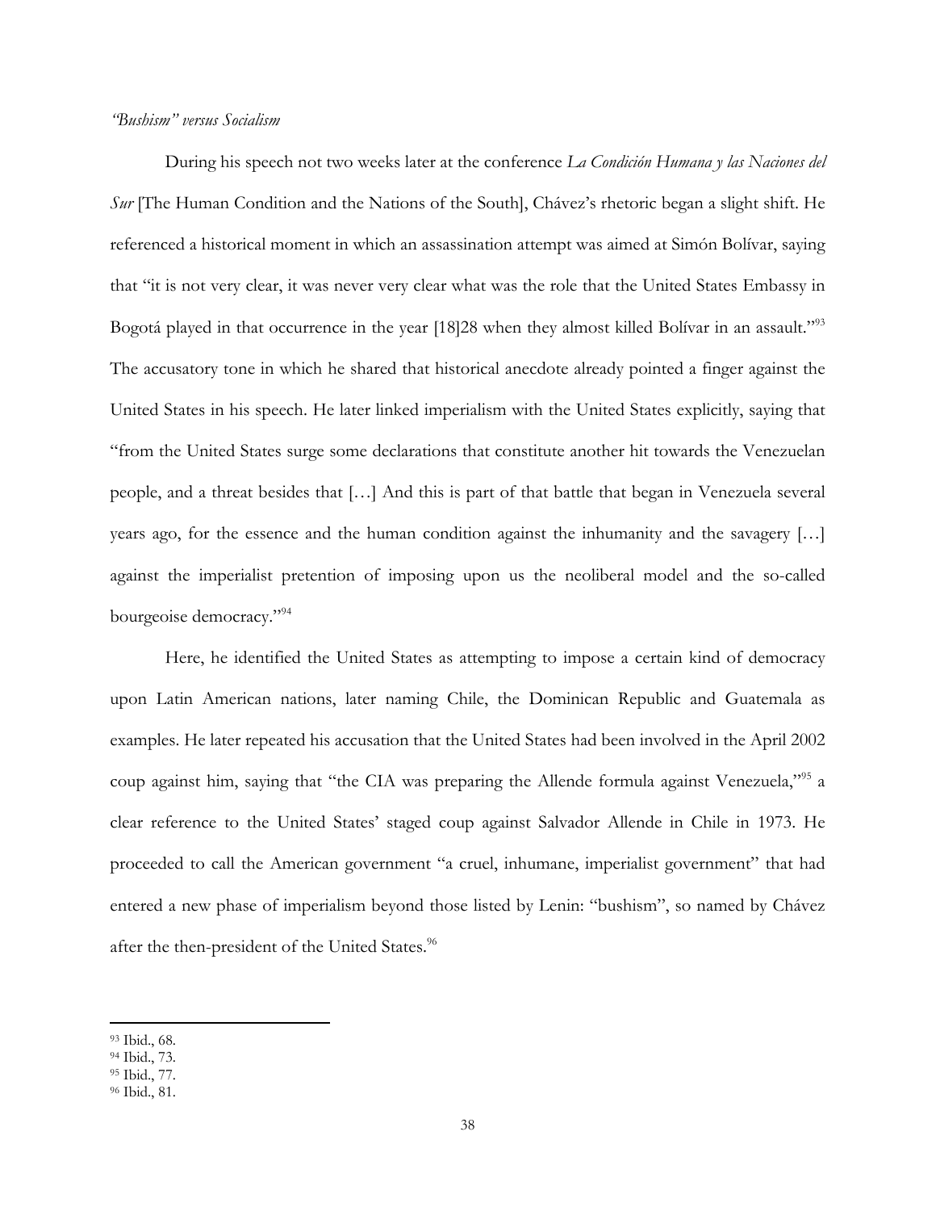*"Bushism" versus Socialism*

During his speech not two weeks later at the conference *La Condición Humana y las Naciones del Sur* [The Human Condition and the Nations of the South], Chávez's rhetoric began a slight shift. He referenced a historical moment in which an assassination attempt was aimed at Simón Bolívar, saying that "it is not very clear, it was never very clear what was the role that the United States Embassy in Bogotá played in that occurrence in the year [18]28 when they almost killed Bolívar in an assault."[93] The accusatory tone in which he shared that historical anecdote already pointed a finger against the United States in his speech. He later linked imperialism with the United States explicitly, saying that "from the United States surge some declarations that constitute another hit towards the Venezuelan people, and a threat besides that […] And this is part of that battle that began in Venezuela several years ago, for the essence and the human condition against the inhumanity and the savagery […] against the imperialist pretention of imposing upon us the neoliberal model and the so-called bourgeoise democracy."[94]

Here, he identified the United States as attempting to impose a certain kind of democracy upon Latin American nations, later naming Chile, the Dominican Republic and Guatemala as examples. He later repeated his accusation that the United States had been involved in the April 2002 coup against him, saying that "the CIA was preparing the Allende formula against Venezuela,"[95] a clear reference to the United States' staged coup against Salvador Allende in Chile in 1973. He proceeded to call the American government "a cruel, inhumane, imperialist government" that had entered a new phase of imperialism beyond those listed by Lenin: "bushism", so named by Chávez after the then-president of the United States.[96]

---

[93] Ibid., 68.
[94] Ibid., 73.
[95] Ibid., 77.
[96] Ibid., 81.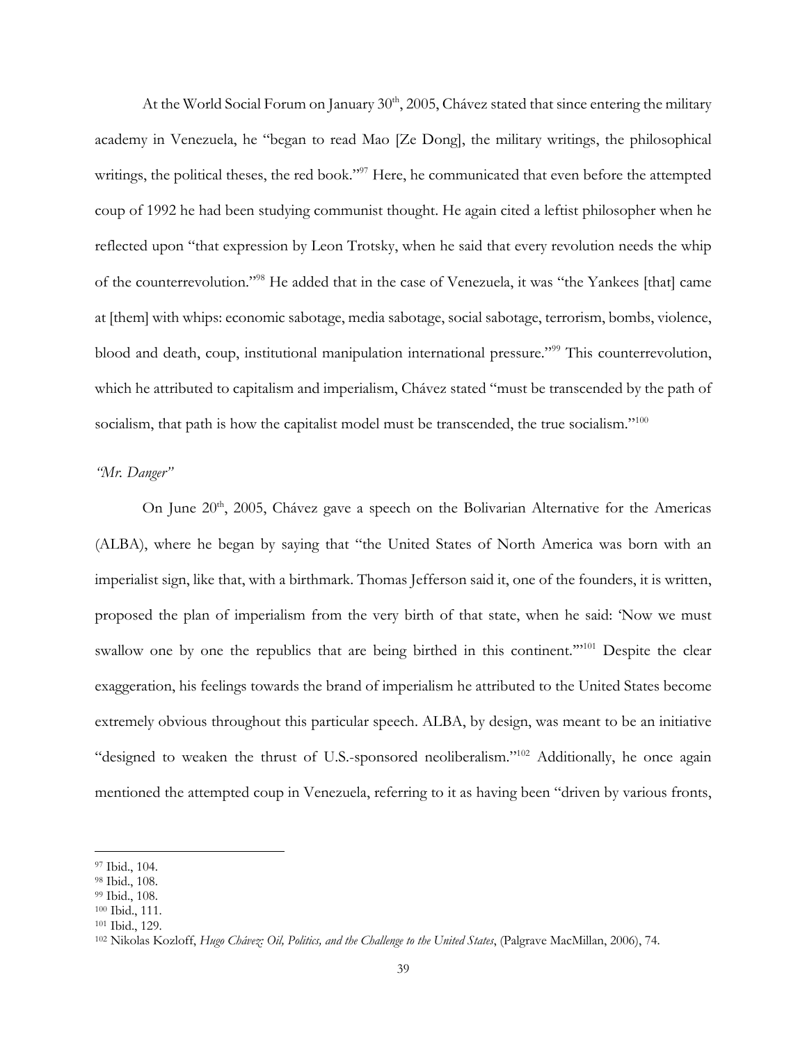At the World Social Forum on January 30th, 2005, Chávez stated that since entering the military academy in Venezuela, he "began to read Mao [Ze Dong], the military writings, the philosophical writings, the political theses, the red book."[97] Here, he communicated that even before the attempted coup of 1992 he had been studying communist thought. He again cited a leftist philosopher when he reflected upon "that expression by Leon Trotsky, when he said that every revolution needs the whip of the counterrevolution."[98] He added that in the case of Venezuela, it was "the Yankees [that] came at [them] with whips: economic sabotage, media sabotage, social sabotage, terrorism, bombs, violence, blood and death, coup, institutional manipulation international pressure."[99] This counterrevolution, which he attributed to capitalism and imperialism, Chávez stated "must be transcended by the path of socialism, that path is how the capitalist model must be transcended, the true socialism."[100]

*"Mr. Danger"*

On June 20th, 2005, Chávez gave a speech on the Bolivarian Alternative for the Americas (ALBA), where he began by saying that "the United States of North America was born with an imperialist sign, like that, with a birthmark. Thomas Jefferson said it, one of the founders, it is written, proposed the plan of imperialism from the very birth of that state, when he said: 'Now we must swallow one by one the republics that are being birthed in this continent.'"[101] Despite the clear exaggeration, his feelings towards the brand of imperialism he attributed to the United States become extremely obvious throughout this particular speech. ALBA, by design, was meant to be an initiative "designed to weaken the thrust of U.S.-sponsored neoliberalism."[102] Additionally, he once again mentioned the attempted coup in Venezuela, referring to it as having been "driven by various fronts,

---

[97] Ibid., 104.
[98] Ibid., 108.
[99] Ibid., 108.
[100] Ibid., 111.
[101] Ibid., 129.
[102] Nikolas Kozloff, *Hugo Chávez: Oil, Politics, and the Challenge to the United States*, (Palgrave MacMillan, 2006), 74.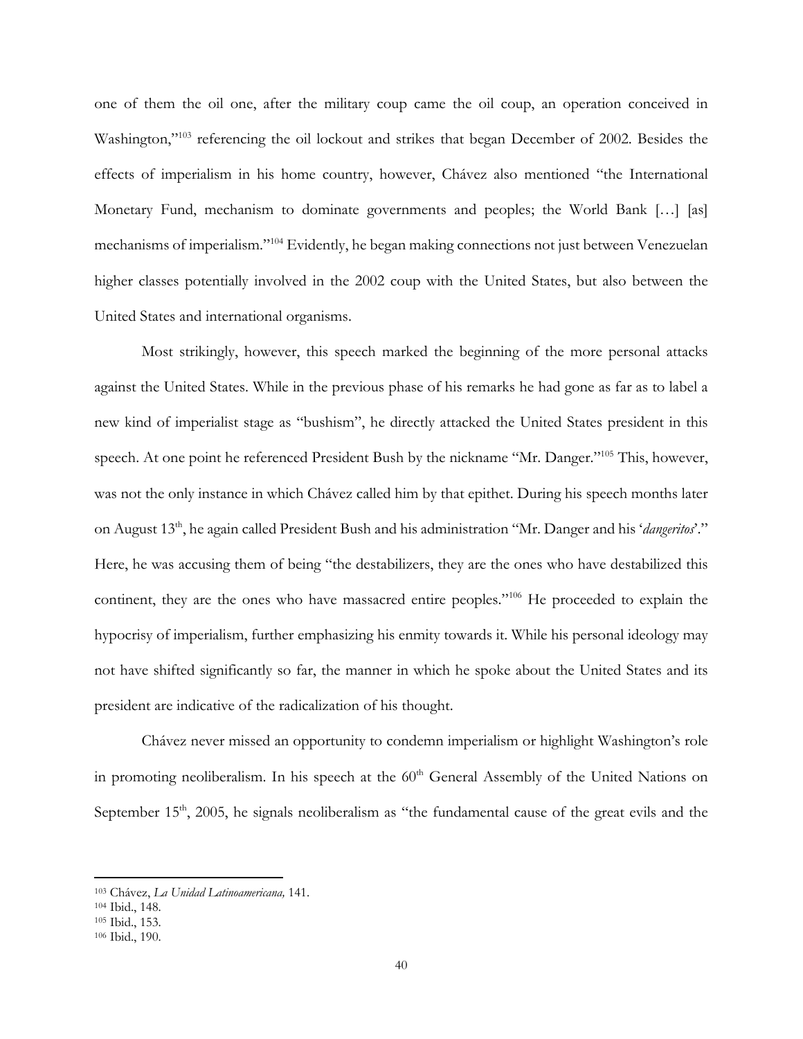one of them the oil one, after the military coup came the oil coup, an operation conceived in Washington,"[103] referencing the oil lockout and strikes that began December of 2002. Besides the effects of imperialism in his home country, however, Chávez also mentioned "the International Monetary Fund, mechanism to dominate governments and peoples; the World Bank […] [as] mechanisms of imperialism."[104] Evidently, he began making connections not just between Venezuelan higher classes potentially involved in the 2002 coup with the United States, but also between the United States and international organisms.

Most strikingly, however, this speech marked the beginning of the more personal attacks against the United States. While in the previous phase of his remarks he had gone as far as to label a new kind of imperialist stage as "bushism", he directly attacked the United States president in this speech. At one point he referenced President Bush by the nickname "Mr. Danger."[105] This, however, was not the only instance in which Chávez called him by that epithet. During his speech months later on August 13th, he again called President Bush and his administration "Mr. Danger and his '*dangeritos*'." Here, he was accusing them of being "the destabilizers, they are the ones who have destabilized this continent, they are the ones who have massacred entire peoples."[106] He proceeded to explain the hypocrisy of imperialism, further emphasizing his enmity towards it. While his personal ideology may not have shifted significantly so far, the manner in which he spoke about the United States and its president are indicative of the radicalization of his thought.

Chávez never missed an opportunity to condemn imperialism or highlight Washington's role in promoting neoliberalism. In his speech at the 60th General Assembly of the United Nations on September 15th, 2005, he signals neoliberalism as "the fundamental cause of the great evils and the

---

[103] Chávez, *La Unidad Latinoamericana,* 141.
[104] Ibid., 148.
[105] Ibid., 153.
[106] Ibid., 190.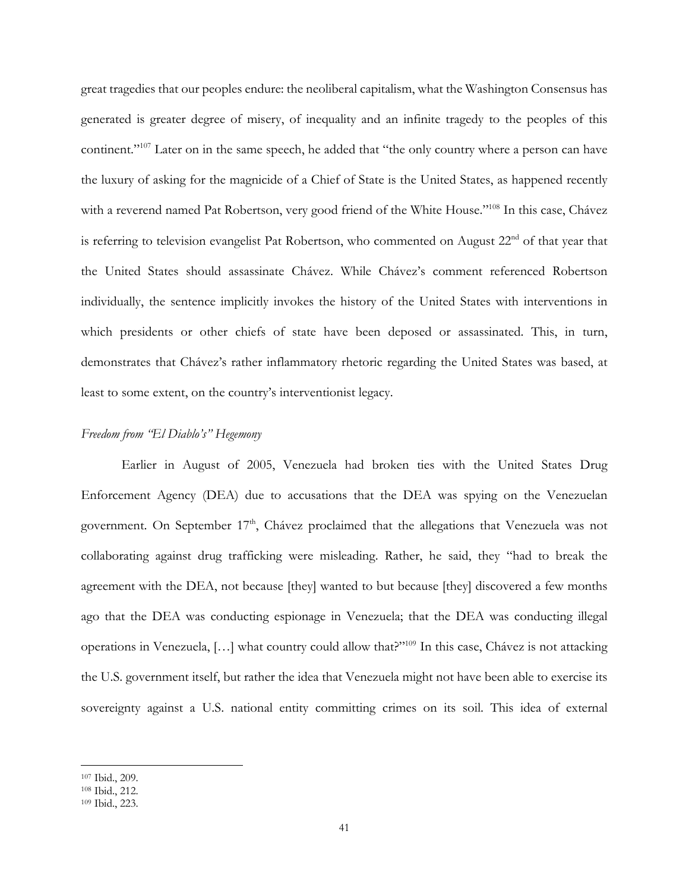great tragedies that our peoples endure: the neoliberal capitalism, what the Washington Consensus has generated is greater degree of misery, of inequality and an infinite tragedy to the peoples of this continent."[107] Later on in the same speech, he added that "the only country where a person can have the luxury of asking for the magnicide of a Chief of State is the United States, as happened recently with a reverend named Pat Robertson, very good friend of the White House."[108] In this case, Chávez is referring to television evangelist Pat Robertson, who commented on August 22nd of that year that the United States should assassinate Chávez. While Chávez's comment referenced Robertson individually, the sentence implicitly invokes the history of the United States with interventions in which presidents or other chiefs of state have been deposed or assassinated. This, in turn, demonstrates that Chávez's rather inflammatory rhetoric regarding the United States was based, at least to some extent, on the country's interventionist legacy.

*Freedom from "El Diablo's" Hegemony*

Earlier in August of 2005, Venezuela had broken ties with the United States Drug Enforcement Agency (DEA) due to accusations that the DEA was spying on the Venezuelan government. On September 17th, Chávez proclaimed that the allegations that Venezuela was not collaborating against drug trafficking were misleading. Rather, he said, they "had to break the agreement with the DEA, not because [they] wanted to but because [they] discovered a few months ago that the DEA was conducting espionage in Venezuela; that the DEA was conducting illegal operations in Venezuela, […] what country could allow that?"[109] In this case, Chávez is not attacking the U.S. government itself, but rather the idea that Venezuela might not have been able to exercise its sovereignty against a U.S. national entity committing crimes on its soil. This idea of external

[107] Ibid., 209.
[108] Ibid., 212.
[109] Ibid., 223.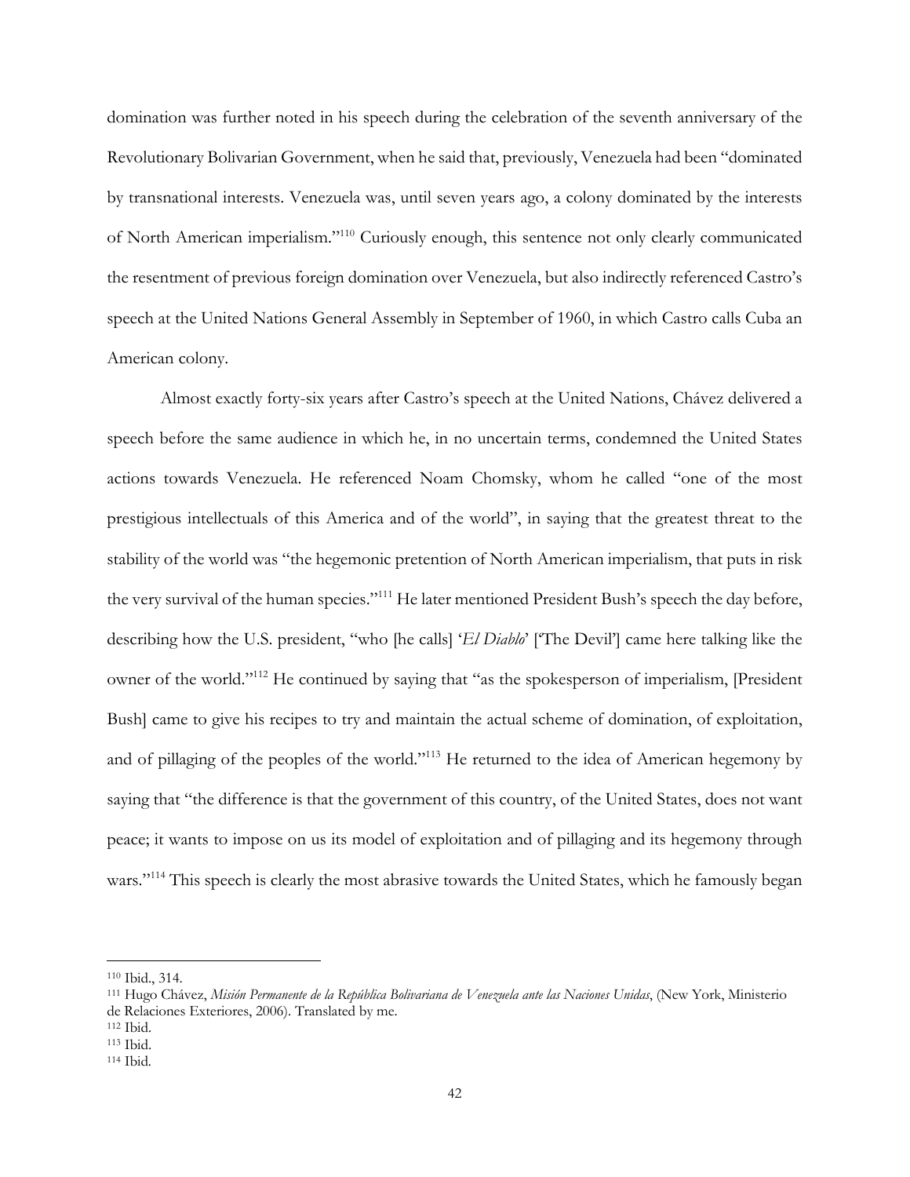domination was further noted in his speech during the celebration of the seventh anniversary of the Revolutionary Bolivarian Government, when he said that, previously, Venezuela had been "dominated by transnational interests. Venezuela was, until seven years ago, a colony dominated by the interests of North American imperialism."[110] Curiously enough, this sentence not only clearly communicated the resentment of previous foreign domination over Venezuela, but also indirectly referenced Castro's speech at the United Nations General Assembly in September of 1960, in which Castro calls Cuba an American colony.

Almost exactly forty-six years after Castro's speech at the United Nations, Chávez delivered a speech before the same audience in which he, in no uncertain terms, condemned the United States actions towards Venezuela. He referenced Noam Chomsky, whom he called "one of the most prestigious intellectuals of this America and of the world", in saying that the greatest threat to the stability of the world was "the hegemonic pretention of North American imperialism, that puts in risk the very survival of the human species."[111] He later mentioned President Bush's speech the day before, describing how the U.S. president, "who [he calls] '*El Diablo*' ['The Devil'] came here talking like the owner of the world."[112] He continued by saying that "as the spokesperson of imperialism, [President Bush] came to give his recipes to try and maintain the actual scheme of domination, of exploitation, and of pillaging of the peoples of the world."[113] He returned to the idea of American hegemony by saying that "the difference is that the government of this country, of the United States, does not want peace; it wants to impose on us its model of exploitation and of pillaging and its hegemony through wars."[114] This speech is clearly the most abrasive towards the United States, which he famously began

---

[110] Ibid., 314.

[111] Hugo Chávez, *Misión Permanente de la República Bolivariana de Venezuela ante las Naciones Unidas*, (New York, Ministerio de Relaciones Exteriores, 2006). Translated by me.

[112] Ibid.

[113] Ibid.

[114] Ibid.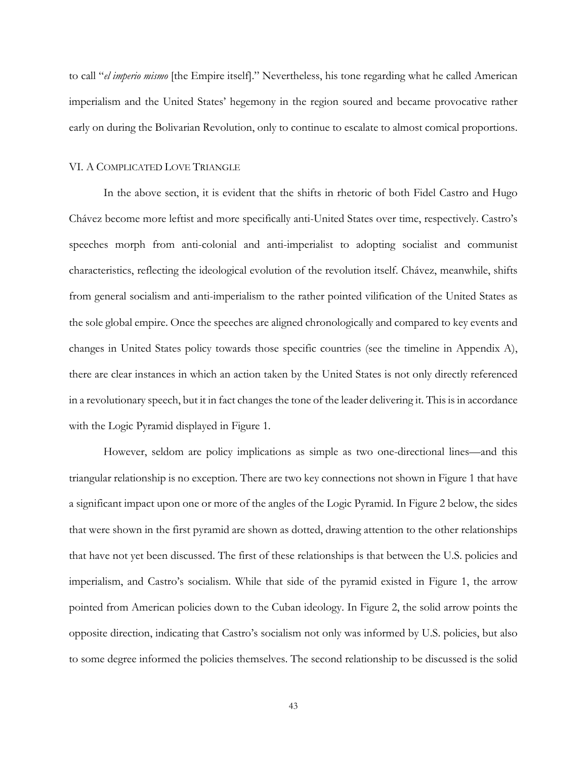to call "*el imperio mismo* [the Empire itself]." Nevertheless, his tone regarding what he called American imperialism and the United States' hegemony in the region soured and became provocative rather early on during the Bolivarian Revolution, only to continue to escalate to almost comical proportions.

## VI. A Complicated Love Triangle

In the above section, it is evident that the shifts in rhetoric of both Fidel Castro and Hugo Chávez become more leftist and more specifically anti-United States over time, respectively. Castro's speeches morph from anti-colonial and anti-imperialist to adopting socialist and communist characteristics, reflecting the ideological evolution of the revolution itself. Chávez, meanwhile, shifts from general socialism and anti-imperialism to the rather pointed vilification of the United States as the sole global empire. Once the speeches are aligned chronologically and compared to key events and changes in United States policy towards those specific countries (see the timeline in Appendix A), there are clear instances in which an action taken by the United States is not only directly referenced in a revolutionary speech, but it in fact changes the tone of the leader delivering it. This is in accordance with the Logic Pyramid displayed in Figure 1.

However, seldom are policy implications as simple as two one-directional lines—and this triangular relationship is no exception. There are two key connections not shown in Figure 1 that have a significant impact upon one or more of the angles of the Logic Pyramid. In Figure 2 below, the sides that were shown in the first pyramid are shown as dotted, drawing attention to the other relationships that have not yet been discussed. The first of these relationships is that between the U.S. policies and imperialism, and Castro's socialism. While that side of the pyramid existed in Figure 1, the arrow pointed from American policies down to the Cuban ideology. In Figure 2, the solid arrow points the opposite direction, indicating that Castro's socialism not only was informed by U.S. policies, but also to some degree informed the policies themselves. The second relationship to be discussed is the solid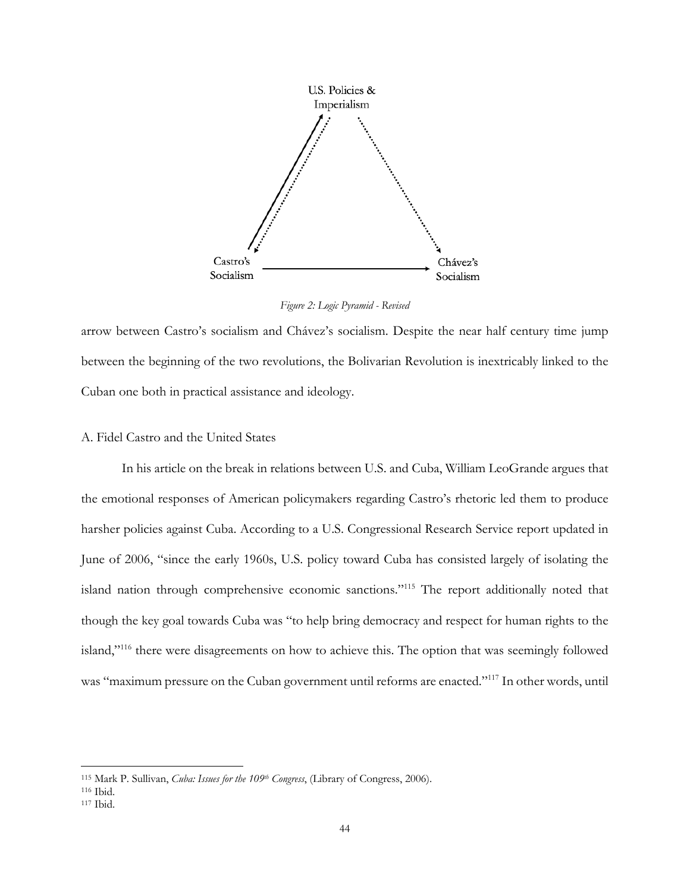U.S. Policies & Imperialism

Castro's Socialism

Chávez's Socialism

*Figure 2: Logic Pyramid - Revised*

arrow between Castro's socialism and Chávez's socialism. Despite the near half century time jump between the beginning of the two revolutions, the Bolivarian Revolution is inextricably linked to the Cuban one both in practical assistance and ideology.

A. Fidel Castro and the United States

In his article on the break in relations between U.S. and Cuba, William LeoGrande argues that the emotional responses of American policymakers regarding Castro's rhetoric led them to produce harsher policies against Cuba. According to a U.S. Congressional Research Service report updated in June of 2006, "since the early 1960s, U.S. policy toward Cuba has consisted largely of isolating the island nation through comprehensive economic sanctions."[115] The report additionally noted that though the key goal towards Cuba was "to help bring democracy and respect for human rights to the island,"[116] there were disagreements on how to achieve this. The option that was seemingly followed was "maximum pressure on the Cuban government until reforms are enacted."[117] In other words, until

---

[115] Mark P. Sullivan, *Cuba: Issues for the 109th Congress*, (Library of Congress, 2006).

[116] Ibid.

[117] Ibid.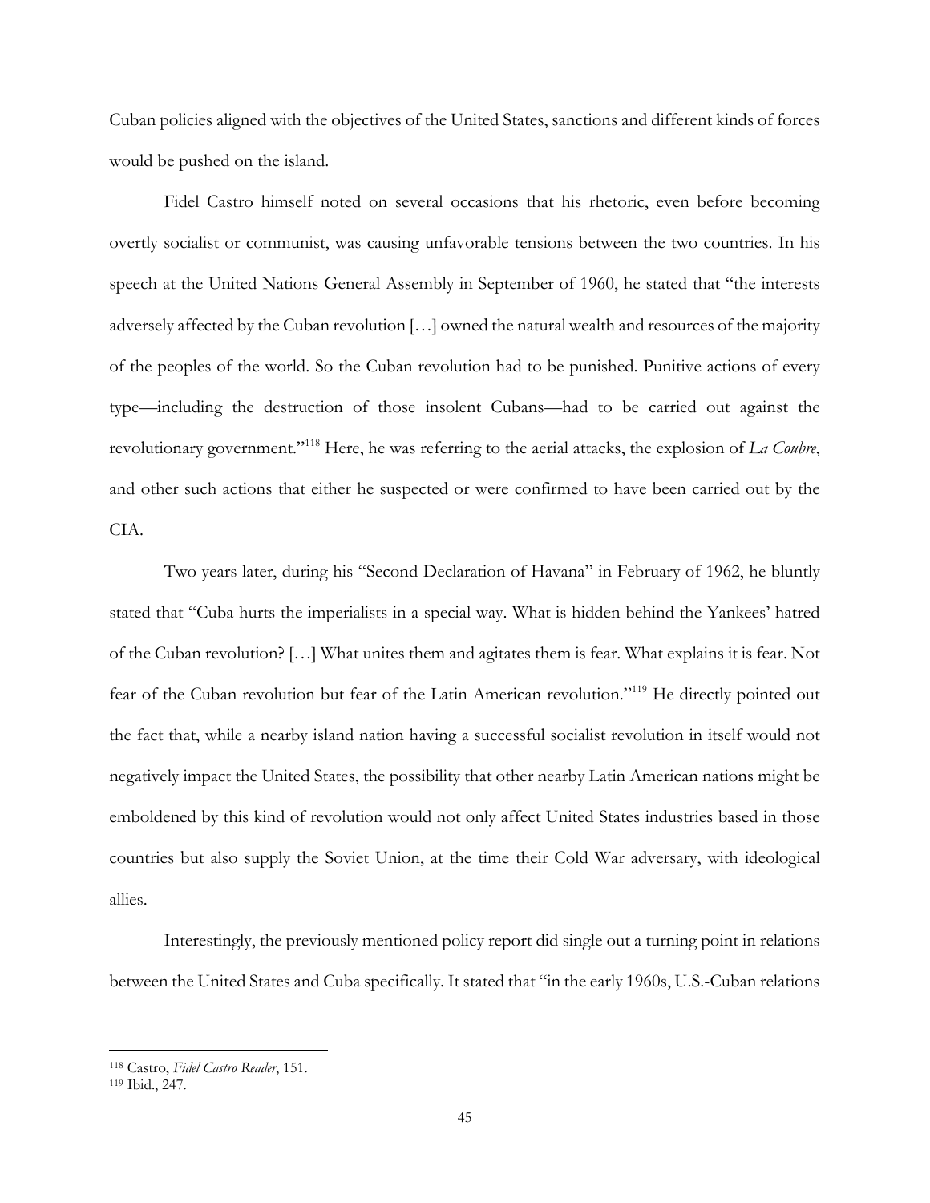Cuban policies aligned with the objectives of the United States, sanctions and different kinds of forces would be pushed on the island.

Fidel Castro himself noted on several occasions that his rhetoric, even before becoming overtly socialist or communist, was causing unfavorable tensions between the two countries. In his speech at the United Nations General Assembly in September of 1960, he stated that "the interests adversely affected by the Cuban revolution […] owned the natural wealth and resources of the majority of the peoples of the world. So the Cuban revolution had to be punished. Punitive actions of every type—including the destruction of those insolent Cubans—had to be carried out against the revolutionary government."[118] Here, he was referring to the aerial attacks, the explosion of *La Coubre*, and other such actions that either he suspected or were confirmed to have been carried out by the CIA.

Two years later, during his "Second Declaration of Havana" in February of 1962, he bluntly stated that "Cuba hurts the imperialists in a special way. What is hidden behind the Yankees' hatred of the Cuban revolution? […] What unites them and agitates them is fear. What explains it is fear. Not fear of the Cuban revolution but fear of the Latin American revolution."[119] He directly pointed out the fact that, while a nearby island nation having a successful socialist revolution in itself would not negatively impact the United States, the possibility that other nearby Latin American nations might be emboldened by this kind of revolution would not only affect United States industries based in those countries but also supply the Soviet Union, at the time their Cold War adversary, with ideological allies.

Interestingly, the previously mentioned policy report did single out a turning point in relations between the United States and Cuba specifically. It stated that "in the early 1960s, U.S.-Cuban relations

---

[118] Castro, *Fidel Castro Reader*, 151.

[119] Ibid., 247.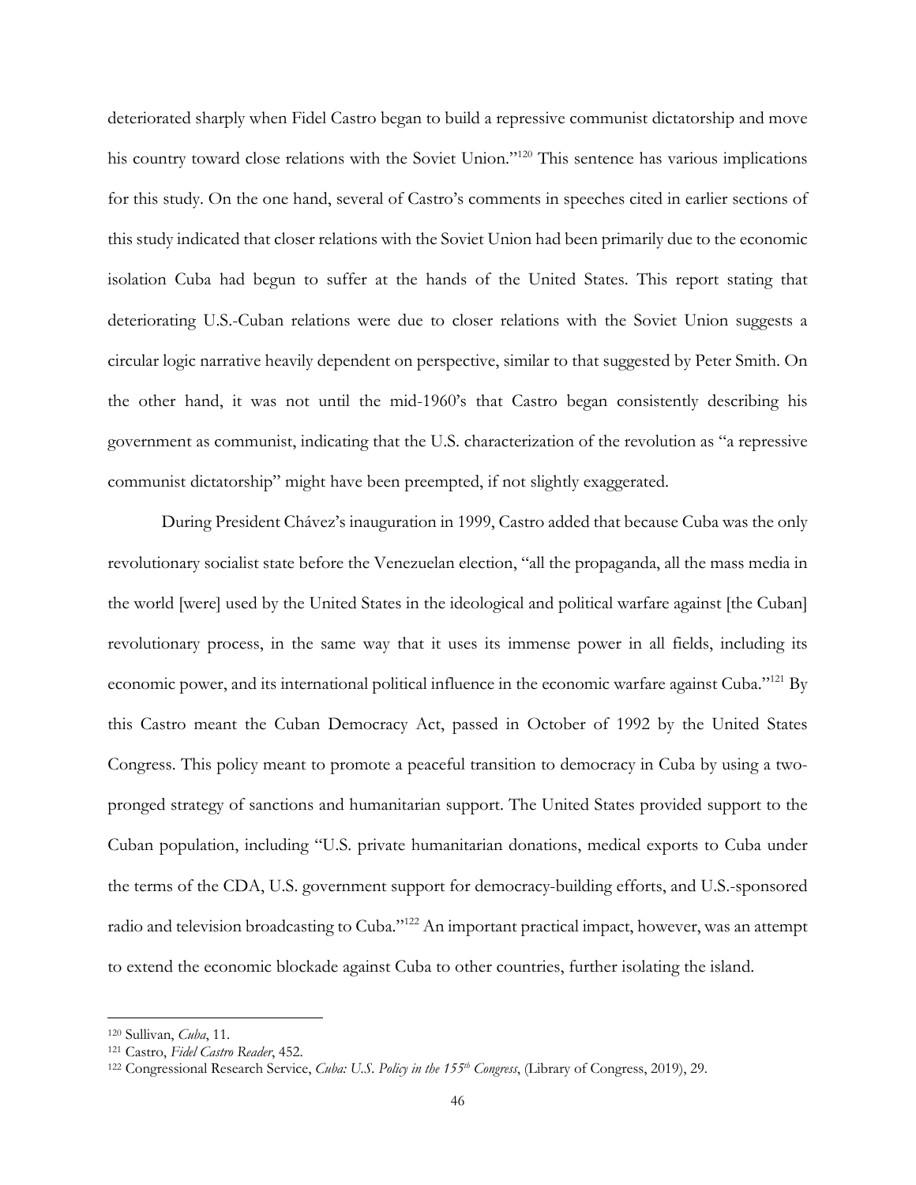deteriorated sharply when Fidel Castro began to build a repressive communist dictatorship and move his country toward close relations with the Soviet Union."[120] This sentence has various implications for this study. On the one hand, several of Castro's comments in speeches cited in earlier sections of this study indicated that closer relations with the Soviet Union had been primarily due to the economic isolation Cuba had begun to suffer at the hands of the United States. This report stating that deteriorating U.S.-Cuban relations were due to closer relations with the Soviet Union suggests a circular logic narrative heavily dependent on perspective, similar to that suggested by Peter Smith. On the other hand, it was not until the mid-1960's that Castro began consistently describing his government as communist, indicating that the U.S. characterization of the revolution as "a repressive communist dictatorship" might have been preempted, if not slightly exaggerated.

During President Chávez's inauguration in 1999, Castro added that because Cuba was the only revolutionary socialist state before the Venezuelan election, "all the propaganda, all the mass media in the world [were] used by the United States in the ideological and political warfare against [the Cuban] revolutionary process, in the same way that it uses its immense power in all fields, including its economic power, and its international political influence in the economic warfare against Cuba."[121] By this Castro meant the Cuban Democracy Act, passed in October of 1992 by the United States Congress. This policy meant to promote a peaceful transition to democracy in Cuba by using a two-pronged strategy of sanctions and humanitarian support. The United States provided support to the Cuban population, including "U.S. private humanitarian donations, medical exports to Cuba under the terms of the CDA, U.S. government support for democracy-building efforts, and U.S.-sponsored radio and television broadcasting to Cuba."[122] An important practical impact, however, was an attempt to extend the economic blockade against Cuba to other countries, further isolating the island.

---

[120] Sullivan, *Cuba*, 11.

[121] Castro, *Fidel Castro Reader*, 452.

[122] Congressional Research Service, *Cuba: U.S. Policy in the 155th Congress*, (Library of Congress, 2019), 29.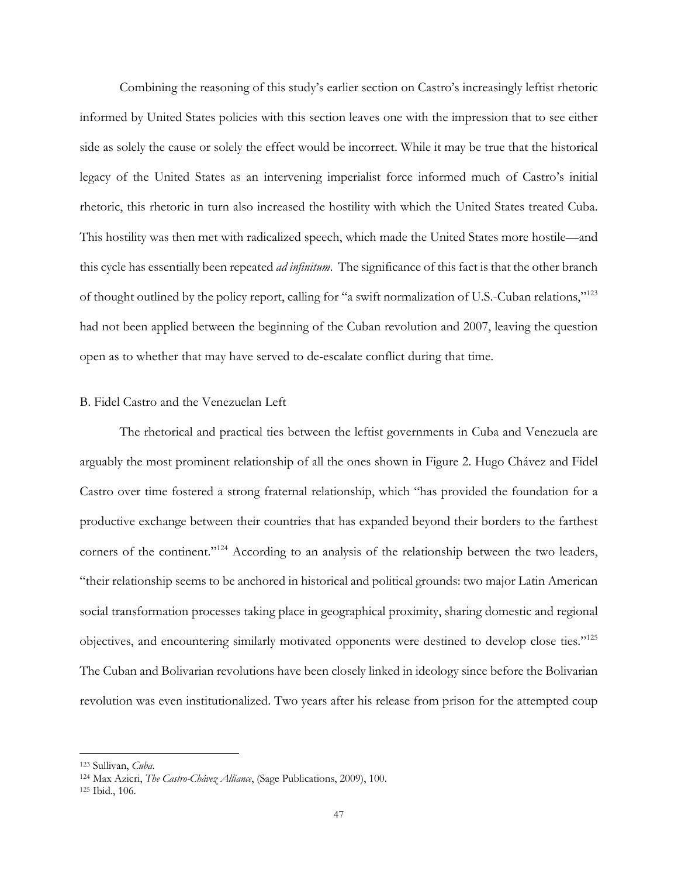Combining the reasoning of this study's earlier section on Castro's increasingly leftist rhetoric informed by United States policies with this section leaves one with the impression that to see either side as solely the cause or solely the effect would be incorrect. While it may be true that the historical legacy of the United States as an intervening imperialist force informed much of Castro's initial rhetoric, this rhetoric in turn also increased the hostility with which the United States treated Cuba. This hostility was then met with radicalized speech, which made the United States more hostile—and this cycle has essentially been repeated *ad infinitum*. The significance of this fact is that the other branch of thought outlined by the policy report, calling for "a swift normalization of U.S.-Cuban relations,"[123] had not been applied between the beginning of the Cuban revolution and 2007, leaving the question open as to whether that may have served to de-escalate conflict during that time.

B. Fidel Castro and the Venezuelan Left

The rhetorical and practical ties between the leftist governments in Cuba and Venezuela are arguably the most prominent relationship of all the ones shown in Figure 2. Hugo Chávez and Fidel Castro over time fostered a strong fraternal relationship, which "has provided the foundation for a productive exchange between their countries that has expanded beyond their borders to the farthest corners of the continent."[124] According to an analysis of the relationship between the two leaders, "their relationship seems to be anchored in historical and political grounds: two major Latin American social transformation processes taking place in geographical proximity, sharing domestic and regional objectives, and encountering similarly motivated opponents were destined to develop close ties."[125] The Cuban and Bolivarian revolutions have been closely linked in ideology since before the Bolivarian revolution was even institutionalized. Two years after his release from prison for the attempted coup

---

[123] Sullivan, *Cuba*.

[124] Max Azicri, *The Castro-Chávez Alliance*, (Sage Publications, 2009), 100.

[125] Ibid., 106.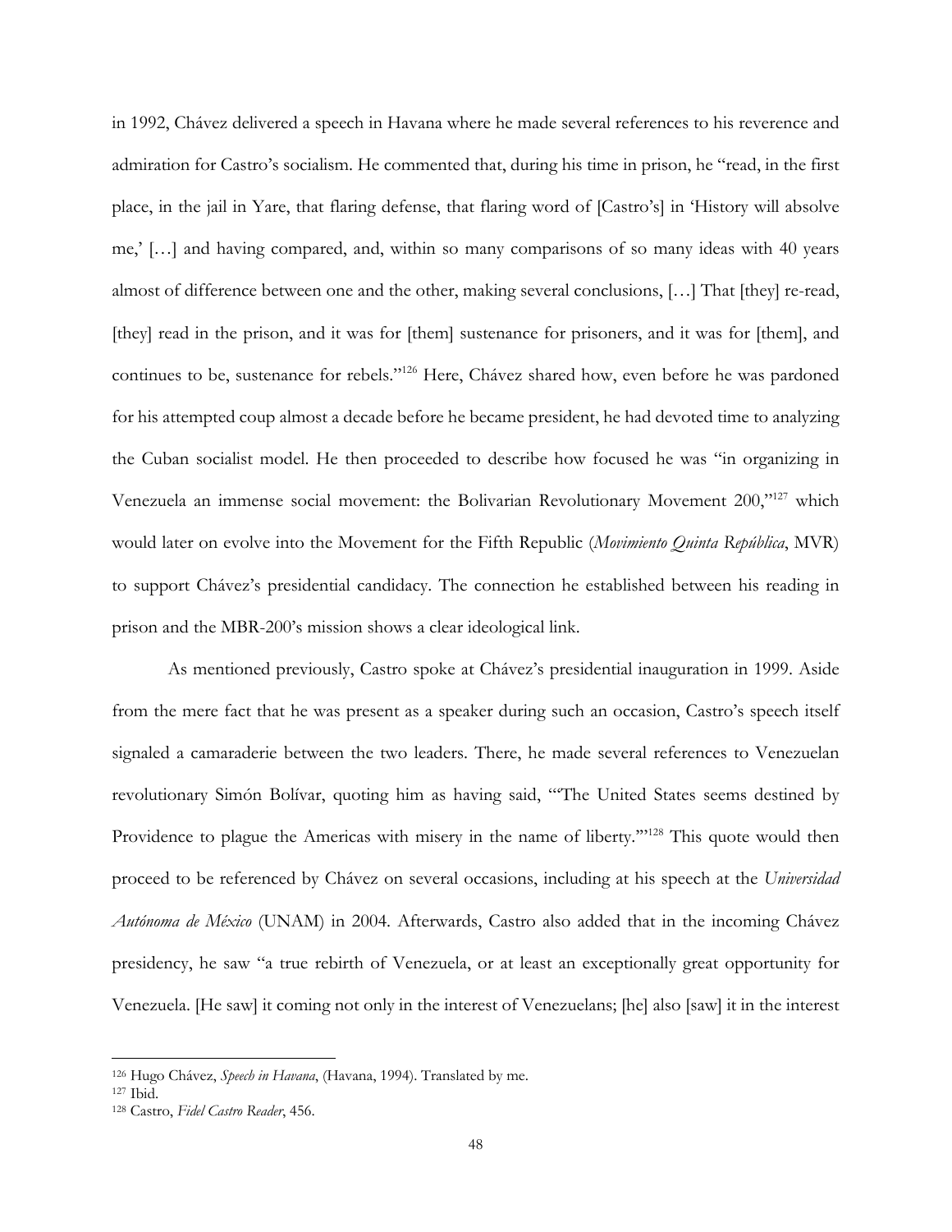in 1992, Chávez delivered a speech in Havana where he made several references to his reverence and admiration for Castro's socialism. He commented that, during his time in prison, he "read, in the first place, in the jail in Yare, that flaring defense, that flaring word of [Castro's] in 'History will absolve me,' […] and having compared, and, within so many comparisons of so many ideas with 40 years almost of difference between one and the other, making several conclusions, […] That [they] re-read, [they] read in the prison, and it was for [them] sustenance for prisoners, and it was for [them], and continues to be, sustenance for rebels."[126] Here, Chávez shared how, even before he was pardoned for his attempted coup almost a decade before he became president, he had devoted time to analyzing the Cuban socialist model. He then proceeded to describe how focused he was "in organizing in Venezuela an immense social movement: the Bolivarian Revolutionary Movement 200,"[127] which would later on evolve into the Movement for the Fifth Republic (*Movimiento Quinta República*, MVR) to support Chávez's presidential candidacy. The connection he established between his reading in prison and the MBR-200's mission shows a clear ideological link.

As mentioned previously, Castro spoke at Chávez's presidential inauguration in 1999. Aside from the mere fact that he was present as a speaker during such an occasion, Castro's speech itself signaled a camaraderie between the two leaders. There, he made several references to Venezuelan revolutionary Simón Bolívar, quoting him as having said, "'The United States seems destined by Providence to plague the Americas with misery in the name of liberty.'"[128] This quote would then proceed to be referenced by Chávez on several occasions, including at his speech at the *Universidad Autónoma de México* (UNAM) in 2004. Afterwards, Castro also added that in the incoming Chávez presidency, he saw "a true rebirth of Venezuela, or at least an exceptionally great opportunity for Venezuela. [He saw] it coming not only in the interest of Venezuelans; [he] also [saw] it in the interest

---

[126] Hugo Chávez, *Speech in Havana*, (Havana, 1994). Translated by me.

[127] Ibid.

[128] Castro, *Fidel Castro Reader*, 456.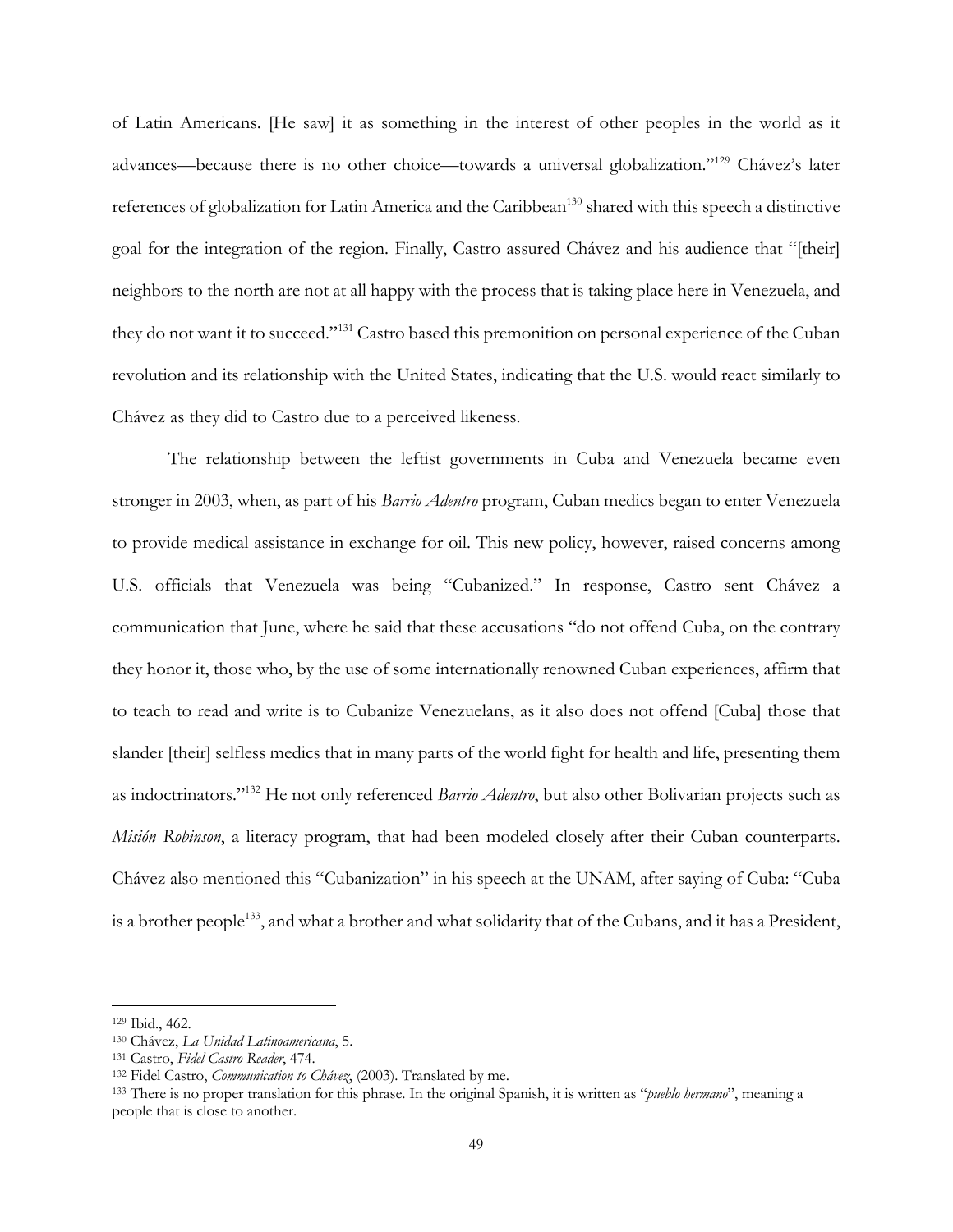of Latin Americans. [He saw] it as something in the interest of other peoples in the world as it advances—because there is no other choice—towards a universal globalization."[129] Chávez's later references of globalization for Latin America and the Caribbean[130] shared with this speech a distinctive goal for the integration of the region. Finally, Castro assured Chávez and his audience that "[their] neighbors to the north are not at all happy with the process that is taking place here in Venezuela, and they do not want it to succeed."[131] Castro based this premonition on personal experience of the Cuban revolution and its relationship with the United States, indicating that the U.S. would react similarly to Chávez as they did to Castro due to a perceived likeness.

The relationship between the leftist governments in Cuba and Venezuela became even stronger in 2003, when, as part of his *Barrio Adentro* program, Cuban medics began to enter Venezuela to provide medical assistance in exchange for oil. This new policy, however, raised concerns among U.S. officials that Venezuela was being "Cubanized." In response, Castro sent Chávez a communication that June, where he said that these accusations "do not offend Cuba, on the contrary they honor it, those who, by the use of some internationally renowned Cuban experiences, affirm that to teach to read and write is to Cubanize Venezuelans, as it also does not offend [Cuba] those that slander [their] selfless medics that in many parts of the world fight for health and life, presenting them as indoctrinators."[132] He not only referenced *Barrio Adentro*, but also other Bolivarian projects such as *Misión Robinson*, a literacy program, that had been modeled closely after their Cuban counterparts. Chávez also mentioned this "Cubanization" in his speech at the UNAM, after saying of Cuba: "Cuba is a brother people[133], and what a brother and what solidarity that of the Cubans, and it has a President,

---

[129] Ibid., 462.

[130] Chávez, *La Unidad Latinoamericana*, 5.

[131] Castro, *Fidel Castro Reader*, 474.

[132] Fidel Castro, *Communication to Chávez*, (2003). Translated by me.

[133] There is no proper translation for this phrase. In the original Spanish, it is written as "*pueblo hermano*", meaning a people that is close to another.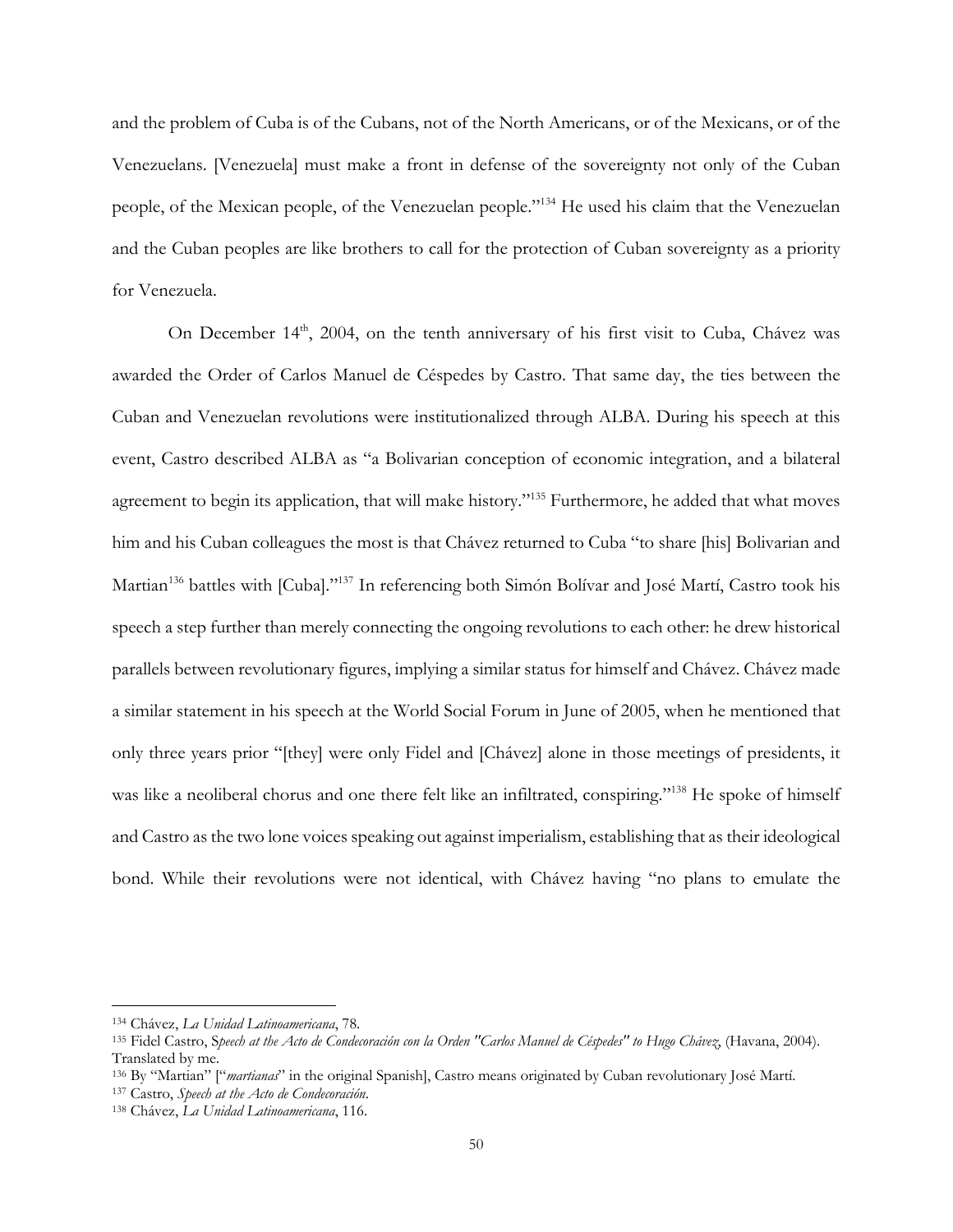and the problem of Cuba is of the Cubans, not of the North Americans, or of the Mexicans, or of the Venezuelans. [Venezuela] must make a front in defense of the sovereignty not only of the Cuban people, of the Mexican people, of the Venezuelan people."[134] He used his claim that the Venezuelan and the Cuban peoples are like brothers to call for the protection of Cuban sovereignty as a priority for Venezuela.

On December 14th, 2004, on the tenth anniversary of his first visit to Cuba, Chávez was awarded the Order of Carlos Manuel de Céspedes by Castro. That same day, the ties between the Cuban and Venezuelan revolutions were institutionalized through ALBA. During his speech at this event, Castro described ALBA as "a Bolivarian conception of economic integration, and a bilateral agreement to begin its application, that will make history."[135] Furthermore, he added that what moves him and his Cuban colleagues the most is that Chávez returned to Cuba "to share [his] Bolivarian and Martian[136] battles with [Cuba]."[137] In referencing both Simón Bolívar and José Martí, Castro took his speech a step further than merely connecting the ongoing revolutions to each other: he drew historical parallels between revolutionary figures, implying a similar status for himself and Chávez. Chávez made a similar statement in his speech at the World Social Forum in June of 2005, when he mentioned that only three years prior "[they] were only Fidel and [Chávez] alone in those meetings of presidents, it was like a neoliberal chorus and one there felt like an infiltrated, conspiring."[138] He spoke of himself and Castro as the two lone voices speaking out against imperialism, establishing that as their ideological bond. While their revolutions were not identical, with Chávez having "no plans to emulate the

---

[134] Chávez, *La Unidad Latinoamericana*, 78.

[135] Fidel Castro, S*peech at the Acto de Condecoración con la Orden "Carlos Manuel de Céspedes" to Hugo Chávez*, (Havana, 2004). Translated by me.

[136] By "Martian" ["*martianas*" in the original Spanish], Castro means originated by Cuban revolutionary José Martí.

[137] Castro, *Speech at the Acto de Condecoración*.

[138] Chávez, *La Unidad Latinoamericana*, 116.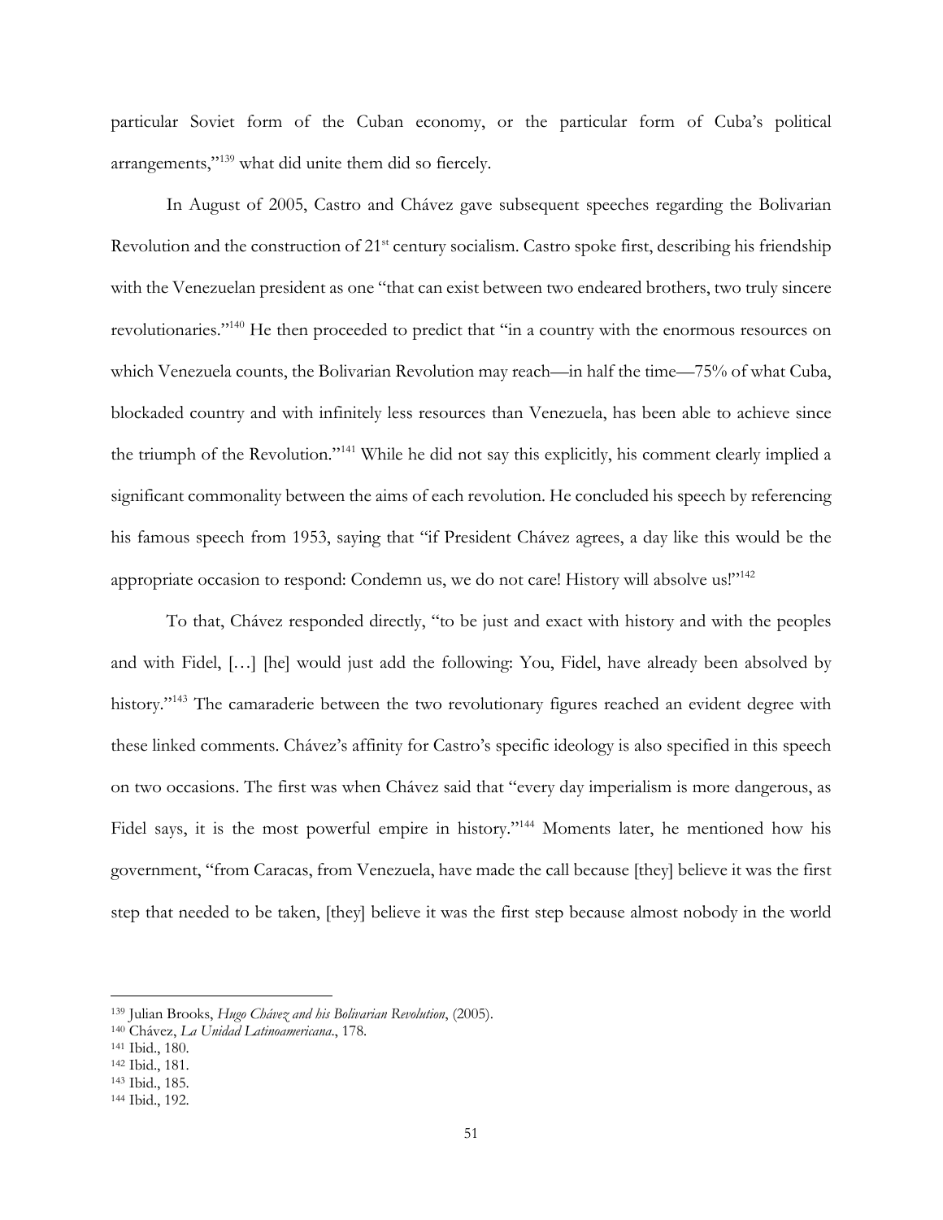particular Soviet form of the Cuban economy, or the particular form of Cuba's political arrangements,"[139] what did unite them did so fiercely.

In August of 2005, Castro and Chávez gave subsequent speeches regarding the Bolivarian Revolution and the construction of 21st century socialism. Castro spoke first, describing his friendship with the Venezuelan president as one "that can exist between two endeared brothers, two truly sincere revolutionaries."[140] He then proceeded to predict that "in a country with the enormous resources on which Venezuela counts, the Bolivarian Revolution may reach—in half the time—75% of what Cuba, blockaded country and with infinitely less resources than Venezuela, has been able to achieve since the triumph of the Revolution."[141] While he did not say this explicitly, his comment clearly implied a significant commonality between the aims of each revolution. He concluded his speech by referencing his famous speech from 1953, saying that "if President Chávez agrees, a day like this would be the appropriate occasion to respond: Condemn us, we do not care! History will absolve us!"[142]

To that, Chávez responded directly, "to be just and exact with history and with the peoples and with Fidel, […] [he] would just add the following: You, Fidel, have already been absolved by history."[143] The camaraderie between the two revolutionary figures reached an evident degree with these linked comments. Chávez's affinity for Castro's specific ideology is also specified in this speech on two occasions. The first was when Chávez said that "every day imperialism is more dangerous, as Fidel says, it is the most powerful empire in history."[144] Moments later, he mentioned how his government, "from Caracas, from Venezuela, have made the call because [they] believe it was the first step that needed to be taken, [they] believe it was the first step because almost nobody in the world

---

[139] Julian Brooks, *Hugo Chávez and his Bolivarian Revolution*, (2005).
[140] Chávez, *La Unidad Latinoamericana*., 178.
[141] Ibid., 180.
[142] Ibid., 181.
[143] Ibid., 185.
[144] Ibid., 192.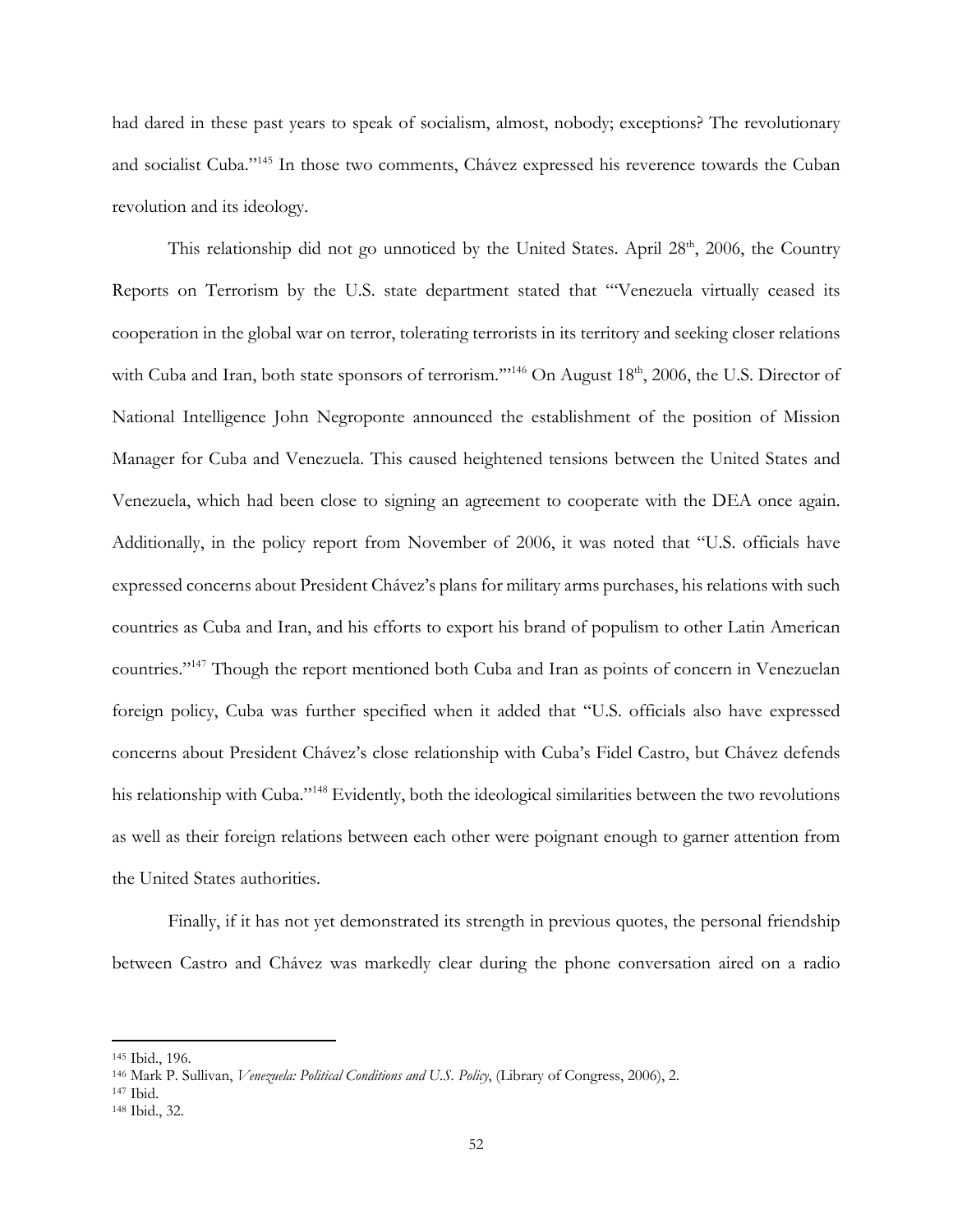had dared in these past years to speak of socialism, almost, nobody; exceptions? The revolutionary and socialist Cuba."[145] In those two comments, Chávez expressed his reverence towards the Cuban revolution and its ideology.

This relationship did not go unnoticed by the United States. April 28th, 2006, the Country Reports on Terrorism by the U.S. state department stated that "'Venezuela virtually ceased its cooperation in the global war on terror, tolerating terrorists in its territory and seeking closer relations with Cuba and Iran, both state sponsors of terrorism.'"[146] On August 18th, 2006, the U.S. Director of National Intelligence John Negroponte announced the establishment of the position of Mission Manager for Cuba and Venezuela. This caused heightened tensions between the United States and Venezuela, which had been close to signing an agreement to cooperate with the DEA once again. Additionally, in the policy report from November of 2006, it was noted that "U.S. officials have expressed concerns about President Chávez's plans for military arms purchases, his relations with such countries as Cuba and Iran, and his efforts to export his brand of populism to other Latin American countries."[147] Though the report mentioned both Cuba and Iran as points of concern in Venezuelan foreign policy, Cuba was further specified when it added that "U.S. officials also have expressed concerns about President Chávez's close relationship with Cuba's Fidel Castro, but Chávez defends his relationship with Cuba."[148] Evidently, both the ideological similarities between the two revolutions as well as their foreign relations between each other were poignant enough to garner attention from the United States authorities.

Finally, if it has not yet demonstrated its strength in previous quotes, the personal friendship between Castro and Chávez was markedly clear during the phone conversation aired on a radio

---

145 Ibid., 196.

146 Mark P. Sullivan, *Venezuela: Political Conditions and U.S. Policy*, (Library of Congress, 2006), 2.

147 Ibid.

148 Ibid., 32.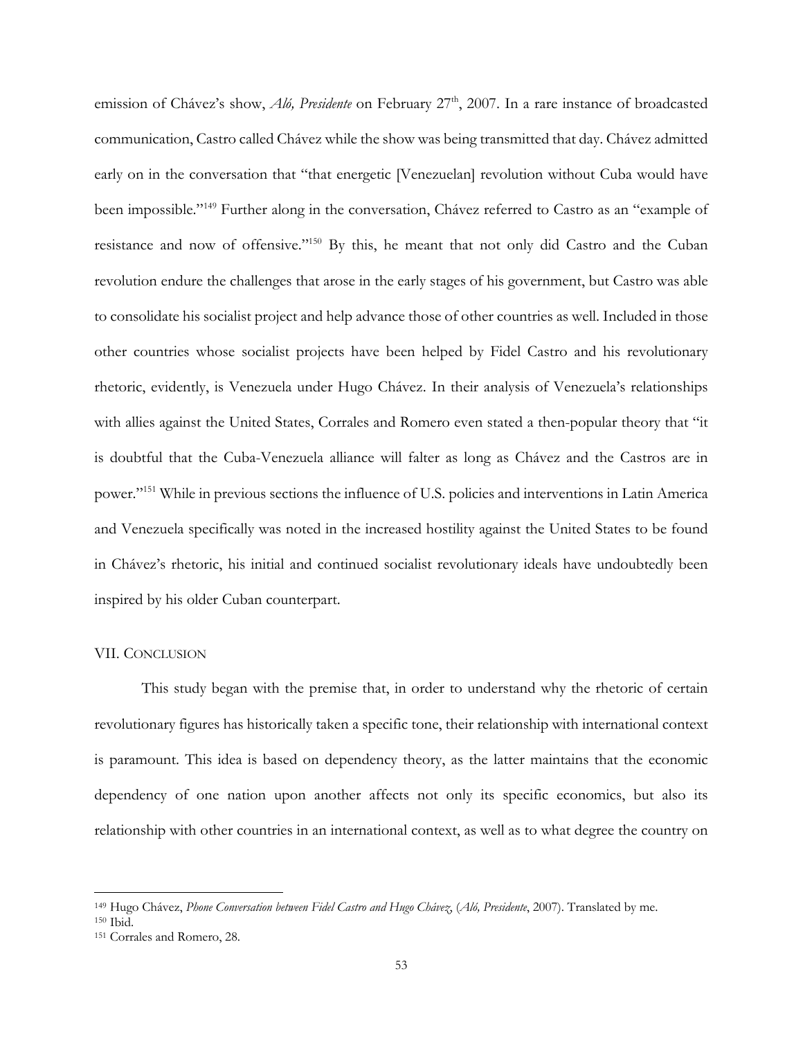emission of Chávez's show, *Aló, Presidente* on February 27th, 2007. In a rare instance of broadcasted communication, Castro called Chávez while the show was being transmitted that day. Chávez admitted early on in the conversation that "that energetic [Venezuelan] revolution without Cuba would have been impossible."[149] Further along in the conversation, Chávez referred to Castro as an "example of resistance and now of offensive."[150] By this, he meant that not only did Castro and the Cuban revolution endure the challenges that arose in the early stages of his government, but Castro was able to consolidate his socialist project and help advance those of other countries as well. Included in those other countries whose socialist projects have been helped by Fidel Castro and his revolutionary rhetoric, evidently, is Venezuela under Hugo Chávez. In their analysis of Venezuela's relationships with allies against the United States, Corrales and Romero even stated a then-popular theory that "it is doubtful that the Cuba-Venezuela alliance will falter as long as Chávez and the Castros are in power."[151] While in previous sections the influence of U.S. policies and interventions in Latin America and Venezuela specifically was noted in the increased hostility against the United States to be found in Chávez's rhetoric, his initial and continued socialist revolutionary ideals have undoubtedly been inspired by his older Cuban counterpart.

## VII. Conclusion

This study began with the premise that, in order to understand why the rhetoric of certain revolutionary figures has historically taken a specific tone, their relationship with international context is paramount. This idea is based on dependency theory, as the latter maintains that the economic dependency of one nation upon another affects not only its specific economics, but also its relationship with other countries in an international context, as well as to what degree the country on

---

[149] Hugo Chávez, *Phone Conversation between Fidel Castro and Hugo Chávez,* (*Aló, Presidente*, 2007). Translated by me.

[150] Ibid.

[151] Corrales and Romero, 28.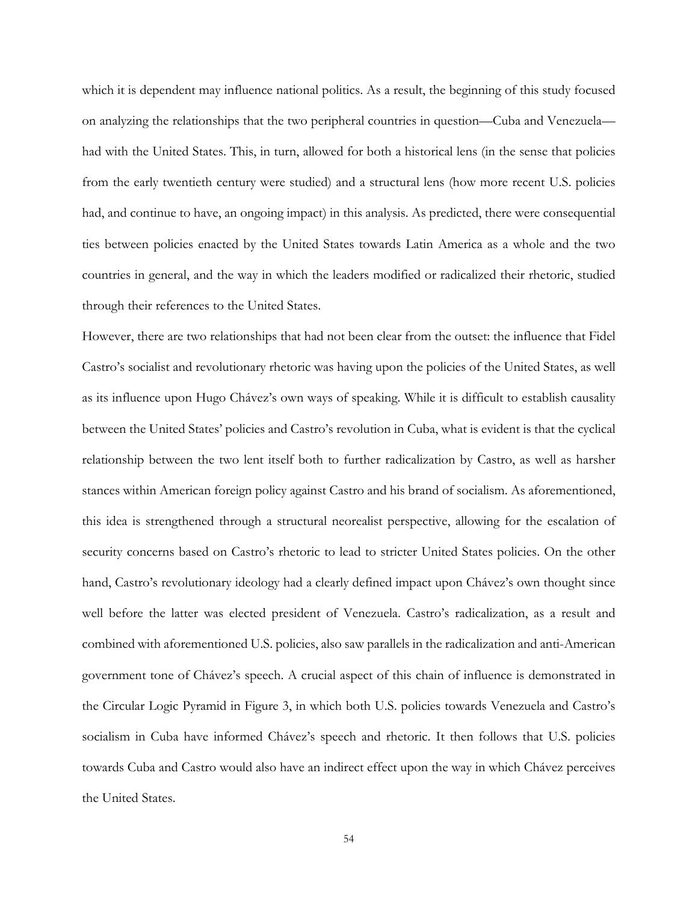which it is dependent may influence national politics. As a result, the beginning of this study focused on analyzing the relationships that the two peripheral countries in question—Cuba and Venezuela—had with the United States. This, in turn, allowed for both a historical lens (in the sense that policies from the early twentieth century were studied) and a structural lens (how more recent U.S. policies had, and continue to have, an ongoing impact) in this analysis. As predicted, there were consequential ties between policies enacted by the United States towards Latin America as a whole and the two countries in general, and the way in which the leaders modified or radicalized their rhetoric, studied through their references to the United States.

However, there are two relationships that had not been clear from the outset: the influence that Fidel Castro's socialist and revolutionary rhetoric was having upon the policies of the United States, as well as its influence upon Hugo Chávez's own ways of speaking. While it is difficult to establish causality between the United States' policies and Castro's revolution in Cuba, what is evident is that the cyclical relationship between the two lent itself both to further radicalization by Castro, as well as harsher stances within American foreign policy against Castro and his brand of socialism. As aforementioned, this idea is strengthened through a structural neorealist perspective, allowing for the escalation of security concerns based on Castro's rhetoric to lead to stricter United States policies. On the other hand, Castro's revolutionary ideology had a clearly defined impact upon Chávez's own thought since well before the latter was elected president of Venezuela. Castro's radicalization, as a result and combined with aforementioned U.S. policies, also saw parallels in the radicalization and anti-American government tone of Chávez's speech. A crucial aspect of this chain of influence is demonstrated in the Circular Logic Pyramid in Figure 3, in which both U.S. policies towards Venezuela and Castro's socialism in Cuba have informed Chávez's speech and rhetoric. It then follows that U.S. policies towards Cuba and Castro would also have an indirect effect upon the way in which Chávez perceives the United States.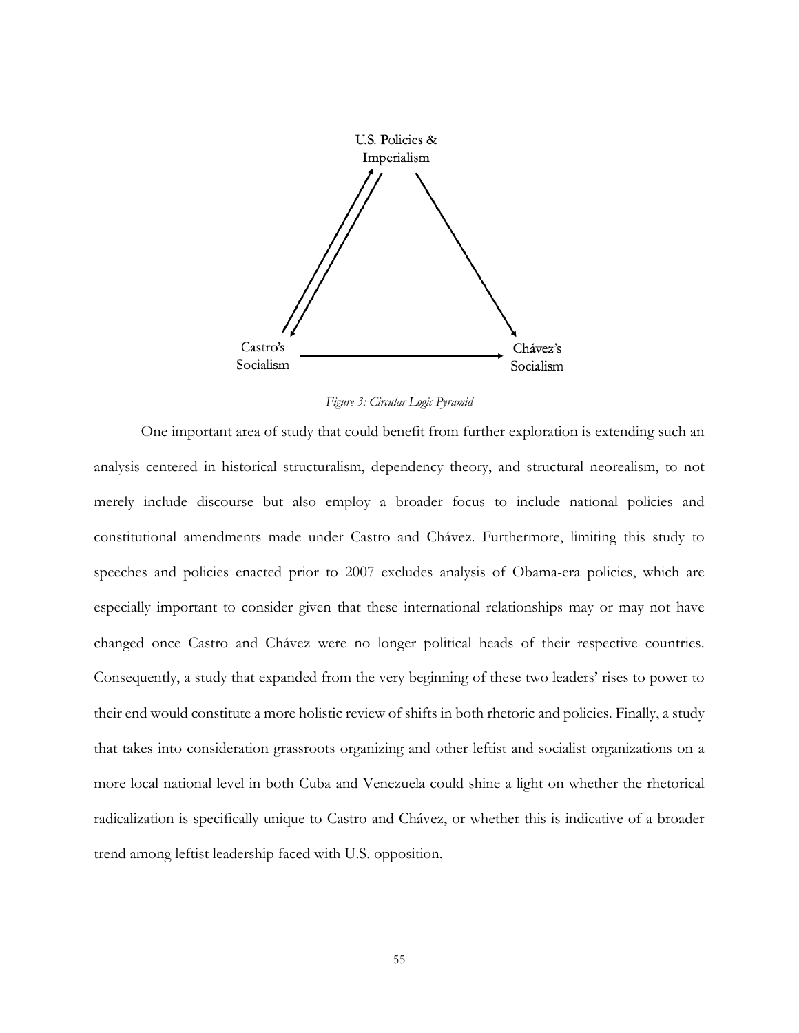U.S. Policies & Imperialism

Castro's Socialism

Chávez's Socialism

*Figure 3: Circular Logic Pyramid*

One important area of study that could benefit from further exploration is extending such an analysis centered in historical structuralism, dependency theory, and structural neorealism, to not merely include discourse but also employ a broader focus to include national policies and constitutional amendments made under Castro and Chávez. Furthermore, limiting this study to speeches and policies enacted prior to 2007 excludes analysis of Obama-era policies, which are especially important to consider given that these international relationships may or may not have changed once Castro and Chávez were no longer political heads of their respective countries. Consequently, a study that expanded from the very beginning of these two leaders' rises to power to their end would constitute a more holistic review of shifts in both rhetoric and policies. Finally, a study that takes into consideration grassroots organizing and other leftist and socialist organizations on a more local national level in both Cuba and Venezuela could shine a light on whether the rhetorical radicalization is specifically unique to Castro and Chávez, or whether this is indicative of a broader trend among leftist leadership faced with U.S. opposition.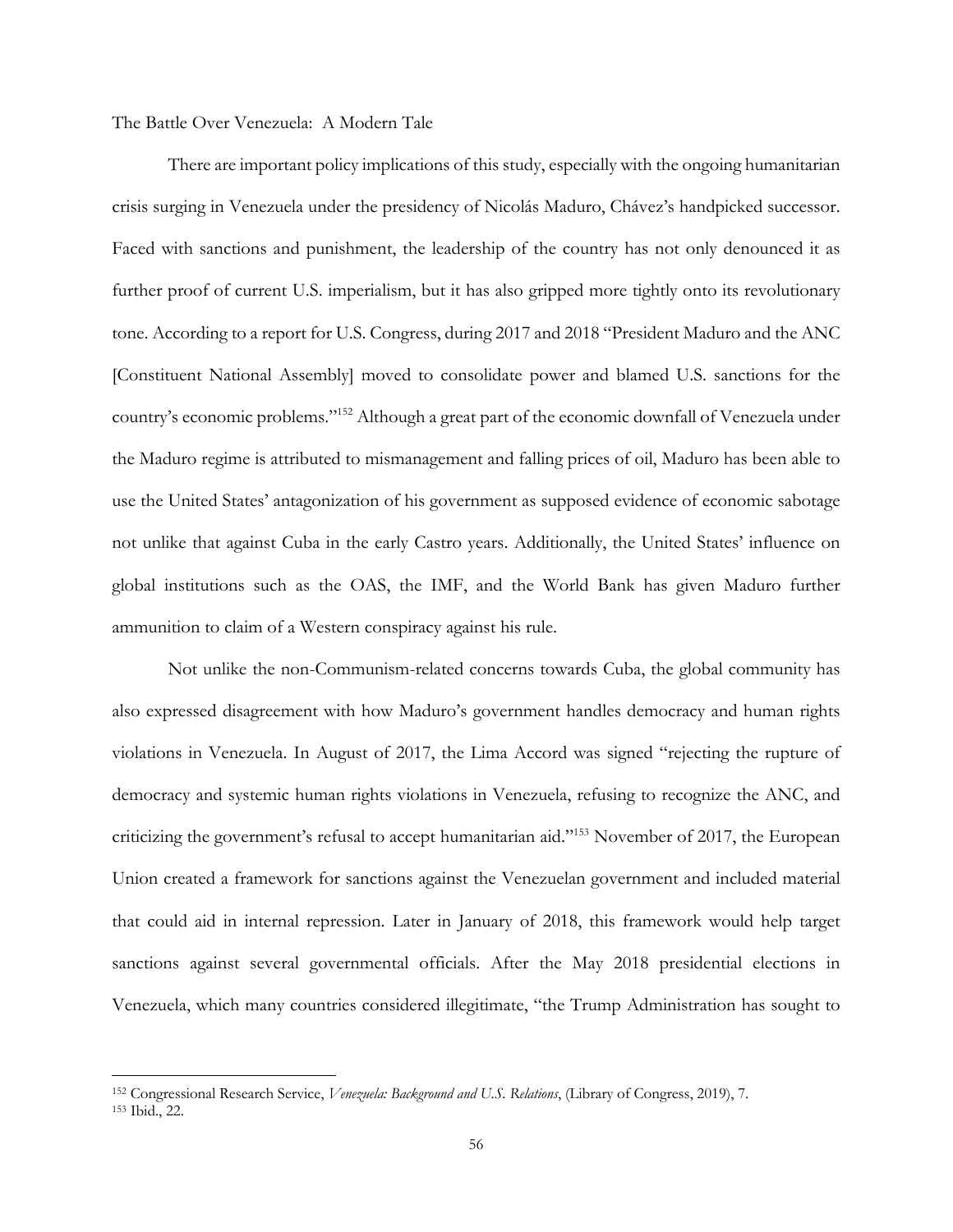The Battle Over Venezuela: A Modern Tale

There are important policy implications of this study, especially with the ongoing humanitarian crisis surging in Venezuela under the presidency of Nicolás Maduro, Chávez's handpicked successor. Faced with sanctions and punishment, the leadership of the country has not only denounced it as further proof of current U.S. imperialism, but it has also gripped more tightly onto its revolutionary tone. According to a report for U.S. Congress, during 2017 and 2018 "President Maduro and the ANC [Constituent National Assembly] moved to consolidate power and blamed U.S. sanctions for the country's economic problems."[152] Although a great part of the economic downfall of Venezuela under the Maduro regime is attributed to mismanagement and falling prices of oil, Maduro has been able to use the United States' antagonization of his government as supposed evidence of economic sabotage not unlike that against Cuba in the early Castro years. Additionally, the United States' influence on global institutions such as the OAS, the IMF, and the World Bank has given Maduro further ammunition to claim of a Western conspiracy against his rule.

Not unlike the non-Communism-related concerns towards Cuba, the global community has also expressed disagreement with how Maduro's government handles democracy and human rights violations in Venezuela. In August of 2017, the Lima Accord was signed "rejecting the rupture of democracy and systemic human rights violations in Venezuela, refusing to recognize the ANC, and criticizing the government's refusal to accept humanitarian aid."[153] November of 2017, the European Union created a framework for sanctions against the Venezuelan government and included material that could aid in internal repression. Later in January of 2018, this framework would help target sanctions against several governmental officials. After the May 2018 presidential elections in Venezuela, which many countries considered illegitimate, "the Trump Administration has sought to

---

[152] Congressional Research Service, *Venezuela: Background and U.S. Relations*, (Library of Congress, 2019), 7.

[153] Ibid., 22.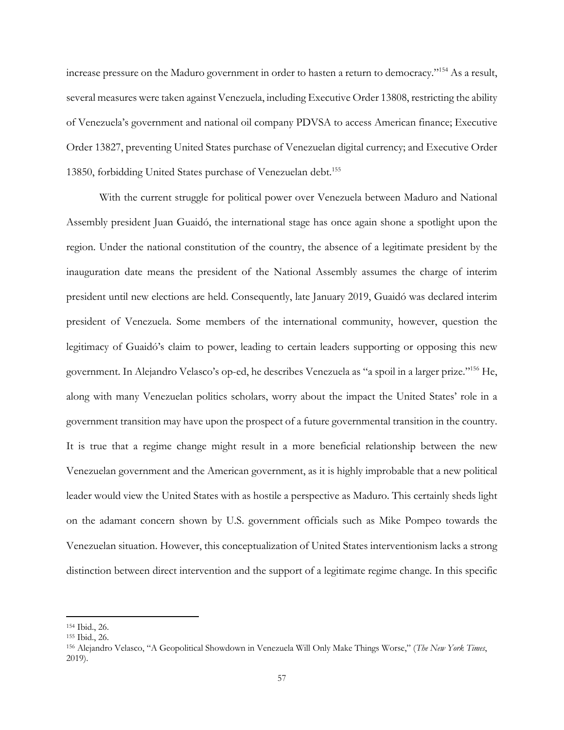increase pressure on the Maduro government in order to hasten a return to democracy."[154] As a result, several measures were taken against Venezuela, including Executive Order 13808, restricting the ability of Venezuela's government and national oil company PDVSA to access American finance; Executive Order 13827, preventing United States purchase of Venezuelan digital currency; and Executive Order 13850, forbidding United States purchase of Venezuelan debt.[155]

With the current struggle for political power over Venezuela between Maduro and National Assembly president Juan Guaidó, the international stage has once again shone a spotlight upon the region. Under the national constitution of the country, the absence of a legitimate president by the inauguration date means the president of the National Assembly assumes the charge of interim president until new elections are held. Consequently, late January 2019, Guaidó was declared interim president of Venezuela. Some members of the international community, however, question the legitimacy of Guaidó's claim to power, leading to certain leaders supporting or opposing this new government. In Alejandro Velasco's op-ed, he describes Venezuela as "a spoil in a larger prize."[156] He, along with many Venezuelan politics scholars, worry about the impact the United States' role in a government transition may have upon the prospect of a future governmental transition in the country. It is true that a regime change might result in a more beneficial relationship between the new Venezuelan government and the American government, as it is highly improbable that a new political leader would view the United States with as hostile a perspective as Maduro. This certainly sheds light on the adamant concern shown by U.S. government officials such as Mike Pompeo towards the Venezuelan situation. However, this conceptualization of United States interventionism lacks a strong distinction between direct intervention and the support of a legitimate regime change. In this specific

---

[154] Ibid., 26.

[155] Ibid., 26.

[156] Alejandro Velasco, "A Geopolitical Showdown in Venezuela Will Only Make Things Worse," (*The New York Times*, 2019).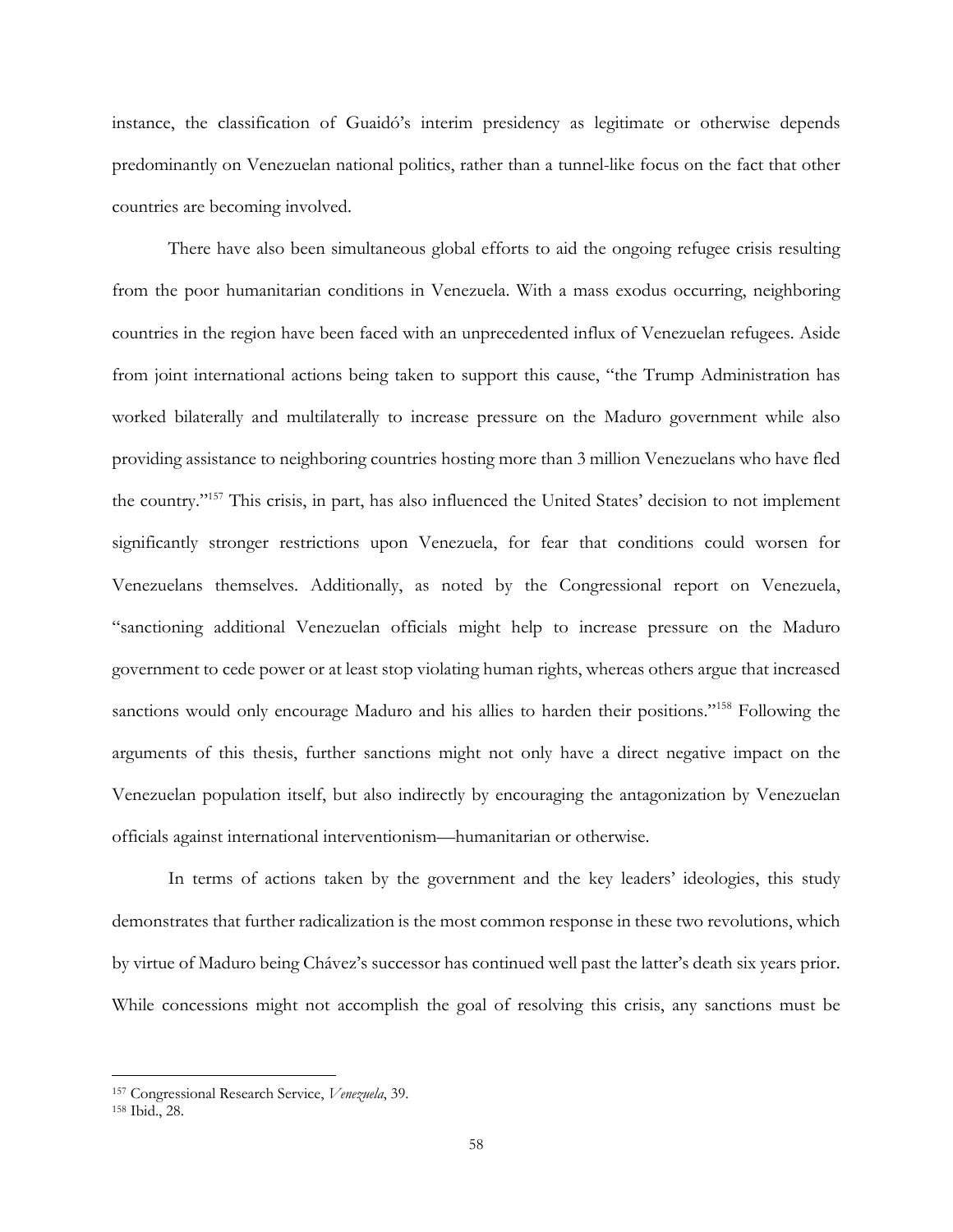instance, the classification of Guaidó's interim presidency as legitimate or otherwise depends predominantly on Venezuelan national politics, rather than a tunnel-like focus on the fact that other countries are becoming involved.

There have also been simultaneous global efforts to aid the ongoing refugee crisis resulting from the poor humanitarian conditions in Venezuela. With a mass exodus occurring, neighboring countries in the region have been faced with an unprecedented influx of Venezuelan refugees. Aside from joint international actions being taken to support this cause, "the Trump Administration has worked bilaterally and multilaterally to increase pressure on the Maduro government while also providing assistance to neighboring countries hosting more than 3 million Venezuelans who have fled the country."[157] This crisis, in part, has also influenced the United States' decision to not implement significantly stronger restrictions upon Venezuela, for fear that conditions could worsen for Venezuelans themselves. Additionally, as noted by the Congressional report on Venezuela, "sanctioning additional Venezuelan officials might help to increase pressure on the Maduro government to cede power or at least stop violating human rights, whereas others argue that increased sanctions would only encourage Maduro and his allies to harden their positions."[158] Following the arguments of this thesis, further sanctions might not only have a direct negative impact on the Venezuelan population itself, but also indirectly by encouraging the antagonization by Venezuelan officials against international interventionism—humanitarian or otherwise.

In terms of actions taken by the government and the key leaders' ideologies, this study demonstrates that further radicalization is the most common response in these two revolutions, which by virtue of Maduro being Chávez's successor has continued well past the latter's death six years prior. While concessions might not accomplish the goal of resolving this crisis, any sanctions must be

---

[157] Congressional Research Service, *Venezuela*, 39.

[158] Ibid., 28.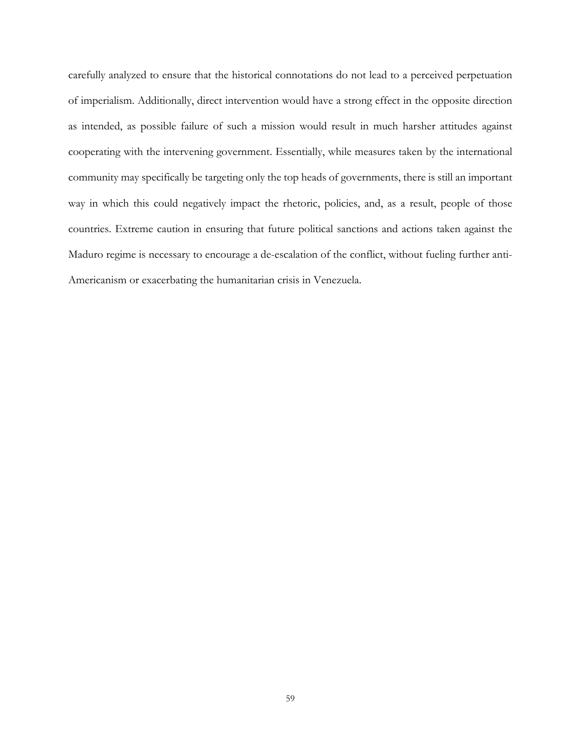carefully analyzed to ensure that the historical connotations do not lead to a perceived perpetuation of imperialism. Additionally, direct intervention would have a strong effect in the opposite direction as intended, as possible failure of such a mission would result in much harsher attitudes against cooperating with the intervening government. Essentially, while measures taken by the international community may specifically be targeting only the top heads of governments, there is still an important way in which this could negatively impact the rhetoric, policies, and, as a result, people of those countries. Extreme caution in ensuring that future political sanctions and actions taken against the Maduro regime is necessary to encourage a de-escalation of the conflict, without fueling further anti-Americanism or exacerbating the humanitarian crisis in Venezuela.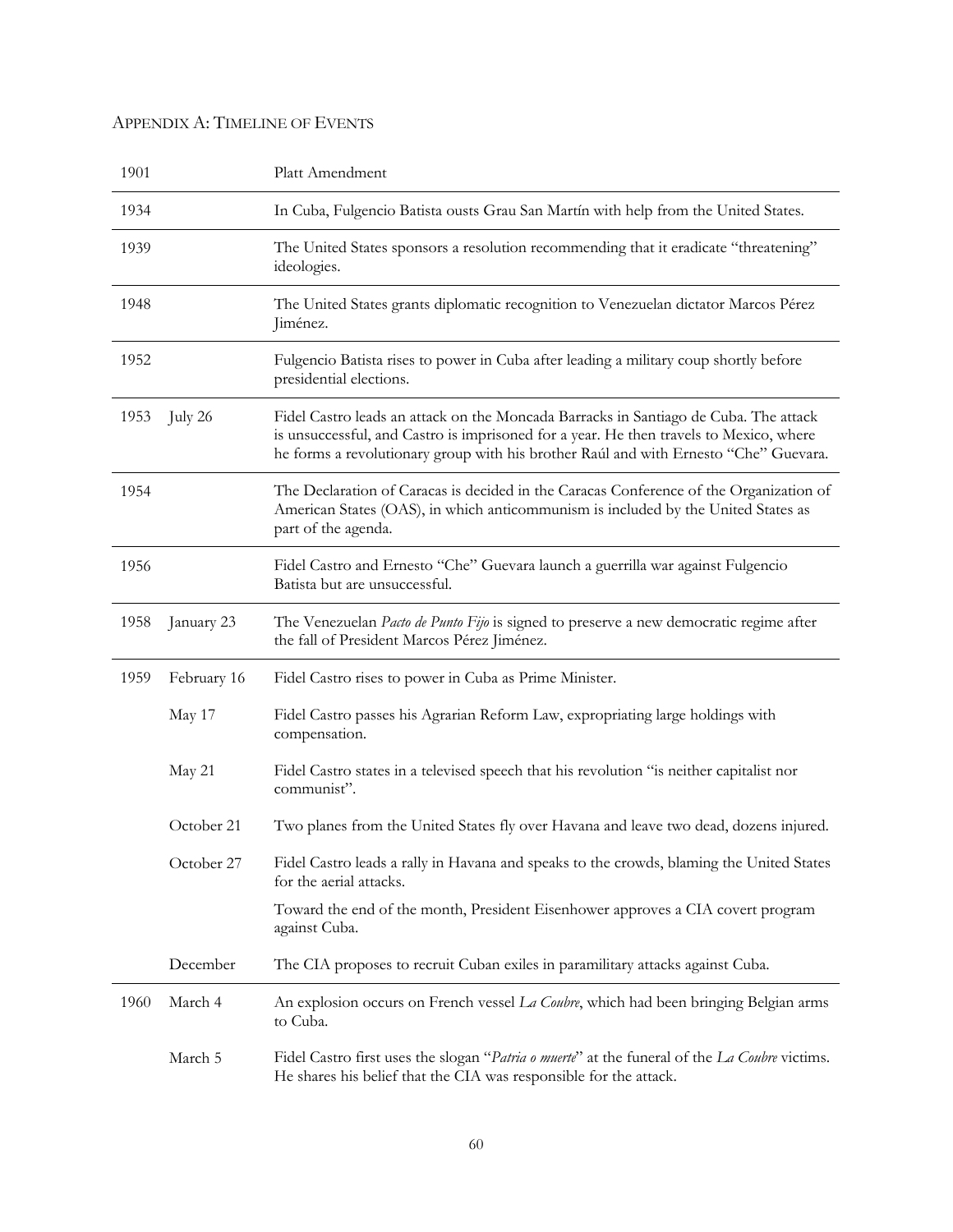## Appendix A: Timeline of Events

| Year | Date | Event |
|---|---|---|
| 1901 | | Platt Amendment |
| 1934 | | In Cuba, Fulgencio Batista ousts Grau San Martín with help from the United States. |
| 1939 | | The United States sponsors a resolution recommending that it eradicate "threatening" ideologies. |
| 1948 | | The United States grants diplomatic recognition to Venezuelan dictator Marcos Pérez Jiménez. |
| 1952 | | Fulgencio Batista rises to power in Cuba after leading a military coup shortly before presidential elections. |
| 1953 | July 26 | Fidel Castro leads an attack on the Moncada Barracks in Santiago de Cuba. The attack is unsuccessful, and Castro is imprisoned for a year. He then travels to Mexico, where he forms a revolutionary group with his brother Raúl and with Ernesto "Che" Guevara. |
| 1954 | | The Declaration of Caracas is decided in the Caracas Conference of the Organization of American States (OAS), in which anticommunism is included by the United States as part of the agenda. |
| 1956 | | Fidel Castro and Ernesto "Che" Guevara launch a guerrilla war against Fulgencio Batista but are unsuccessful. |
| 1958 | January 23 | The Venezuelan *Pacto de Punto Fijo* is signed to preserve a new democratic regime after the fall of President Marcos Pérez Jiménez. |
| 1959 | February 16 | Fidel Castro rises to power in Cuba as Prime Minister. |
| | May 17 | Fidel Castro passes his Agrarian Reform Law, expropriating large holdings with compensation. |
| | May 21 | Fidel Castro states in a televised speech that his revolution "is neither capitalist nor communist". |
| | October 21 | Two planes from the United States fly over Havana and leave two dead, dozens injured. |
| | October 27 | Fidel Castro leads a rally in Havana and speaks to the crowds, blaming the United States for the aerial attacks. |
| | | Toward the end of the month, President Eisenhower approves a CIA covert program against Cuba. |
| | December | The CIA proposes to recruit Cuban exiles in paramilitary attacks against Cuba. |
| 1960 | March 4 | An explosion occurs on French vessel *La Coubre*, which had been bringing Belgian arms to Cuba. |
| | March 5 | Fidel Castro first uses the slogan "*Patria o muerte*" at the funeral of the *La Coubre* victims. He shares his belief that the CIA was responsible for the attack. |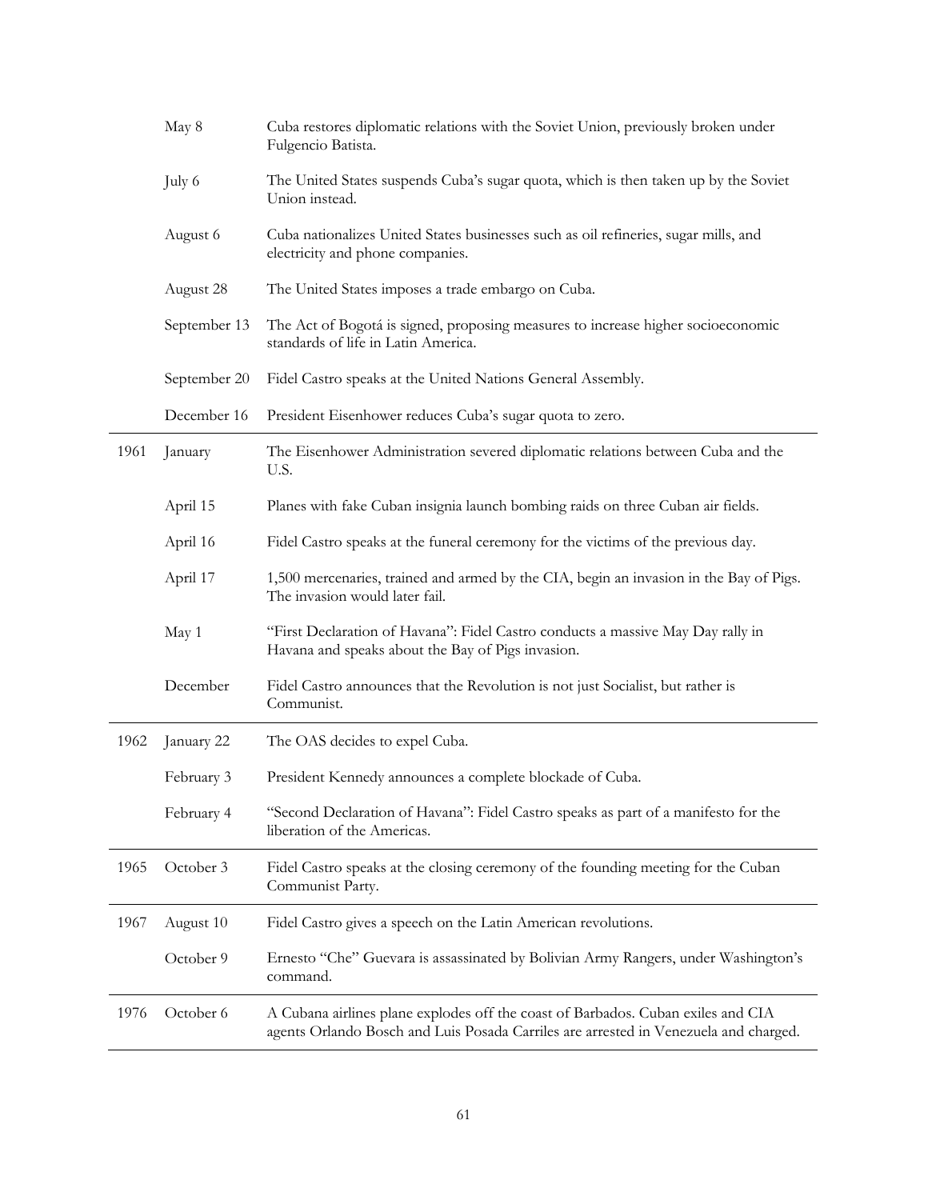| | | |
|---|---|---|
| | May 8 | Cuba restores diplomatic relations with the Soviet Union, previously broken under Fulgencio Batista. |
| | July 6 | The United States suspends Cuba's sugar quota, which is then taken up by the Soviet Union instead. |
| | August 6 | Cuba nationalizes United States businesses such as oil refineries, sugar mills, and electricity and phone companies. |
| | August 28 | The United States imposes a trade embargo on Cuba. |
| | September 13 | The Act of Bogotá is signed, proposing measures to increase higher socioeconomic standards of life in Latin America. |
| | September 20 | Fidel Castro speaks at the United Nations General Assembly. |
| | December 16 | President Eisenhower reduces Cuba's sugar quota to zero. |
| 1961 | January | The Eisenhower Administration severed diplomatic relations between Cuba and the U.S. |
| | April 15 | Planes with fake Cuban insignia launch bombing raids on three Cuban air fields. |
| | April 16 | Fidel Castro speaks at the funeral ceremony for the victims of the previous day. |
| | April 17 | 1,500 mercenaries, trained and armed by the CIA, begin an invasion in the Bay of Pigs. The invasion would later fail. |
| | May 1 | "First Declaration of Havana": Fidel Castro conducts a massive May Day rally in Havana and speaks about the Bay of Pigs invasion. |
| | December | Fidel Castro announces that the Revolution is not just Socialist, but rather is Communist. |
| 1962 | January 22 | The OAS decides to expel Cuba. |
| | February 3 | President Kennedy announces a complete blockade of Cuba. |
| | February 4 | "Second Declaration of Havana": Fidel Castro speaks as part of a manifesto for the liberation of the Americas. |
| 1965 | October 3 | Fidel Castro speaks at the closing ceremony of the founding meeting for the Cuban Communist Party. |
| 1967 | August 10 | Fidel Castro gives a speech on the Latin American revolutions. |
| | October 9 | Ernesto "Che" Guevara is assassinated by Bolivian Army Rangers, under Washington's command. |
| 1976 | October 6 | A Cubana airlines plane explodes off the coast of Barbados. Cuban exiles and CIA agents Orlando Bosch and Luis Posada Carriles are arrested in Venezuela and charged. |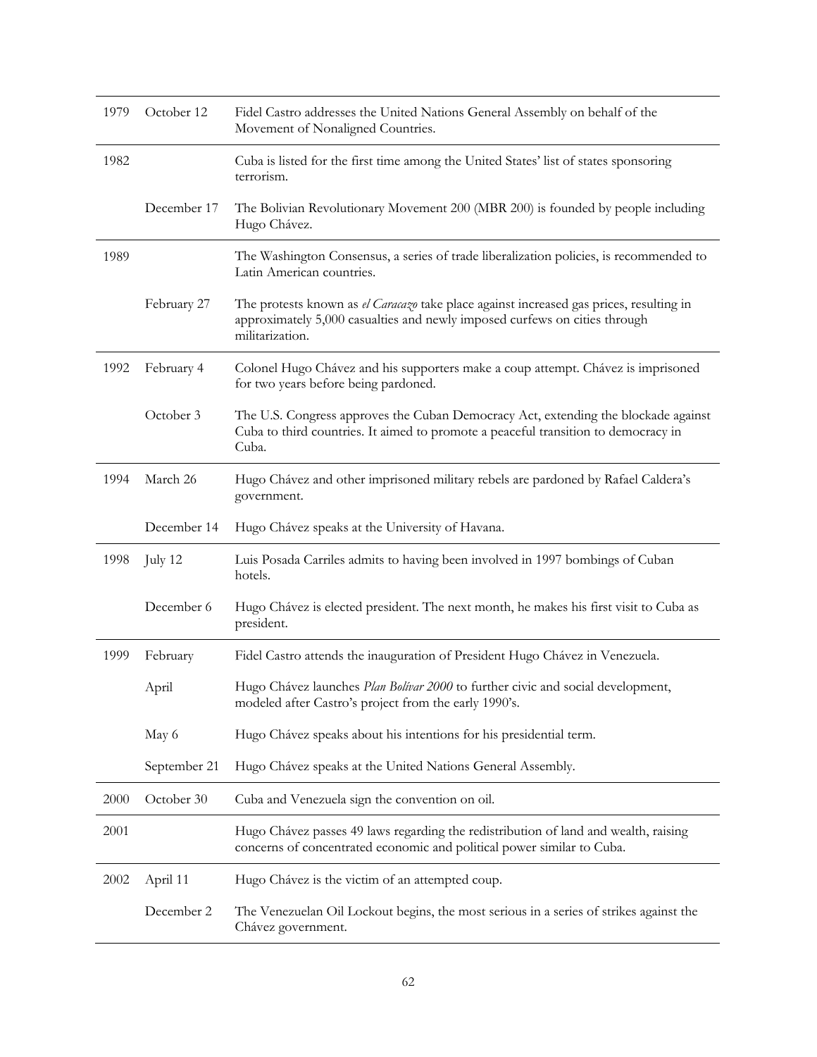| | | |
|---|---|---|
| 1979 | October 12 | Fidel Castro addresses the United Nations General Assembly on behalf of the Movement of Nonaligned Countries. |
| 1982 | | Cuba is listed for the first time among the United States' list of states sponsoring terrorism. |
| | December 17 | The Bolivian Revolutionary Movement 200 (MBR 200) is founded by people including Hugo Chávez. |
| 1989 | | The Washington Consensus, a series of trade liberalization policies, is recommended to Latin American countries. |
| | February 27 | The protests known as *el Caracazo* take place against increased gas prices, resulting in approximately 5,000 casualties and newly imposed curfews on cities through militarization. |
| 1992 | February 4 | Colonel Hugo Chávez and his supporters make a coup attempt. Chávez is imprisoned for two years before being pardoned. |
| | October 3 | The U.S. Congress approves the Cuban Democracy Act, extending the blockade against Cuba to third countries. It aimed to promote a peaceful transition to democracy in Cuba. |
| 1994 | March 26 | Hugo Chávez and other imprisoned military rebels are pardoned by Rafael Caldera's government. |
| | December 14 | Hugo Chávez speaks at the University of Havana. |
| 1998 | July 12 | Luis Posada Carriles admits to having been involved in 1997 bombings of Cuban hotels. |
| | December 6 | Hugo Chávez is elected president. The next month, he makes his first visit to Cuba as president. |
| 1999 | February | Fidel Castro attends the inauguration of President Hugo Chávez in Venezuela. |
| | April | Hugo Chávez launches *Plan Bolívar 2000* to further civic and social development, modeled after Castro's project from the early 1990's. |
| | May 6 | Hugo Chávez speaks about his intentions for his presidential term. |
| | September 21 | Hugo Chávez speaks at the United Nations General Assembly. |
| 2000 | October 30 | Cuba and Venezuela sign the convention on oil. |
| 2001 | | Hugo Chávez passes 49 laws regarding the redistribution of land and wealth, raising concerns of concentrated economic and political power similar to Cuba. |
| 2002 | April 11 | Hugo Chávez is the victim of an attempted coup. |
| | December 2 | The Venezuelan Oil Lockout begins, the most serious in a series of strikes against the Chávez government. |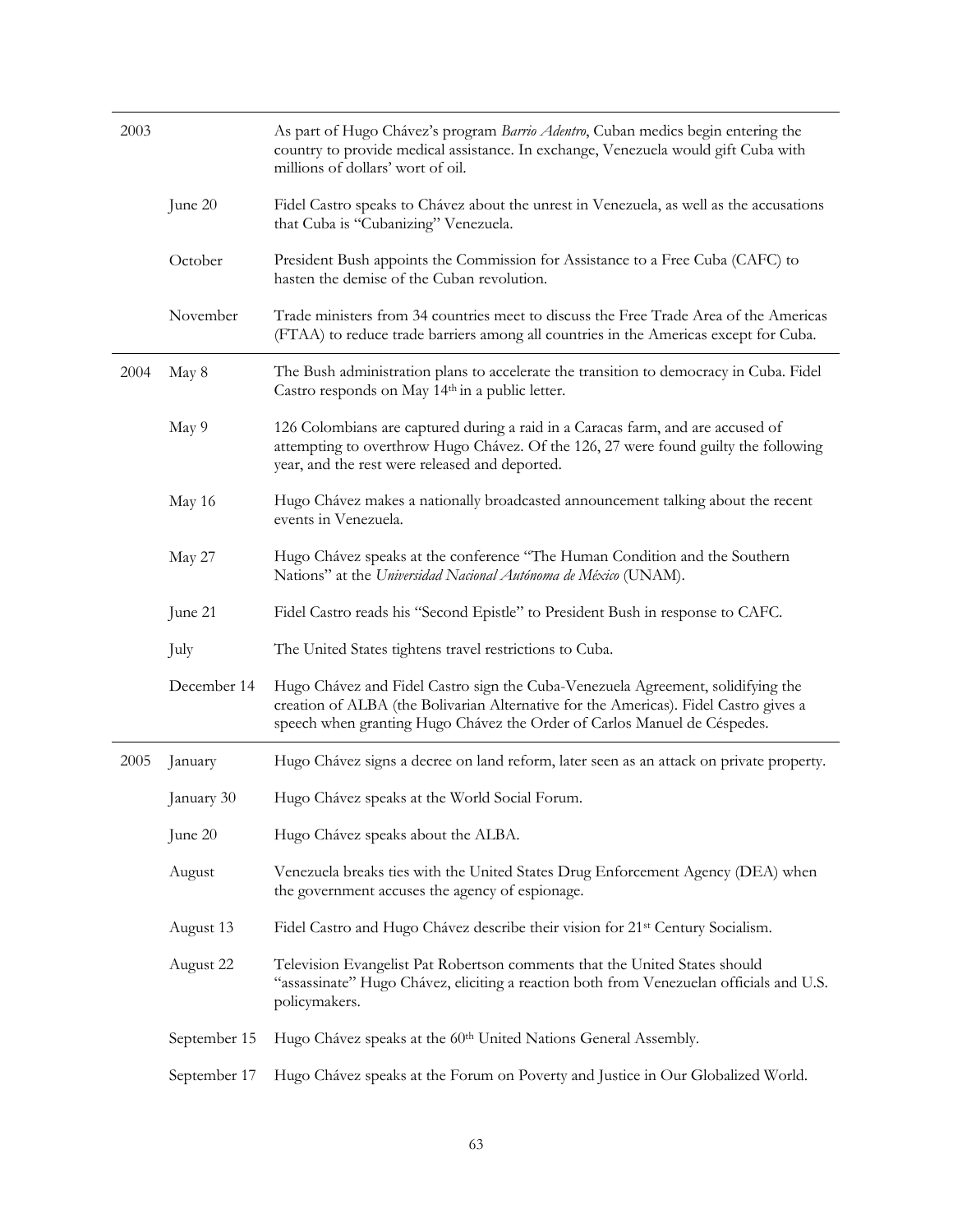| | | |
|---|---|---|
| 2003 | | As part of Hugo Chávez's program *Barrio Adentro*, Cuban medics begin entering the country to provide medical assistance. In exchange, Venezuela would gift Cuba with millions of dollars' wort of oil. |
| | June 20 | Fidel Castro speaks to Chávez about the unrest in Venezuela, as well as the accusations that Cuba is "Cubanizing" Venezuela. |
| | October | President Bush appoints the Commission for Assistance to a Free Cuba (CAFC) to hasten the demise of the Cuban revolution. |
| | November | Trade ministers from 34 countries meet to discuss the Free Trade Area of the Americas (FTAA) to reduce trade barriers among all countries in the Americas except for Cuba. |
| 2004 | May 8 | The Bush administration plans to accelerate the transition to democracy in Cuba. Fidel Castro responds on May 14th in a public letter. |
| | May 9 | 126 Colombians are captured during a raid in a Caracas farm, and are accused of attempting to overthrow Hugo Chávez. Of the 126, 27 were found guilty the following year, and the rest were released and deported. |
| | May 16 | Hugo Chávez makes a nationally broadcasted announcement talking about the recent events in Venezuela. |
| | May 27 | Hugo Chávez speaks at the conference "The Human Condition and the Southern Nations" at the *Universidad Nacional Autónoma de México* (UNAM). |
| | June 21 | Fidel Castro reads his "Second Epistle" to President Bush in response to CAFC. |
| | July | The United States tightens travel restrictions to Cuba. |
| | December 14 | Hugo Chávez and Fidel Castro sign the Cuba-Venezuela Agreement, solidifying the creation of ALBA (the Bolivarian Alternative for the Americas). Fidel Castro gives a speech when granting Hugo Chávez the Order of Carlos Manuel de Céspedes. |
| 2005 | January | Hugo Chávez signs a decree on land reform, later seen as an attack on private property. |
| | January 30 | Hugo Chávez speaks at the World Social Forum. |
| | June 20 | Hugo Chávez speaks about the ALBA. |
| | August | Venezuela breaks ties with the United States Drug Enforcement Agency (DEA) when the government accuses the agency of espionage. |
| | August 13 | Fidel Castro and Hugo Chávez describe their vision for 21st Century Socialism. |
| | August 22 | Television Evangelist Pat Robertson comments that the United States should "assassinate" Hugo Chávez, eliciting a reaction both from Venezuelan officials and U.S. policymakers. |
| | September 15 | Hugo Chávez speaks at the 60th United Nations General Assembly. |
| | September 17 | Hugo Chávez speaks at the Forum on Poverty and Justice in Our Globalized World. |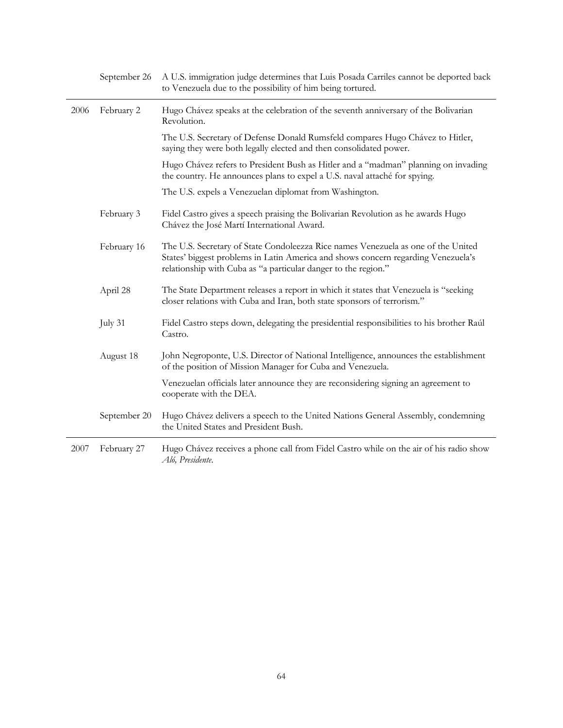| | | |
|---|---|---|
| | September 26 | A U.S. immigration judge determines that Luis Posada Carriles cannot be deported back to Venezuela due to the possibility of him being tortured. |
| 2006 | February 2 | Hugo Chávez speaks at the celebration of the seventh anniversary of the Bolivarian Revolution. |
| | | The U.S. Secretary of Defense Donald Rumsfeld compares Hugo Chávez to Hitler, saying they were both legally elected and then consolidated power. |
| | | Hugo Chávez refers to President Bush as Hitler and a "madman" planning on invading the country. He announces plans to expel a U.S. naval attaché for spying. |
| | | The U.S. expels a Venezuelan diplomat from Washington. |
| | February 3 | Fidel Castro gives a speech praising the Bolivarian Revolution as he awards Hugo Chávez the José Martí International Award. |
| | February 16 | The U.S. Secretary of State Condoleezza Rice names Venezuela as one of the United States' biggest problems in Latin America and shows concern regarding Venezuela's relationship with Cuba as "a particular danger to the region." |
| | April 28 | The State Department releases a report in which it states that Venezuela is "seeking closer relations with Cuba and Iran, both state sponsors of terrorism." |
| | July 31 | Fidel Castro steps down, delegating the presidential responsibilities to his brother Raúl Castro. |
| | August 18 | John Negroponte, U.S. Director of National Intelligence, announces the establishment of the position of Mission Manager for Cuba and Venezuela. |
| | | Venezuelan officials later announce they are reconsidering signing an agreement to cooperate with the DEA. |
| | September 20 | Hugo Chávez delivers a speech to the United Nations General Assembly, condemning the United States and President Bush. |
| 2007 | February 27 | Hugo Chávez receives a phone call from Fidel Castro while on the air of his radio show *Aló, Presidente*. |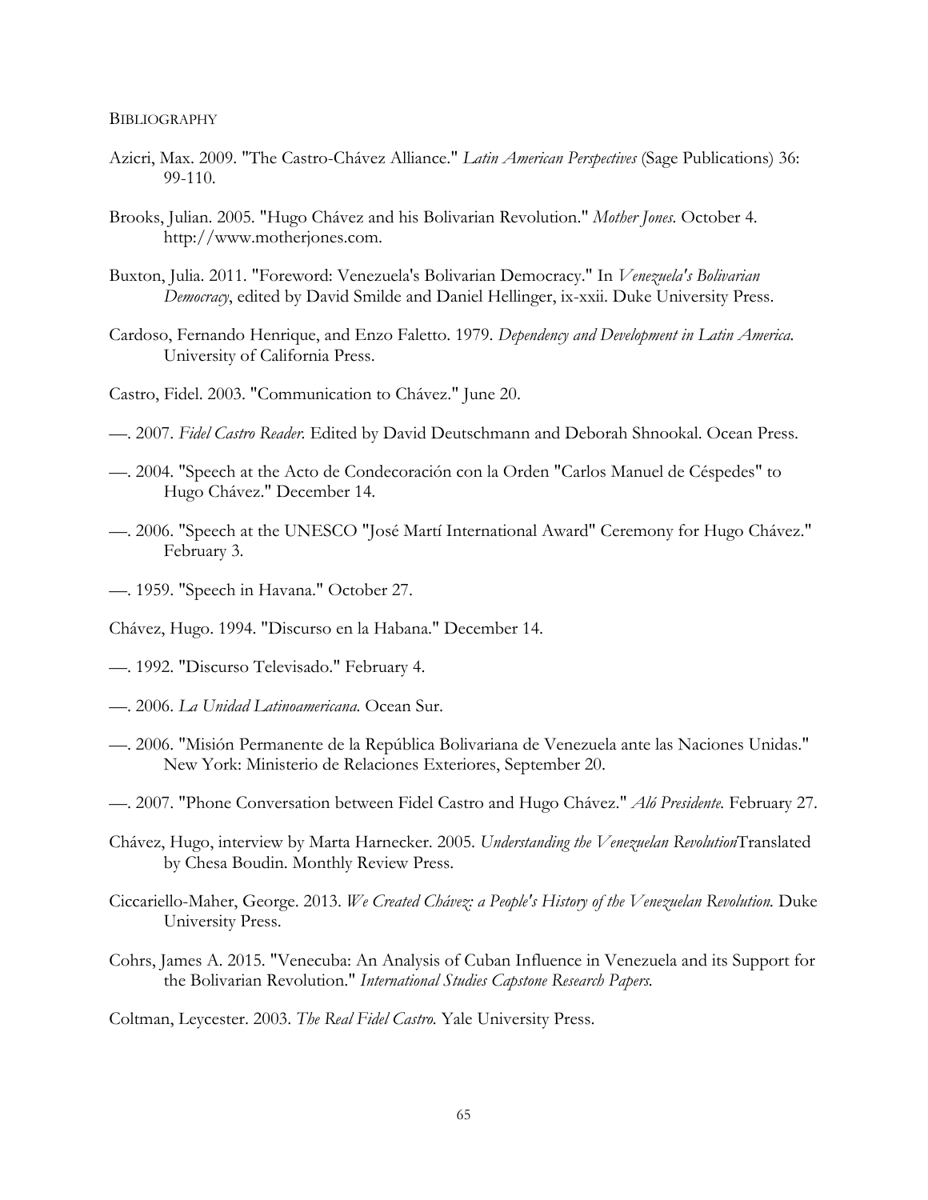BIBLIOGRAPHY

Azicri, Max. 2009. "The Castro-Chávez Alliance." *Latin American Perspectives* (Sage Publications) 36: 99-110.

Brooks, Julian. 2005. "Hugo Chávez and his Bolivarian Revolution." *Mother Jones.* October 4. http://www.motherjones.com.

Buxton, Julia. 2011. "Foreword: Venezuela's Bolivarian Democracy." In *Venezuela's Bolivarian Democracy*, edited by David Smilde and Daniel Hellinger, ix-xxii. Duke University Press.

Cardoso, Fernando Henrique, and Enzo Faletto. 1979. *Dependency and Development in Latin America.* University of California Press.

Castro, Fidel. 2003. "Communication to Chávez." June 20.

—. 2007. *Fidel Castro Reader.* Edited by David Deutschmann and Deborah Shnookal. Ocean Press.

—. 2004. "Speech at the Acto de Condecoración con la Orden "Carlos Manuel de Céspedes" to Hugo Chávez." December 14.

—. 2006. "Speech at the UNESCO "José Martí International Award" Ceremony for Hugo Chávez." February 3.

—. 1959. "Speech in Havana." October 27.

Chávez, Hugo. 1994. "Discurso en la Habana." December 14.

—. 1992. "Discurso Televisado." February 4.

—. 2006. *La Unidad Latinoamericana.* Ocean Sur.

—. 2006. "Misión Permanente de la República Bolivariana de Venezuela ante las Naciones Unidas." New York: Ministerio de Relaciones Exteriores, September 20.

—. 2007. "Phone Conversation between Fidel Castro and Hugo Chávez." *Aló Presidente.* February 27.

Chávez, Hugo, interview by Marta Harnecker. 2005. *Understanding the Venezuelan Revolution*Translated by Chesa Boudin. Monthly Review Press.

Ciccariello-Maher, George. 2013. *We Created Chávez: a People's History of the Venezuelan Revolution.* Duke University Press.

Cohrs, James A. 2015. "Venecuba: An Analysis of Cuban Influence in Venezuela and its Support for the Bolivarian Revolution." *International Studies Capstone Research Papers.*

Coltman, Leycester. 2003. *The Real Fidel Castro.* Yale University Press.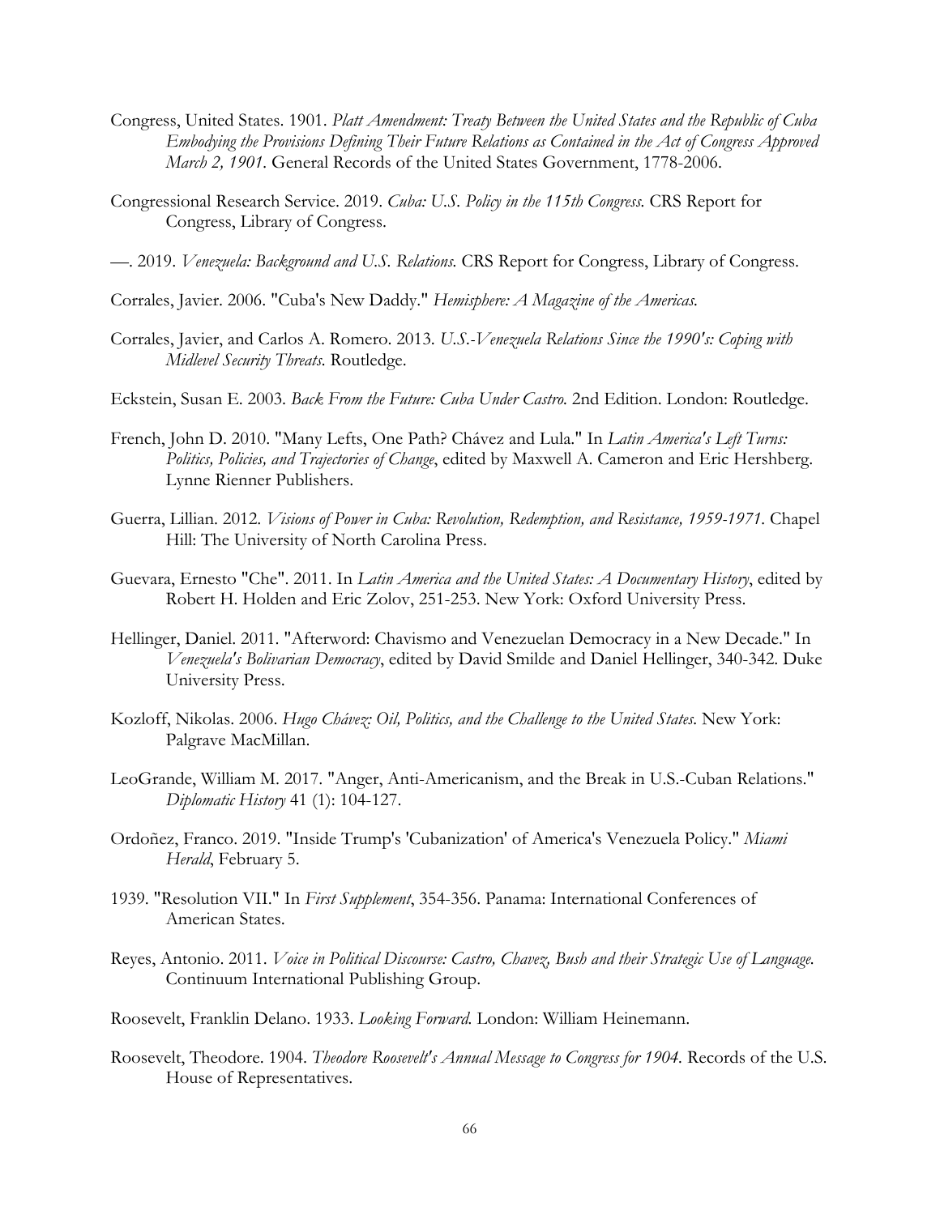Congress, United States. 1901. *Platt Amendment: Treaty Between the United States and the Republic of Cuba Embodying the Provisions Defining Their Future Relations as Contained in the Act of Congress Approved March 2, 1901.* General Records of the United States Government, 1778-2006.

Congressional Research Service. 2019. *Cuba: U.S. Policy in the 115th Congress.* CRS Report for Congress, Library of Congress.

—. 2019. *Venezuela: Background and U.S. Relations.* CRS Report for Congress, Library of Congress.

Corrales, Javier. 2006. "Cuba's New Daddy." *Hemisphere: A Magazine of the Americas.*

Corrales, Javier, and Carlos A. Romero. 2013. *U.S.-Venezuela Relations Since the 1990's: Coping with Midlevel Security Threats.* Routledge.

Eckstein, Susan E. 2003. *Back From the Future: Cuba Under Castro.* 2nd Edition. London: Routledge.

French, John D. 2010. "Many Lefts, One Path? Chávez and Lula." In *Latin America's Left Turns: Politics, Policies, and Trajectories of Change*, edited by Maxwell A. Cameron and Eric Hershberg. Lynne Rienner Publishers.

Guerra, Lillian. 2012. *Visions of Power in Cuba: Revolution, Redemption, and Resistance, 1959-1971.* Chapel Hill: The University of North Carolina Press.

Guevara, Ernesto "Che". 2011. In *Latin America and the United States: A Documentary History*, edited by Robert H. Holden and Eric Zolov, 251-253. New York: Oxford University Press.

Hellinger, Daniel. 2011. "Afterword: Chavismo and Venezuelan Democracy in a New Decade." In *Venezuela's Bolivarian Democracy*, edited by David Smilde and Daniel Hellinger, 340-342. Duke University Press.

Kozloff, Nikolas. 2006. *Hugo Chávez: Oil, Politics, and the Challenge to the United States.* New York: Palgrave MacMillan.

LeoGrande, William M. 2017. "Anger, Anti-Americanism, and the Break in U.S.-Cuban Relations." *Diplomatic History* 41 (1): 104-127.

Ordoñez, Franco. 2019. "Inside Trump's 'Cubanization' of America's Venezuela Policy." *Miami Herald*, February 5.

1939. "Resolution VII." In *First Supplement*, 354-356. Panama: International Conferences of American States.

Reyes, Antonio. 2011. *Voice in Political Discourse: Castro, Chavez, Bush and their Strategic Use of Language.* Continuum International Publishing Group.

Roosevelt, Franklin Delano. 1933. *Looking Forward.* London: William Heinemann.

Roosevelt, Theodore. 1904. *Theodore Roosevelt's Annual Message to Congress for 1904.* Records of the U.S. House of Representatives.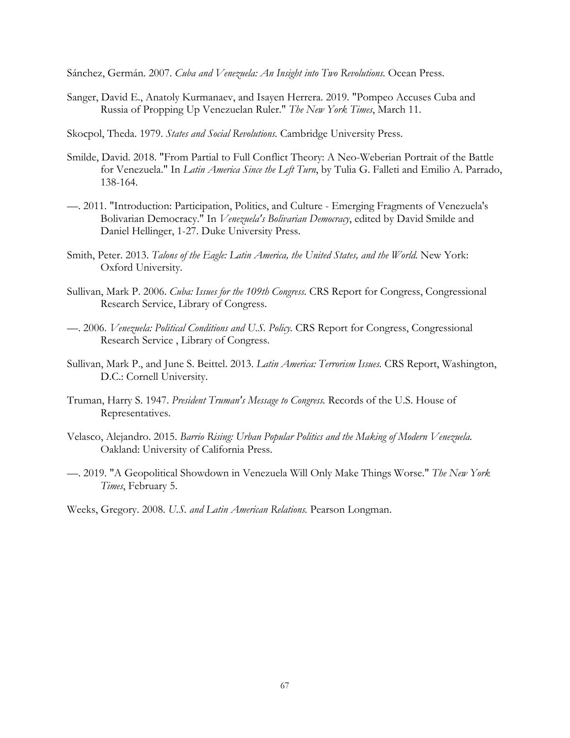Sánchez, Germán. 2007. *Cuba and Venezuela: An Insight into Two Revolutions.* Ocean Press.

Sanger, David E., Anatoly Kurmanaev, and Isayen Herrera. 2019. "Pompeo Accuses Cuba and Russia of Propping Up Venezuelan Ruler." *The New York Times*, March 11.

Skocpol, Theda. 1979. *States and Social Revolutions.* Cambridge University Press.

Smilde, David. 2018. "From Partial to Full Conflict Theory: A Neo-Weberian Portrait of the Battle for Venezuela." In *Latin America Since the Left Turn*, by Tulia G. Falleti and Emilio A. Parrado, 138-164.

—. 2011. "Introduction: Participation, Politics, and Culture - Emerging Fragments of Venezuela's Bolivarian Democracy." In *Venezuela's Bolivarian Democracy*, edited by David Smilde and Daniel Hellinger, 1-27. Duke University Press.

Smith, Peter. 2013. *Talons of the Eagle: Latin America, the United States, and the World.* New York: Oxford University.

Sullivan, Mark P. 2006. *Cuba: Issues for the 109th Congress.* CRS Report for Congress, Congressional Research Service, Library of Congress.

—. 2006. *Venezuela: Political Conditions and U.S. Policy.* CRS Report for Congress, Congressional Research Service , Library of Congress.

Sullivan, Mark P., and June S. Beittel. 2013. *Latin America: Terrorism Issues.* CRS Report, Washington, D.C.: Cornell University.

Truman, Harry S. 1947. *President Truman's Message to Congress.* Records of the U.S. House of Representatives.

Velasco, Alejandro. 2015. *Barrio Rising: Urban Popular Politics and the Making of Modern Venezuela.* Oakland: University of California Press.

—. 2019. "A Geopolitical Showdown in Venezuela Will Only Make Things Worse." *The New York Times*, February 5.

Weeks, Gregory. 2008. *U.S. and Latin American Relations.* Pearson Longman.